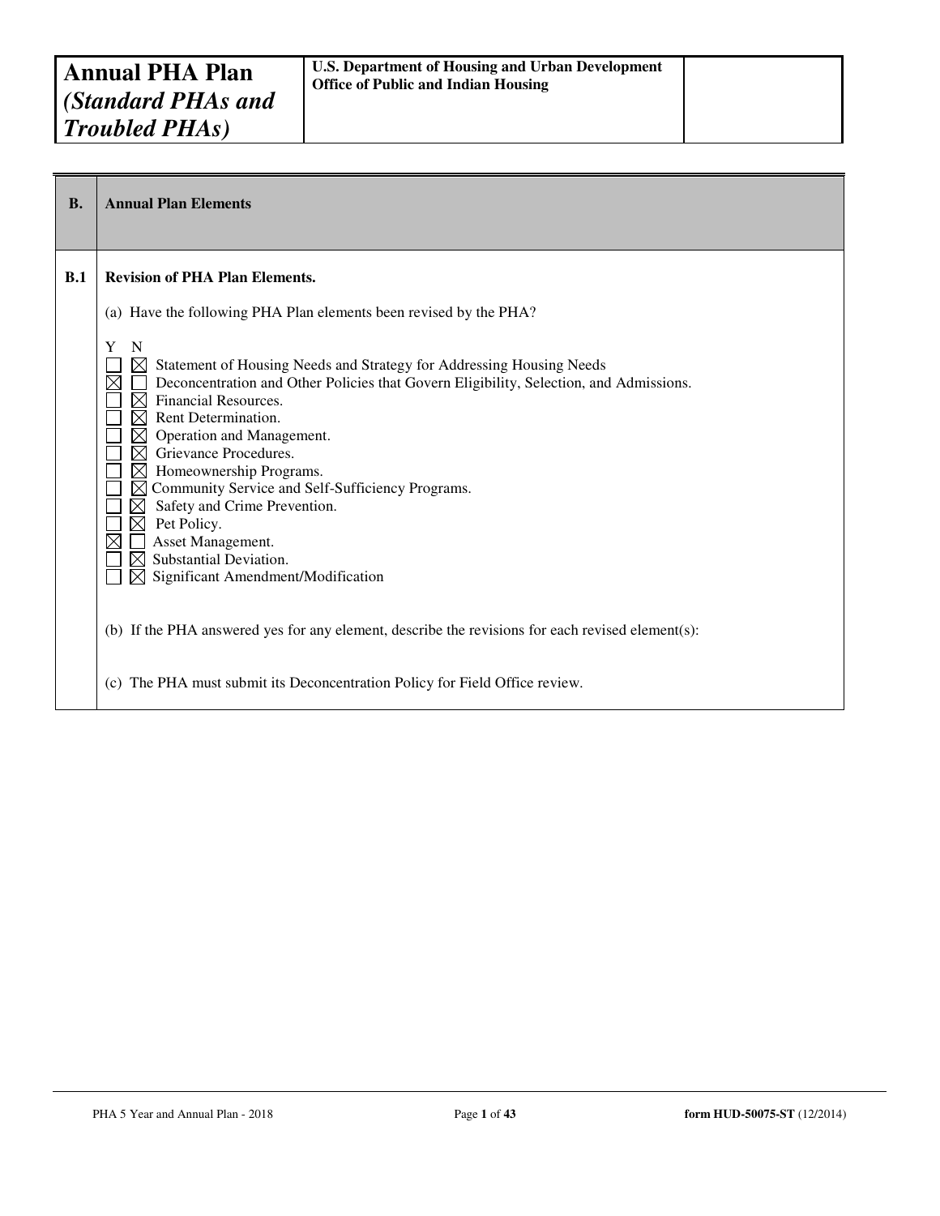| **Annual PHA Plan** ***(Standard PHAs and Troubled PHAs)*** | **U.S. Department of Housing and Urban Development Office of Public and Indian Housing** | |
|---|---|---|

| **B.** | **Annual Plan Elements** |
|---|---|
| **B.1** | **Revision of PHA Plan Elements.** |

(a) Have the following PHA Plan elements been revised by the PHA?

| Y | N | Element |
|---|---|---|
| ☐ | ☒ | Statement of Housing Needs and Strategy for Addressing Housing Needs |
| ☒ | ☐ | Deconcentration and Other Policies that Govern Eligibility, Selection, and Admissions. |
| ☐ | ☒ | Financial Resources. |
| ☐ | ☒ | Rent Determination. |
| ☐ | ☒ | Operation and Management. |
| ☐ | ☒ | Grievance Procedures. |
| ☐ | ☒ | Homeownership Programs. |
| ☐ | ☒ | Community Service and Self-Sufficiency Programs. |
| ☐ | ☒ | Safety and Crime Prevention. |
| ☐ | ☒ | Pet Policy. |
| ☒ | ☐ | Asset Management. |
| ☐ | ☒ | Substantial Deviation. |
| ☐ | ☒ | Significant Amendment/Modification |

(b) If the PHA answered yes for any element, describe the revisions for each revised element(s):

(c) The PHA must submit its Deconcentration Policy for Field Office review.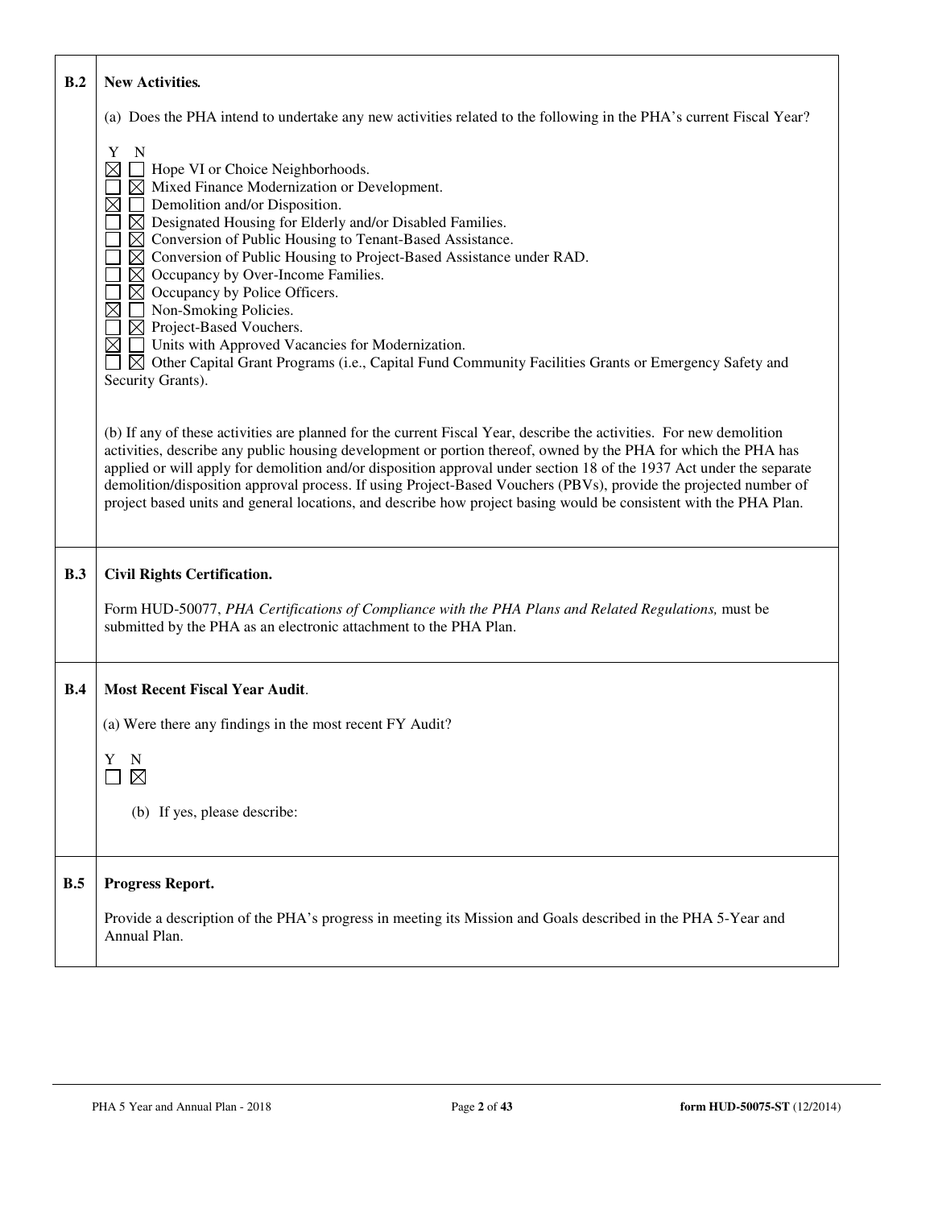| | |
|---|---|
| **B.2** | **New Activities.** |

**B.2 New Activities.**

(a) Does the PHA intend to undertake any new activities related to the following in the PHA's current Fiscal Year?

| Y | N | Activity |
|---|---|---|
| ☒ | ☐ | Hope VI or Choice Neighborhoods. |
| ☐ | ☒ | Mixed Finance Modernization or Development. |
| ☒ | ☐ | Demolition and/or Disposition. |
| ☐ | ☒ | Designated Housing for Elderly and/or Disabled Families. |
| ☐ | ☒ | Conversion of Public Housing to Tenant-Based Assistance. |
| ☐ | ☒ | Conversion of Public Housing to Project-Based Assistance under RAD. |
| ☐ | ☒ | Occupancy by Over-Income Families. |
| ☐ | ☒ | Occupancy by Police Officers. |
| ☒ | ☐ | Non-Smoking Policies. |
| ☐ | ☒ | Project-Based Vouchers. |
| ☒ | ☐ | Units with Approved Vacancies for Modernization. |
| ☐ | ☒ | Other Capital Grant Programs (i.e., Capital Fund Community Facilities Grants or Emergency Safety and Security Grants). |

(b) If any of these activities are planned for the current Fiscal Year, describe the activities. For new demolition activities, describe any public housing development or portion thereof, owned by the PHA for which the PHA has applied or will apply for demolition and/or disposition approval under section 18 of the 1937 Act under the separate demolition/disposition approval process. If using Project-Based Vouchers (PBVs), provide the projected number of project based units and general locations, and describe how project basing would be consistent with the PHA Plan.

**B.3 Civil Rights Certification.**

Form HUD-50077, *PHA Certifications of Compliance with the PHA Plans and Related Regulations,* must be submitted by the PHA as an electronic attachment to the PHA Plan.

**B.4 Most Recent Fiscal Year Audit.**

(a) Were there any findings in the most recent FY Audit?

| Y | N |
|---|---|
| ☐ | ☒ |

(b) If yes, please describe:

**B.5 Progress Report.**

Provide a description of the PHA's progress in meeting its Mission and Goals described in the PHA 5-Year and Annual Plan.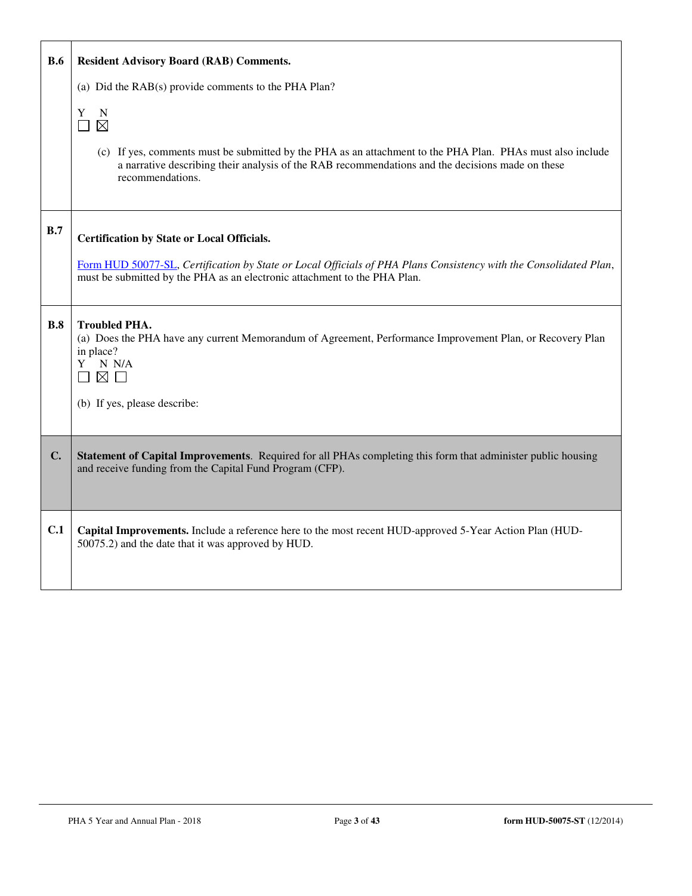| | |
|---|---|
| **B.6** | **Resident Advisory Board (RAB) Comments.**<br><br>(a) Did the RAB(s) provide comments to the PHA Plan?<br><br>Y N<br>☐ ☒<br><br>(c) If yes, comments must be submitted by the PHA as an attachment to the PHA Plan. PHAs must also include a narrative describing their analysis of the RAB recommendations and the decisions made on these recommendations. |
| **B.7** | **Certification by State or Local Officials.**<br><br>Form HUD 50077-SL, *Certification by State or Local Officials of PHA Plans Consistency with the Consolidated Plan*, must be submitted by the PHA as an electronic attachment to the PHA Plan. |
| **B.8** | **Troubled PHA.**<br>(a) Does the PHA have any current Memorandum of Agreement, Performance Improvement Plan, or Recovery Plan in place?<br>Y N N/A<br>☐ ☒ ☐<br><br>(b) If yes, please describe: |
| **C.** | **Statement of Capital Improvements**. Required for all PHAs completing this form that administer public housing and receive funding from the Capital Fund Program (CFP). |
| **C.1** | **Capital Improvements.** Include a reference here to the most recent HUD-approved 5-Year Action Plan (HUD-50075.2) and the date that it was approved by HUD. |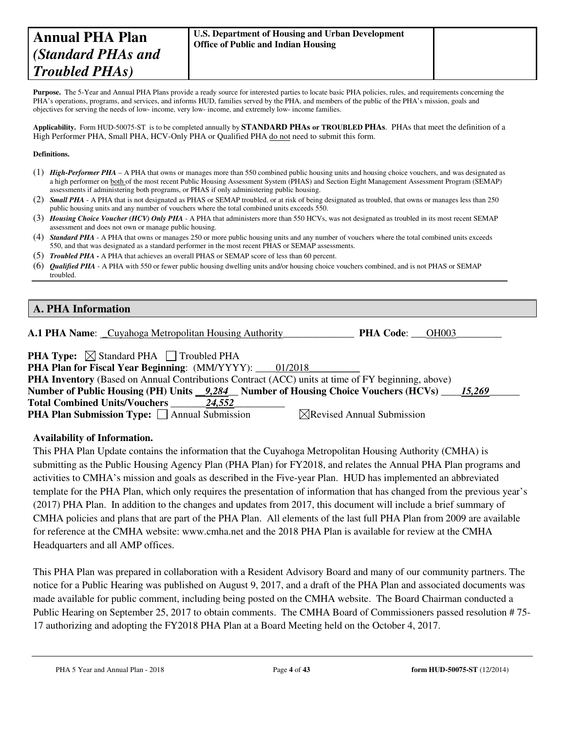# Annual PHA Plan *(Standard PHAs and Troubled PHAs)*

**U.S. Department of Housing and Urban Development**
**Office of Public and Indian Housing**

**Purpose.** The 5-Year and Annual PHA Plans provide a ready source for interested parties to locate basic PHA policies, rules, and requirements concerning the PHA's operations, programs, and services, and informs HUD, families served by the PHA, and members of the public of the PHA's mission, goals and objectives for serving the needs of low- income, very low- income, and extremely low- income families.

**Applicability.** Form HUD-50075-ST is to be completed annually by **STANDARD PHAs or TROUBLED PHAs**. PHAs that meet the definition of a High Performer PHA, Small PHA, HCV-Only PHA or Qualified PHA do not need to submit this form.

**Definitions.**

(1) ***High-Performer PHA*** – A PHA that owns or manages more than 550 combined public housing units and housing choice vouchers, and was designated as a high performer on both of the most recent Public Housing Assessment System (PHAS) and Section Eight Management Assessment Program (SEMAP) assessments if administering both programs, or PHAS if only administering public housing.
(2) ***Small PHA*** - A PHA that is not designated as PHAS or SEMAP troubled, or at risk of being designated as troubled, that owns or manages less than 250 public housing units and any number of vouchers where the total combined units exceeds 550.
(3) ***Housing Choice Voucher (HCV) Only PHA*** - A PHA that administers more than 550 HCVs, was not designated as troubled in its most recent SEMAP assessment and does not own or manage public housing.
(4) ***Standard PHA*** - A PHA that owns or manages 250 or more public housing units and any number of vouchers where the total combined units exceeds 550, and that was designated as a standard performer in the most recent PHAS or SEMAP assessments.
(5) ***Troubled PHA* -** A PHA that achieves an overall PHAS or SEMAP score of less than 60 percent.
(6) ***Qualified PHA*** - A PHA with 550 or fewer public housing dwelling units and/or housing choice vouchers combined, and is not PHAS or SEMAP troubled.

## A. PHA Information

**A.1 PHA Name**: Cuyahoga Metropolitan Housing Authority **PHA Code**: OH003

**PHA Type:** ☒ Standard PHA ☐ Troubled PHA
**PHA Plan for Fiscal Year Beginning**: (MM/YYYY): 01/2018
**PHA Inventory** (Based on Annual Contributions Contract (ACC) units at time of FY beginning, above)
**Number of Public Housing (PH) Units** ***9,284*** **Number of Housing Choice Vouchers (HCVs)** ***15,269***
**Total Combined Units/Vouchers** ***24,552***
**PHA Plan Submission Type:** ☐ Annual Submission ☒ Revised Annual Submission

**Availability of Information.**

This PHA Plan Update contains the information that the Cuyahoga Metropolitan Housing Authority (CMHA) is submitting as the Public Housing Agency Plan (PHA Plan) for FY2018, and relates the Annual PHA Plan programs and activities to CMHA's mission and goals as described in the Five-year Plan. HUD has implemented an abbreviated template for the PHA Plan, which only requires the presentation of information that has changed from the previous year's (2017) PHA Plan. In addition to the changes and updates from 2017, this document will include a brief summary of CMHA policies and plans that are part of the PHA Plan. All elements of the last full PHA Plan from 2009 are available for reference at the CMHA website: www.cmha.net and the 2018 PHA Plan is available for review at the CMHA Headquarters and all AMP offices.

This PHA Plan was prepared in collaboration with a Resident Advisory Board and many of our community partners. The notice for a Public Hearing was published on August 9, 2017, and a draft of the PHA Plan and associated documents was made available for public comment, including being posted on the CMHA website. The Board Chairman conducted a Public Hearing on September 25, 2017 to obtain comments. The CMHA Board of Commissioners passed resolution # 75-17 authorizing and adopting the FY2018 PHA Plan at a Board Meeting held on the October 4, 2017.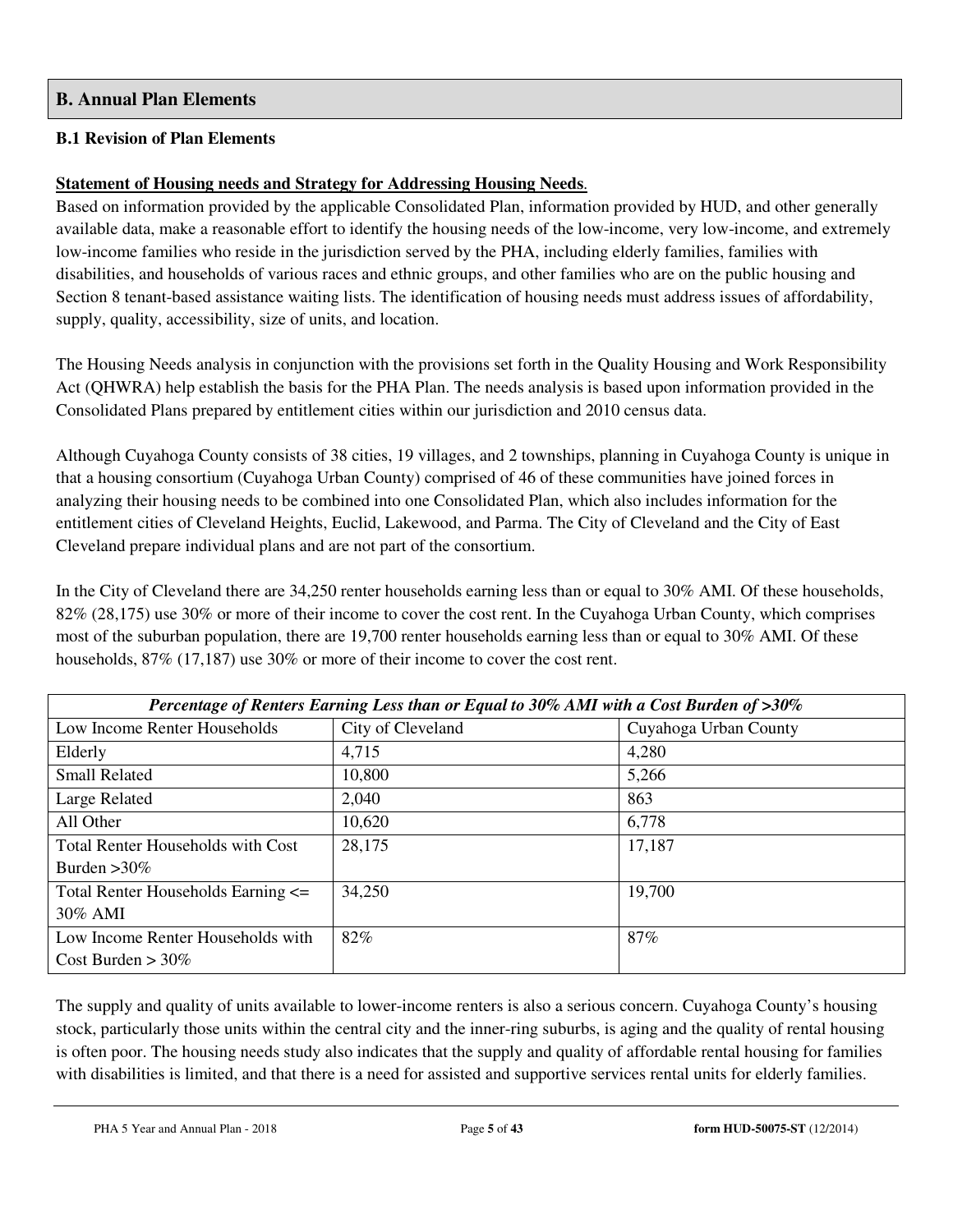## B. Annual Plan Elements

### B.1 Revision of Plan Elements

**Statement of Housing needs and Strategy for Addressing Housing Needs**.

Based on information provided by the applicable Consolidated Plan, information provided by HUD, and other generally available data, make a reasonable effort to identify the housing needs of the low-income, very low-income, and extremely low-income families who reside in the jurisdiction served by the PHA, including elderly families, families with disabilities, and households of various races and ethnic groups, and other families who are on the public housing and Section 8 tenant-based assistance waiting lists. The identification of housing needs must address issues of affordability, supply, quality, accessibility, size of units, and location.

The Housing Needs analysis in conjunction with the provisions set forth in the Quality Housing and Work Responsibility Act (QHWRA) help establish the basis for the PHA Plan. The needs analysis is based upon information provided in the Consolidated Plans prepared by entitlement cities within our jurisdiction and 2010 census data.

Although Cuyahoga County consists of 38 cities, 19 villages, and 2 townships, planning in Cuyahoga County is unique in that a housing consortium (Cuyahoga Urban County) comprised of 46 of these communities have joined forces in analyzing their housing needs to be combined into one Consolidated Plan, which also includes information for the entitlement cities of Cleveland Heights, Euclid, Lakewood, and Parma. The City of Cleveland and the City of East Cleveland prepare individual plans and are not part of the consortium.

In the City of Cleveland there are 34,250 renter households earning less than or equal to 30% AMI. Of these households, 82% (28,175) use 30% or more of their income to cover the cost rent. In the Cuyahoga Urban County, which comprises most of the suburban population, there are 19,700 renter households earning less than or equal to 30% AMI. Of these households, 87% (17,187) use 30% or more of their income to cover the cost rent.

| *Percentage of Renters Earning Less than or Equal to 30% AMI with a Cost Burden of >30%* | | |
|---|---|---|
| Low Income Renter Households | City of Cleveland | Cuyahoga Urban County |
| Elderly | 4,715 | 4,280 |
| Small Related | 10,800 | 5,266 |
| Large Related | 2,040 | 863 |
| All Other | 10,620 | 6,778 |
| Total Renter Households with Cost Burden >30% | 28,175 | 17,187 |
| Total Renter Households Earning <= 30% AMI | 34,250 | 19,700 |
| Low Income Renter Households with Cost Burden > 30% | 82% | 87% |

The supply and quality of units available to lower-income renters is also a serious concern. Cuyahoga County's housing stock, particularly those units within the central city and the inner-ring suburbs, is aging and the quality of rental housing is often poor. The housing needs study also indicates that the supply and quality of affordable rental housing for families with disabilities is limited, and that there is a need for assisted and supportive services rental units for elderly families.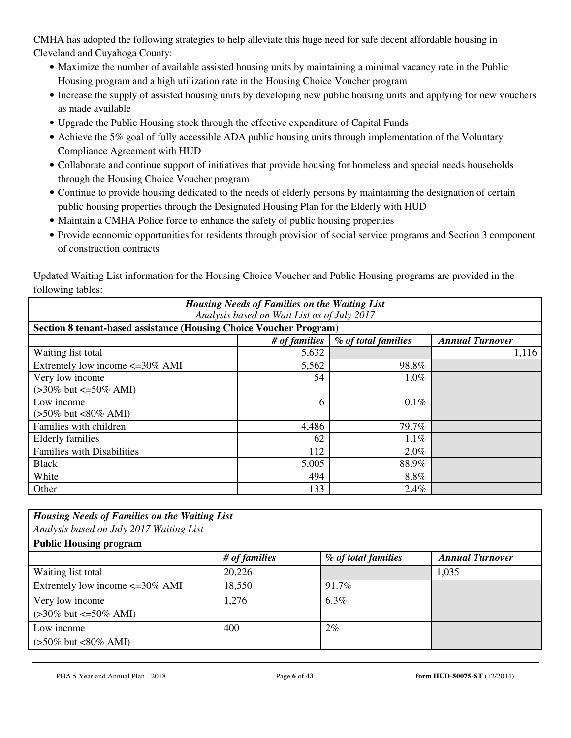CMHA has adopted the following strategies to help alleviate this huge need for safe decent affordable housing in Cleveland and Cuyahoga County:

- Maximize the number of available assisted housing units by maintaining a minimal vacancy rate in the Public Housing program and a high utilization rate in the Housing Choice Voucher program
- Increase the supply of assisted housing units by developing new public housing units and applying for new vouchers as made available
- Upgrade the Public Housing stock through the effective expenditure of Capital Funds
- Achieve the 5% goal of fully accessible ADA public housing units through implementation of the Voluntary Compliance Agreement with HUD
- Collaborate and continue support of initiatives that provide housing for homeless and special needs households through the Housing Choice Voucher program
- Continue to provide housing dedicated to the needs of elderly persons by maintaining the designation of certain public housing properties through the Designated Housing Plan for the Elderly with HUD
- Maintain a CMHA Police force to enhance the safety of public housing properties
- Provide economic opportunities for residents through provision of social service programs and Section 3 component of construction contracts

Updated Waiting List information for the Housing Choice Voucher and Public Housing programs are provided in the following tables:

| ***Housing Needs of Families on the Waiting List*** *Analysis based on Wait List as of July 2017* | | | |
|---|---|---|---|
| **Section 8 tenant-based assistance (Housing Choice Voucher Program)** | | | |
| | ***# of families*** | ***% of total families*** | ***Annual Turnover*** |
| Waiting list total | 5,632 | | 1,116 |
| Extremely low income <=30% AMI | 5,562 | 98.8% | |
| Very low income (>30% but <=50% AMI) | 54 | 1.0% | |
| Low income (>50% but <80% AMI) | 6 | 0.1% | |
| Families with children | 4,486 | 79.7% | |
| Elderly families | 62 | 1.1% | |
| Families with Disabilities | 112 | 2.0% | |
| Black | 5,005 | 88.9% | |
| White | 494 | 8.8% | |
| Other | 133 | 2.4% | |

| ***Housing Needs of Families on the Waiting List*** *Analysis based on July 2017 Waiting List* | | | |
|---|---|---|---|
| **Public Housing program** | | | |
| | ***# of families*** | ***% of total families*** | ***Annual Turnover*** |
| Waiting list total | 20,226 | | 1,035 |
| Extremely low income <=30% AMI | 18,550 | 91.7% | |
| Very low income (>30% but <=50% AMI) | 1,276 | 6.3% | |
| Low income (>50% but <80% AMI) | 400 | 2% | |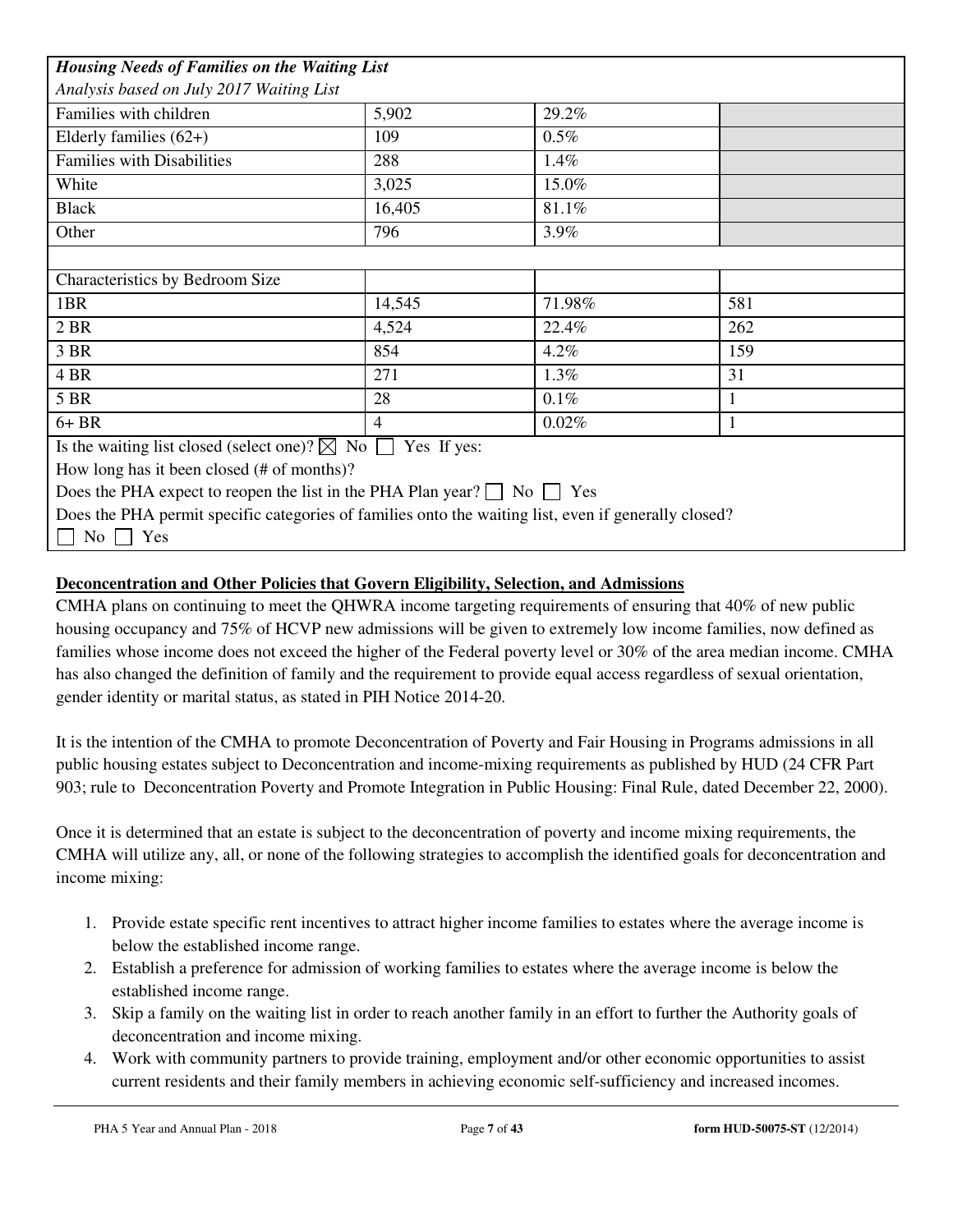| *Housing Needs of Families on the Waiting List* | | | |
|---|---|---|---|
| *Analysis based on July 2017 Waiting List* | | | |
| Families with children | 5,902 | 29.2% | |
| Elderly families (62+) | 109 | 0.5% | |
| Families with Disabilities | 288 | 1.4% | |
| White | 3,025 | 15.0% | |
| Black | 16,405 | 81.1% | |
| Other | 796 | 3.9% | |
| | | | |
| Characteristics by Bedroom Size | | | |
| 1BR | 14,545 | 71.98% | 581 |
| 2 BR | 4,524 | 22.4% | 262 |
| 3 BR | 854 | 4.2% | 159 |
| 4 BR | 271 | 1.3% | 31 |
| 5 BR | 28 | 0.1% | 1 |
| 6+ BR | 4 | 0.02% | 1 |

Is the waiting list closed (select one)? ☒ No ☐ Yes If yes:

How long has it been closed (# of months)?

Does the PHA expect to reopen the list in the PHA Plan year? ☐ No ☐ Yes

Does the PHA permit specific categories of families onto the waiting list, even if generally closed?

☐ No ☐ Yes

**Deconcentration and Other Policies that Govern Eligibility, Selection, and Admissions**

CMHA plans on continuing to meet the QHWRA income targeting requirements of ensuring that 40% of new public housing occupancy and 75% of HCVP new admissions will be given to extremely low income families, now defined as families whose income does not exceed the higher of the Federal poverty level or 30% of the area median income. CMHA has also changed the definition of family and the requirement to provide equal access regardless of sexual orientation, gender identity or marital status, as stated in PIH Notice 2014-20.

It is the intention of the CMHA to promote Deconcentration of Poverty and Fair Housing in Programs admissions in all public housing estates subject to Deconcentration and income-mixing requirements as published by HUD (24 CFR Part 903; rule to Deconcentration Poverty and Promote Integration in Public Housing: Final Rule, dated December 22, 2000).

Once it is determined that an estate is subject to the deconcentration of poverty and income mixing requirements, the CMHA will utilize any, all, or none of the following strategies to accomplish the identified goals for deconcentration and income mixing:

1. Provide estate specific rent incentives to attract higher income families to estates where the average income is below the established income range.
2. Establish a preference for admission of working families to estates where the average income is below the established income range.
3. Skip a family on the waiting list in order to reach another family in an effort to further the Authority goals of deconcentration and income mixing.
4. Work with community partners to provide training, employment and/or other economic opportunities to assist current residents and their family members in achieving economic self-sufficiency and increased incomes.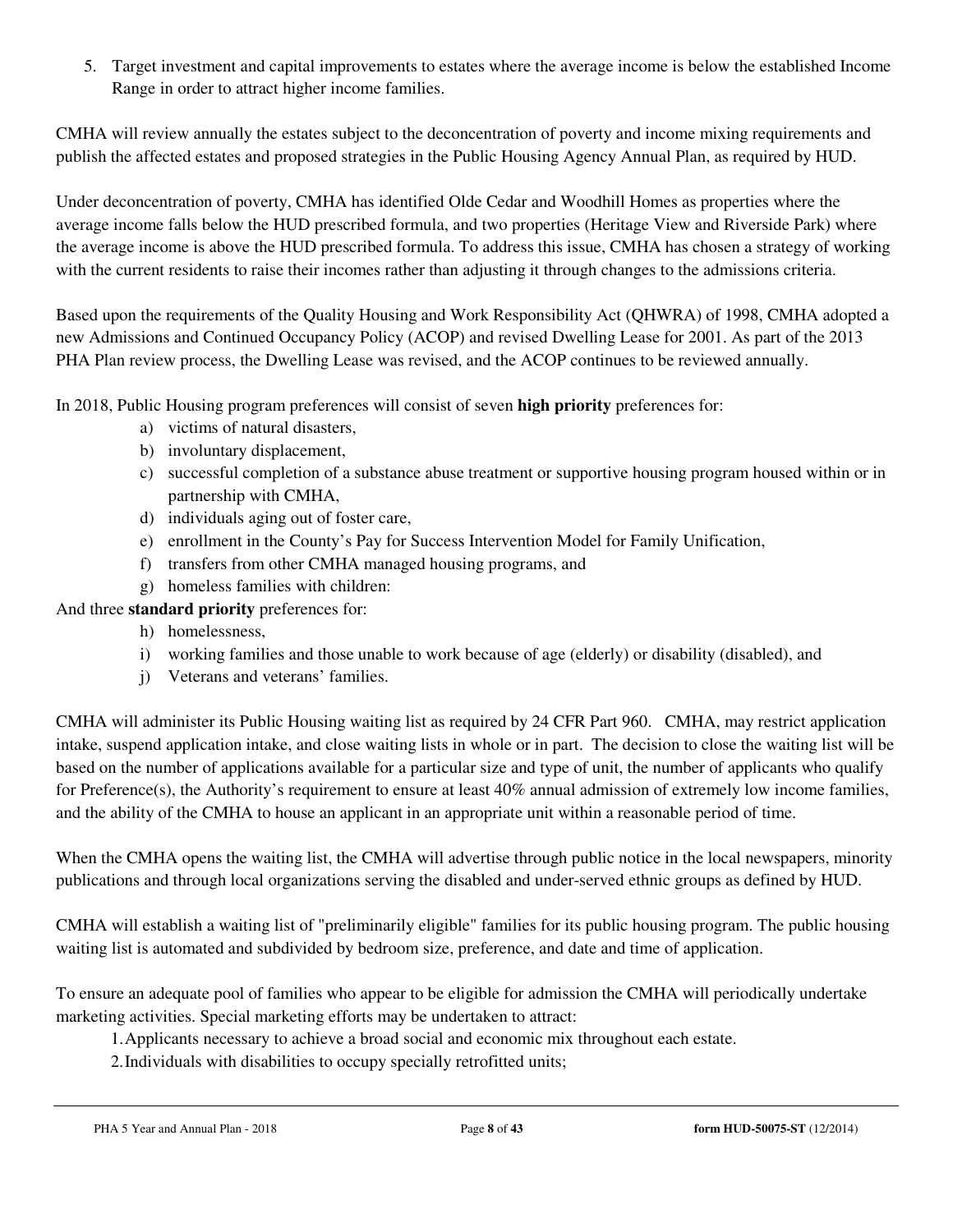5. Target investment and capital improvements to estates where the average income is below the established Income Range in order to attract higher income families.

CMHA will review annually the estates subject to the deconcentration of poverty and income mixing requirements and publish the affected estates and proposed strategies in the Public Housing Agency Annual Plan, as required by HUD.

Under deconcentration of poverty, CMHA has identified Olde Cedar and Woodhill Homes as properties where the average income falls below the HUD prescribed formula, and two properties (Heritage View and Riverside Park) where the average income is above the HUD prescribed formula. To address this issue, CMHA has chosen a strategy of working with the current residents to raise their incomes rather than adjusting it through changes to the admissions criteria.

Based upon the requirements of the Quality Housing and Work Responsibility Act (QHWRA) of 1998, CMHA adopted a new Admissions and Continued Occupancy Policy (ACOP) and revised Dwelling Lease for 2001. As part of the 2013 PHA Plan review process, the Dwelling Lease was revised, and the ACOP continues to be reviewed annually.

In 2018, Public Housing program preferences will consist of seven **high priority** preferences for:

a) victims of natural disasters,
b) involuntary displacement,
c) successful completion of a substance abuse treatment or supportive housing program housed within or in partnership with CMHA,
d) individuals aging out of foster care,
e) enrollment in the County's Pay for Success Intervention Model for Family Unification,
f) transfers from other CMHA managed housing programs, and
g) homeless families with children:

And three **standard priority** preferences for:

h) homelessness,
i) working families and those unable to work because of age (elderly) or disability (disabled), and
j) Veterans and veterans' families.

CMHA will administer its Public Housing waiting list as required by 24 CFR Part 960. CMHA, may restrict application intake, suspend application intake, and close waiting lists in whole or in part. The decision to close the waiting list will be based on the number of applications available for a particular size and type of unit, the number of applicants who qualify for Preference(s), the Authority's requirement to ensure at least 40% annual admission of extremely low income families, and the ability of the CMHA to house an applicant in an appropriate unit within a reasonable period of time.

When the CMHA opens the waiting list, the CMHA will advertise through public notice in the local newspapers, minority publications and through local organizations serving the disabled and under-served ethnic groups as defined by HUD.

CMHA will establish a waiting list of "preliminarily eligible" families for its public housing program. The public housing waiting list is automated and subdivided by bedroom size, preference, and date and time of application.

To ensure an adequate pool of families who appear to be eligible for admission the CMHA will periodically undertake marketing activities. Special marketing efforts may be undertaken to attract:

1. Applicants necessary to achieve a broad social and economic mix throughout each estate.
2. Individuals with disabilities to occupy specially retrofitted units;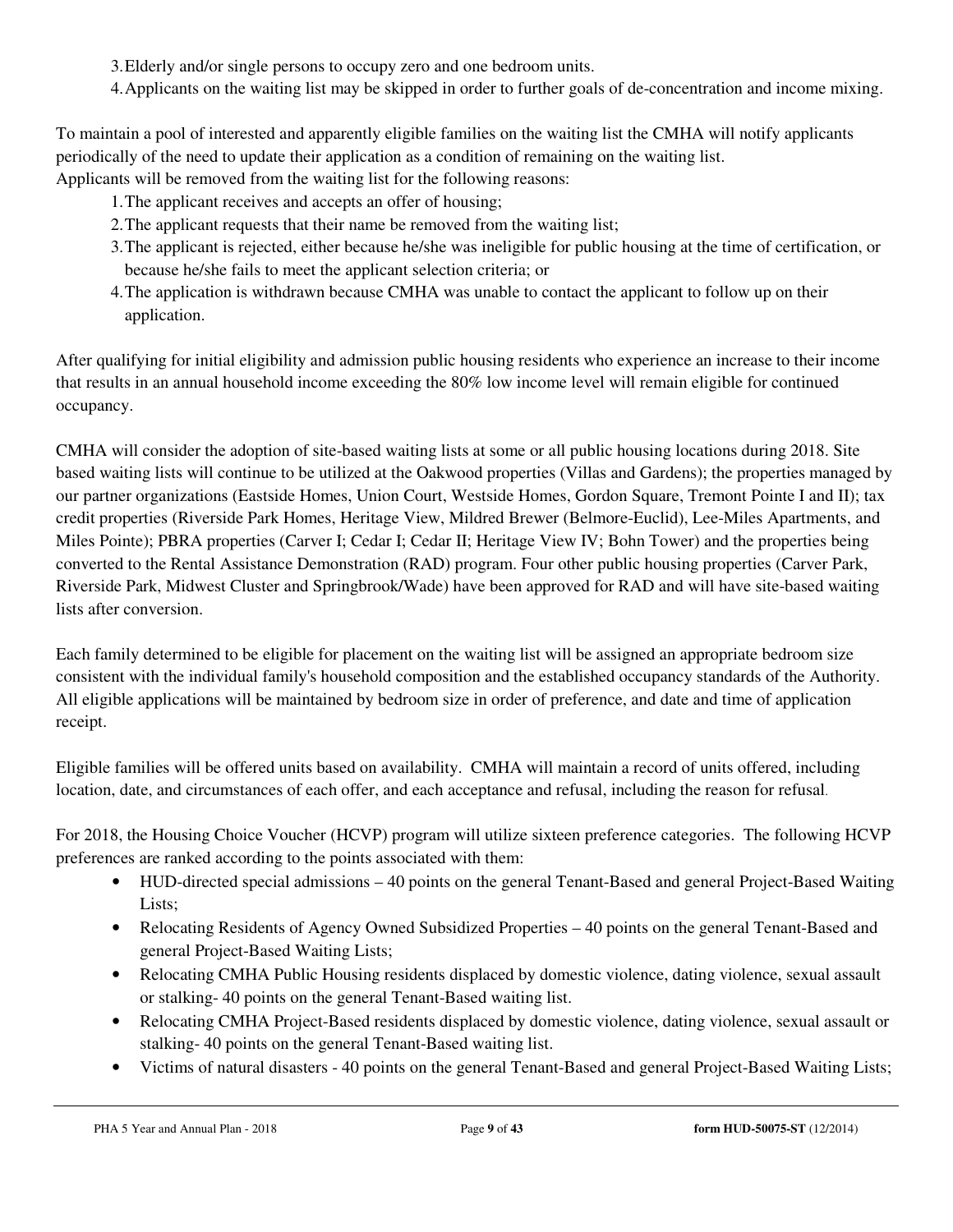3. Elderly and/or single persons to occupy zero and one bedroom units.
4. Applicants on the waiting list may be skipped in order to further goals of de-concentration and income mixing.

To maintain a pool of interested and apparently eligible families on the waiting list the CMHA will notify applicants periodically of the need to update their application as a condition of remaining on the waiting list.
Applicants will be removed from the waiting list for the following reasons:

1. The applicant receives and accepts an offer of housing;
2. The applicant requests that their name be removed from the waiting list;
3. The applicant is rejected, either because he/she was ineligible for public housing at the time of certification, or because he/she fails to meet the applicant selection criteria; or
4. The application is withdrawn because CMHA was unable to contact the applicant to follow up on their application.

After qualifying for initial eligibility and admission public housing residents who experience an increase to their income that results in an annual household income exceeding the 80% low income level will remain eligible for continued occupancy.

CMHA will consider the adoption of site-based waiting lists at some or all public housing locations during 2018. Site based waiting lists will continue to be utilized at the Oakwood properties (Villas and Gardens); the properties managed by our partner organizations (Eastside Homes, Union Court, Westside Homes, Gordon Square, Tremont Pointe I and II); tax credit properties (Riverside Park Homes, Heritage View, Mildred Brewer (Belmore-Euclid), Lee-Miles Apartments, and Miles Pointe); PBRA properties (Carver I; Cedar I; Cedar II; Heritage View IV; Bohn Tower) and the properties being converted to the Rental Assistance Demonstration (RAD) program. Four other public housing properties (Carver Park, Riverside Park, Midwest Cluster and Springbrook/Wade) have been approved for RAD and will have site-based waiting lists after conversion.

Each family determined to be eligible for placement on the waiting list will be assigned an appropriate bedroom size consistent with the individual family's household composition and the established occupancy standards of the Authority. All eligible applications will be maintained by bedroom size in order of preference, and date and time of application receipt.

Eligible families will be offered units based on availability. CMHA will maintain a record of units offered, including location, date, and circumstances of each offer, and each acceptance and refusal, including the reason for refusal.

For 2018, the Housing Choice Voucher (HCVP) program will utilize sixteen preference categories. The following HCVP preferences are ranked according to the points associated with them:

- HUD-directed special admissions – 40 points on the general Tenant-Based and general Project-Based Waiting Lists;
- Relocating Residents of Agency Owned Subsidized Properties – 40 points on the general Tenant-Based and general Project-Based Waiting Lists;
- Relocating CMHA Public Housing residents displaced by domestic violence, dating violence, sexual assault or stalking- 40 points on the general Tenant-Based waiting list.
- Relocating CMHA Project-Based residents displaced by domestic violence, dating violence, sexual assault or stalking- 40 points on the general Tenant-Based waiting list.
- Victims of natural disasters - 40 points on the general Tenant-Based and general Project-Based Waiting Lists;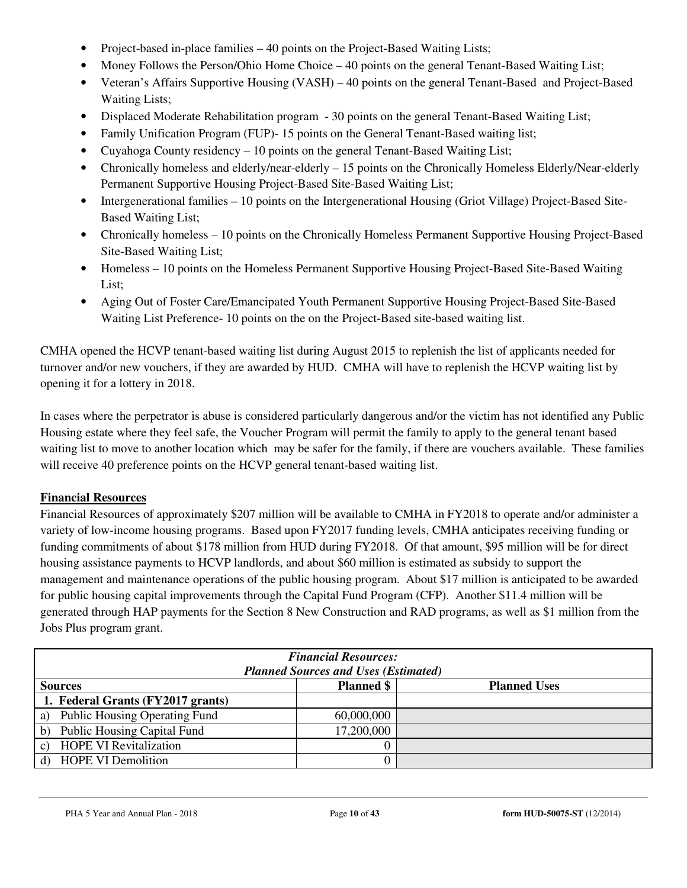- Project-based in-place families – 40 points on the Project-Based Waiting Lists;
- Money Follows the Person/Ohio Home Choice – 40 points on the general Tenant-Based Waiting List;
- Veteran's Affairs Supportive Housing (VASH) – 40 points on the general Tenant-Based and Project-Based Waiting Lists;
- Displaced Moderate Rehabilitation program - 30 points on the general Tenant-Based Waiting List;
- Family Unification Program (FUP)- 15 points on the General Tenant-Based waiting list;
- Cuyahoga County residency – 10 points on the general Tenant-Based Waiting List;
- Chronically homeless and elderly/near-elderly – 15 points on the Chronically Homeless Elderly/Near-elderly Permanent Supportive Housing Project-Based Site-Based Waiting List;
- Intergenerational families – 10 points on the Intergenerational Housing (Griot Village) Project-Based Site-Based Waiting List;
- Chronically homeless – 10 points on the Chronically Homeless Permanent Supportive Housing Project-Based Site-Based Waiting List;
- Homeless – 10 points on the Homeless Permanent Supportive Housing Project-Based Site-Based Waiting List;
- Aging Out of Foster Care/Emancipated Youth Permanent Supportive Housing Project-Based Site-Based Waiting List Preference- 10 points on the on the Project-Based site-based waiting list.

CMHA opened the HCVP tenant-based waiting list during August 2015 to replenish the list of applicants needed for turnover and/or new vouchers, if they are awarded by HUD. CMHA will have to replenish the HCVP waiting list by opening it for a lottery in 2018.

In cases where the perpetrator is abuse is considered particularly dangerous and/or the victim has not identified any Public Housing estate where they feel safe, the Voucher Program will permit the family to apply to the general tenant based waiting list to move to another location which may be safer for the family, if there are vouchers available. These families will receive 40 preference points on the HCVP general tenant-based waiting list.

**Financial Resources**

Financial Resources of approximately $207 million will be available to CMHA in FY2018 to operate and/or administer a variety of low-income housing programs. Based upon FY2017 funding levels, CMHA anticipates receiving funding or funding commitments of about $178 million from HUD during FY2018. Of that amount, $95 million will be for direct housing assistance payments to HCVP landlords, and about $60 million is estimated as subsidy to support the management and maintenance operations of the public housing program. About $17 million is anticipated to be awarded for public housing capital improvements through the Capital Fund Program (CFP). Another $11.4 million will be generated through HAP payments for the Section 8 New Construction and RAD programs, as well as $1 million from the Jobs Plus program grant.

| ***Financial Resources: Planned Sources and Uses (Estimated)*** | | |
|---|---|---|
| **Sources** | **Planned $** | **Planned Uses** |
| **1. Federal Grants (FY2017 grants)** | | |
| a) Public Housing Operating Fund | 60,000,000 | |
| b) Public Housing Capital Fund | 17,200,000 | |
| c) HOPE VI Revitalization | 0 | |
| d) HOPE VI Demolition | 0 | |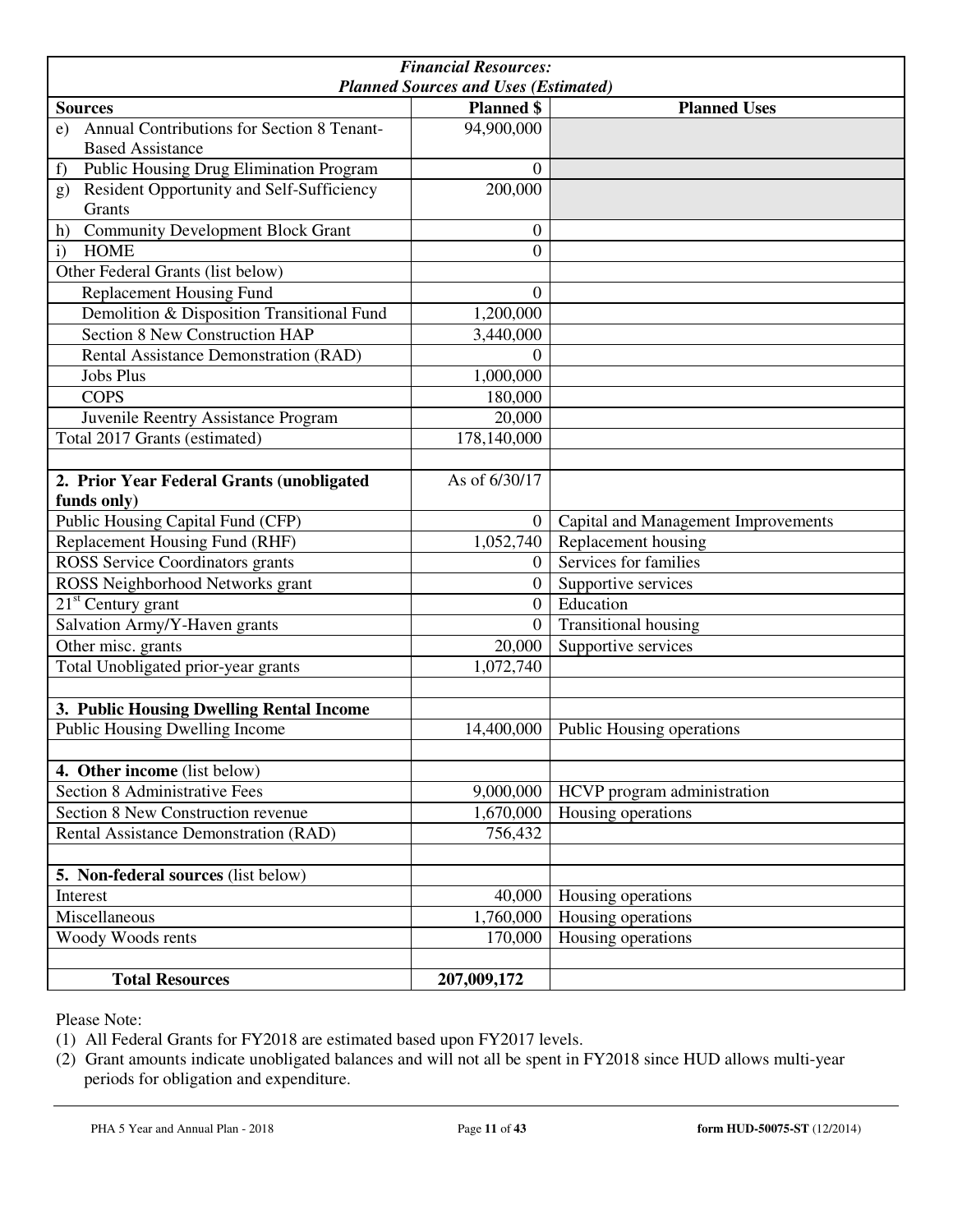| *Financial Resources:* *Planned Sources and Uses (Estimated)* | | |
|---|---|---|
| **Sources** | **Planned $** | **Planned Uses** |
| e) Annual Contributions for Section 8 Tenant-Based Assistance | 94,900,000 | |
| f) Public Housing Drug Elimination Program | 0 | |
| g) Resident Opportunity and Self-Sufficiency Grants | 200,000 | |
| h) Community Development Block Grant | 0 | |
| i) HOME | 0 | |
| Other Federal Grants (list below) | | |
| Replacement Housing Fund | 0 | |
| Demolition & Disposition Transitional Fund | 1,200,000 | |
| Section 8 New Construction HAP | 3,440,000 | |
| Rental Assistance Demonstration (RAD) | 0 | |
| Jobs Plus | 1,000,000 | |
| COPS | 180,000 | |
| Juvenile Reentry Assistance Program | 20,000 | |
| Total 2017 Grants (estimated) | 178,140,000 | |
| | | |
| **2. Prior Year Federal Grants (unobligated funds only)** | As of 6/30/17 | |
| Public Housing Capital Fund (CFP) | 0 | Capital and Management Improvements |
| Replacement Housing Fund (RHF) | 1,052,740 | Replacement housing |
| ROSS Service Coordinators grants | 0 | Services for families |
| ROSS Neighborhood Networks grant | 0 | Supportive services |
| 21st Century grant | 0 | Education |
| Salvation Army/Y-Haven grants | 0 | Transitional housing |
| Other misc. grants | 20,000 | Supportive services |
| Total Unobligated prior-year grants | 1,072,740 | |
| | | |
| **3. Public Housing Dwelling Rental Income** | | |
| Public Housing Dwelling Income | 14,400,000 | Public Housing operations |
| | | |
| **4. Other income** (list below) | | |
| Section 8 Administrative Fees | 9,000,000 | HCVP program administration |
| Section 8 New Construction revenue | 1,670,000 | Housing operations |
| Rental Assistance Demonstration (RAD) | 756,432 | |
| | | |
| **5. Non-federal sources** (list below) | | |
| Interest | 40,000 | Housing operations |
| Miscellaneous | 1,760,000 | Housing operations |
| Woody Woods rents | 170,000 | Housing operations |
| | | |
| **Total Resources** | **207,009,172** | |

Please Note:

(1) All Federal Grants for FY2018 are estimated based upon FY2017 levels.

(2) Grant amounts indicate unobligated balances and will not all be spent in FY2018 since HUD allows multi-year periods for obligation and expenditure.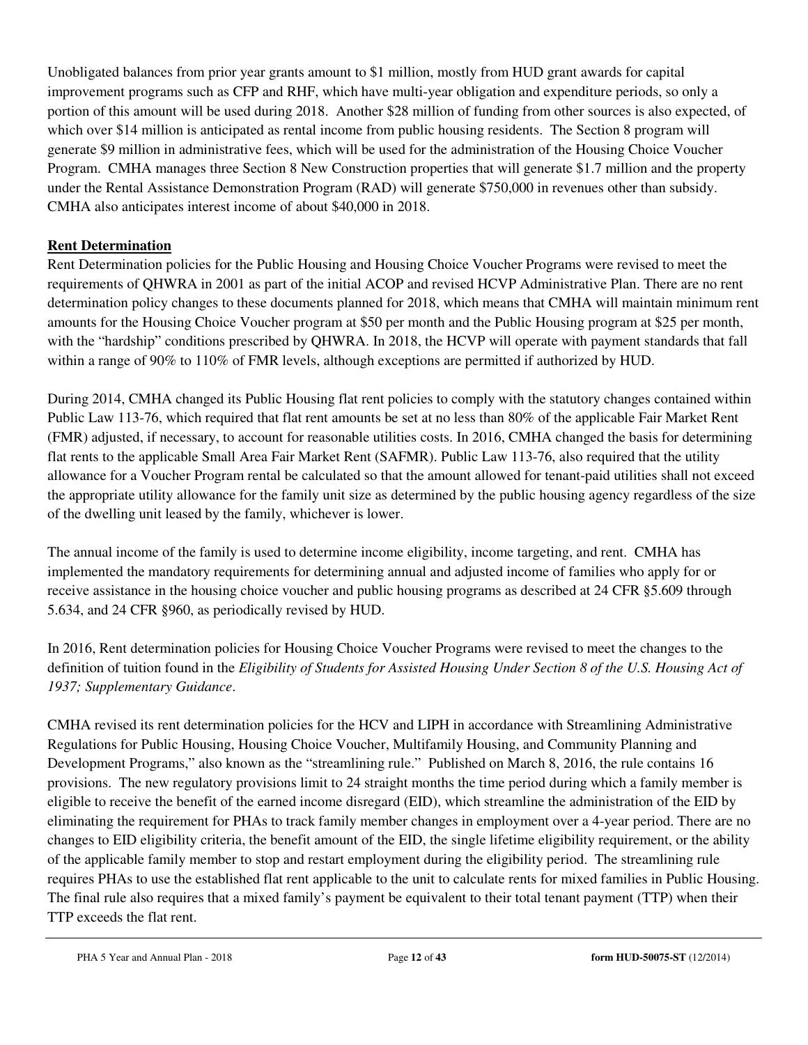Unobligated balances from prior year grants amount to $1 million, mostly from HUD grant awards for capital improvement programs such as CFP and RHF, which have multi-year obligation and expenditure periods, so only a portion of this amount will be used during 2018. Another $28 million of funding from other sources is also expected, of which over $14 million is anticipated as rental income from public housing residents. The Section 8 program will generate $9 million in administrative fees, which will be used for the administration of the Housing Choice Voucher Program. CMHA manages three Section 8 New Construction properties that will generate $1.7 million and the property under the Rental Assistance Demonstration Program (RAD) will generate $750,000 in revenues other than subsidy. CMHA also anticipates interest income of about $40,000 in 2018.

**Rent Determination**

Rent Determination policies for the Public Housing and Housing Choice Voucher Programs were revised to meet the requirements of QHWRA in 2001 as part of the initial ACOP and revised HCVP Administrative Plan. There are no rent determination policy changes to these documents planned for 2018, which means that CMHA will maintain minimum rent amounts for the Housing Choice Voucher program at $50 per month and the Public Housing program at $25 per month, with the "hardship" conditions prescribed by QHWRA. In 2018, the HCVP will operate with payment standards that fall within a range of 90% to 110% of FMR levels, although exceptions are permitted if authorized by HUD.

During 2014, CMHA changed its Public Housing flat rent policies to comply with the statutory changes contained within Public Law 113-76, which required that flat rent amounts be set at no less than 80% of the applicable Fair Market Rent (FMR) adjusted, if necessary, to account for reasonable utilities costs. In 2016, CMHA changed the basis for determining flat rents to the applicable Small Area Fair Market Rent (SAFMR). Public Law 113-76, also required that the utility allowance for a Voucher Program rental be calculated so that the amount allowed for tenant-paid utilities shall not exceed the appropriate utility allowance for the family unit size as determined by the public housing agency regardless of the size of the dwelling unit leased by the family, whichever is lower.

The annual income of the family is used to determine income eligibility, income targeting, and rent. CMHA has implemented the mandatory requirements for determining annual and adjusted income of families who apply for or receive assistance in the housing choice voucher and public housing programs as described at 24 CFR §5.609 through 5.634, and 24 CFR §960, as periodically revised by HUD.

In 2016, Rent determination policies for Housing Choice Voucher Programs were revised to meet the changes to the definition of tuition found in the *Eligibility of Students for Assisted Housing Under Section 8 of the U.S. Housing Act of 1937; Supplementary Guidance*.

CMHA revised its rent determination policies for the HCV and LIPH in accordance with Streamlining Administrative Regulations for Public Housing, Housing Choice Voucher, Multifamily Housing, and Community Planning and Development Programs," also known as the "streamlining rule." Published on March 8, 2016, the rule contains 16 provisions. The new regulatory provisions limit to 24 straight months the time period during which a family member is eligible to receive the benefit of the earned income disregard (EID), which streamline the administration of the EID by eliminating the requirement for PHAs to track family member changes in employment over a 4-year period. There are no changes to EID eligibility criteria, the benefit amount of the EID, the single lifetime eligibility requirement, or the ability of the applicable family member to stop and restart employment during the eligibility period. The streamlining rule requires PHAs to use the established flat rent applicable to the unit to calculate rents for mixed families in Public Housing. The final rule also requires that a mixed family's payment be equivalent to their total tenant payment (TTP) when their TTP exceeds the flat rent.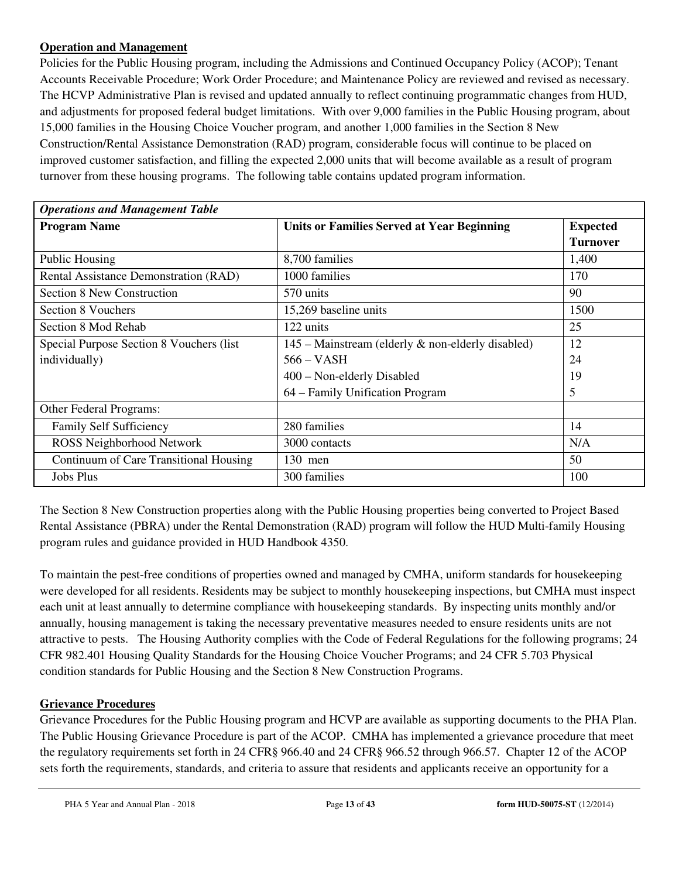**Operation and Management**

Policies for the Public Housing program, including the Admissions and Continued Occupancy Policy (ACOP); Tenant Accounts Receivable Procedure; Work Order Procedure; and Maintenance Policy are reviewed and revised as necessary. The HCVP Administrative Plan is revised and updated annually to reflect continuing programmatic changes from HUD, and adjustments for proposed federal budget limitations. With over 9,000 families in the Public Housing program, about 15,000 families in the Housing Choice Voucher program, and another 1,000 families in the Section 8 New Construction/Rental Assistance Demonstration (RAD) program, considerable focus will continue to be placed on improved customer satisfaction, and filling the expected 2,000 units that will become available as a result of program turnover from these housing programs. The following table contains updated program information.

| *Operations and Management Table* | | |
|---|---|---|
| **Program Name** | **Units or Families Served at Year Beginning** | **Expected Turnover** |
| Public Housing | 8,700 families | 1,400 |
| Rental Assistance Demonstration (RAD) | 1000 families | 170 |
| Section 8 New Construction | 570 units | 90 |
| Section 8 Vouchers | 15,269 baseline units | 1500 |
| Section 8 Mod Rehab | 122 units | 25 |
| Special Purpose Section 8 Vouchers (list individually) | 145 – Mainstream (elderly & non-elderly disabled)<br>566 – VASH<br>400 – Non-elderly Disabled<br>64 – Family Unification Program | 12<br>24<br>19<br>5 |
| Other Federal Programs: | | |
| Family Self Sufficiency | 280 families | 14 |
| ROSS Neighborhood Network | 3000 contacts | N/A |
| Continuum of Care Transitional Housing | 130 men | 50 |
| Jobs Plus | 300 families | 100 |

The Section 8 New Construction properties along with the Public Housing properties being converted to Project Based Rental Assistance (PBRA) under the Rental Demonstration (RAD) program will follow the HUD Multi-family Housing program rules and guidance provided in HUD Handbook 4350.

To maintain the pest-free conditions of properties owned and managed by CMHA, uniform standards for housekeeping were developed for all residents. Residents may be subject to monthly housekeeping inspections, but CMHA must inspect each unit at least annually to determine compliance with housekeeping standards. By inspecting units monthly and/or annually, housing management is taking the necessary preventative measures needed to ensure residents units are not attractive to pests. The Housing Authority complies with the Code of Federal Regulations for the following programs; 24 CFR 982.401 Housing Quality Standards for the Housing Choice Voucher Programs; and 24 CFR 5.703 Physical condition standards for Public Housing and the Section 8 New Construction Programs.

**Grievance Procedures**

Grievance Procedures for the Public Housing program and HCVP are available as supporting documents to the PHA Plan. The Public Housing Grievance Procedure is part of the ACOP. CMHA has implemented a grievance procedure that meet the regulatory requirements set forth in 24 CFR§ 966.40 and 24 CFR§ 966.52 through 966.57. Chapter 12 of the ACOP sets forth the requirements, standards, and criteria to assure that residents and applicants receive an opportunity for a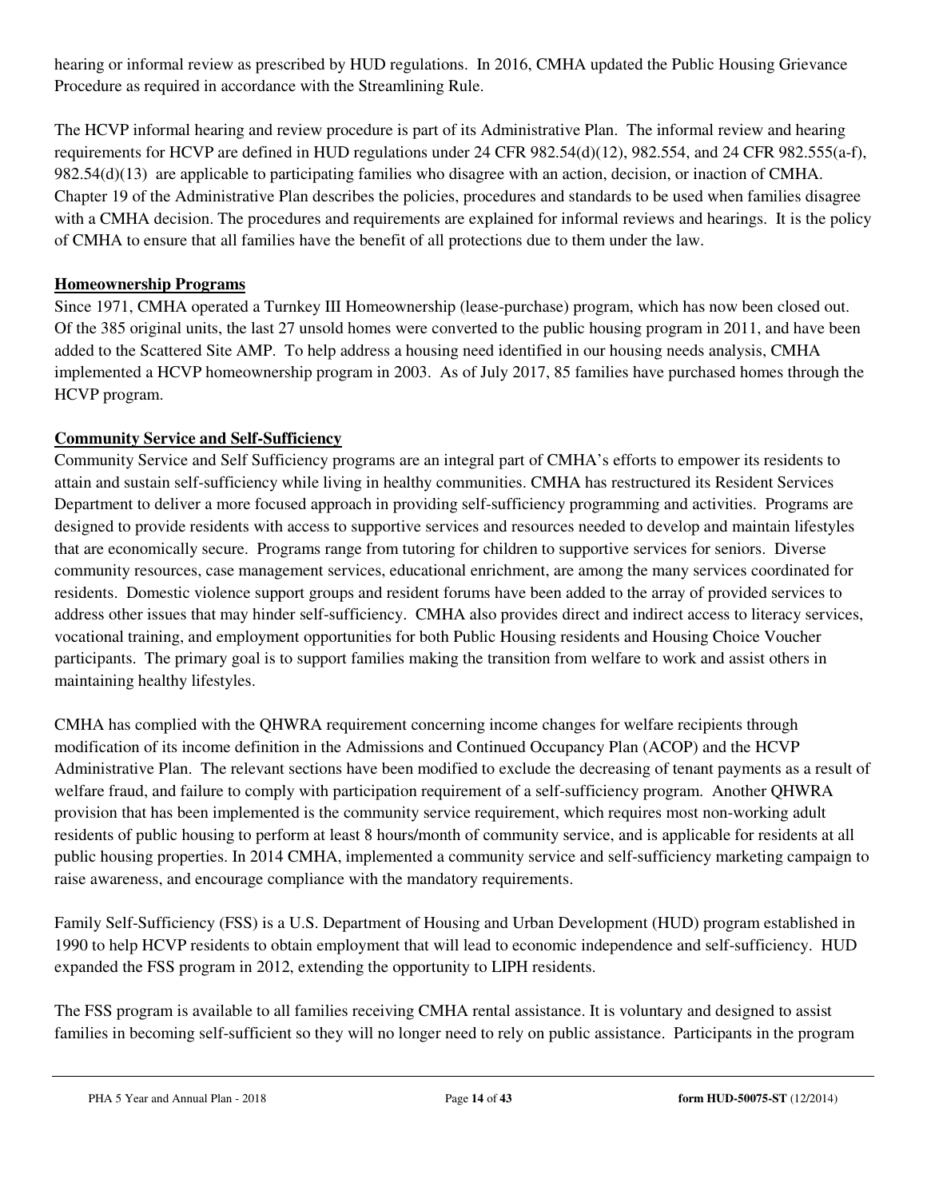hearing or informal review as prescribed by HUD regulations. In 2016, CMHA updated the Public Housing Grievance Procedure as required in accordance with the Streamlining Rule.

The HCVP informal hearing and review procedure is part of its Administrative Plan. The informal review and hearing requirements for HCVP are defined in HUD regulations under 24 CFR 982.54(d)(12), 982.554, and 24 CFR 982.555(a-f), 982.54(d)(13) are applicable to participating families who disagree with an action, decision, or inaction of CMHA. Chapter 19 of the Administrative Plan describes the policies, procedures and standards to be used when families disagree with a CMHA decision. The procedures and requirements are explained for informal reviews and hearings. It is the policy of CMHA to ensure that all families have the benefit of all protections due to them under the law.

**Homeownership Programs**

Since 1971, CMHA operated a Turnkey III Homeownership (lease-purchase) program, which has now been closed out. Of the 385 original units, the last 27 unsold homes were converted to the public housing program in 2011, and have been added to the Scattered Site AMP. To help address a housing need identified in our housing needs analysis, CMHA implemented a HCVP homeownership program in 2003. As of July 2017, 85 families have purchased homes through the HCVP program.

**Community Service and Self-Sufficiency**

Community Service and Self Sufficiency programs are an integral part of CMHA's efforts to empower its residents to attain and sustain self-sufficiency while living in healthy communities. CMHA has restructured its Resident Services Department to deliver a more focused approach in providing self-sufficiency programming and activities. Programs are designed to provide residents with access to supportive services and resources needed to develop and maintain lifestyles that are economically secure. Programs range from tutoring for children to supportive services for seniors. Diverse community resources, case management services, educational enrichment, are among the many services coordinated for residents. Domestic violence support groups and resident forums have been added to the array of provided services to address other issues that may hinder self-sufficiency. CMHA also provides direct and indirect access to literacy services, vocational training, and employment opportunities for both Public Housing residents and Housing Choice Voucher participants. The primary goal is to support families making the transition from welfare to work and assist others in maintaining healthy lifestyles.

CMHA has complied with the QHWRA requirement concerning income changes for welfare recipients through modification of its income definition in the Admissions and Continued Occupancy Plan (ACOP) and the HCVP Administrative Plan. The relevant sections have been modified to exclude the decreasing of tenant payments as a result of welfare fraud, and failure to comply with participation requirement of a self-sufficiency program. Another QHWRA provision that has been implemented is the community service requirement, which requires most non-working adult residents of public housing to perform at least 8 hours/month of community service, and is applicable for residents at all public housing properties. In 2014 CMHA, implemented a community service and self-sufficiency marketing campaign to raise awareness, and encourage compliance with the mandatory requirements.

Family Self-Sufficiency (FSS) is a U.S. Department of Housing and Urban Development (HUD) program established in 1990 to help HCVP residents to obtain employment that will lead to economic independence and self-sufficiency. HUD expanded the FSS program in 2012, extending the opportunity to LIPH residents.

The FSS program is available to all families receiving CMHA rental assistance. It is voluntary and designed to assist families in becoming self-sufficient so they will no longer need to rely on public assistance. Participants in the program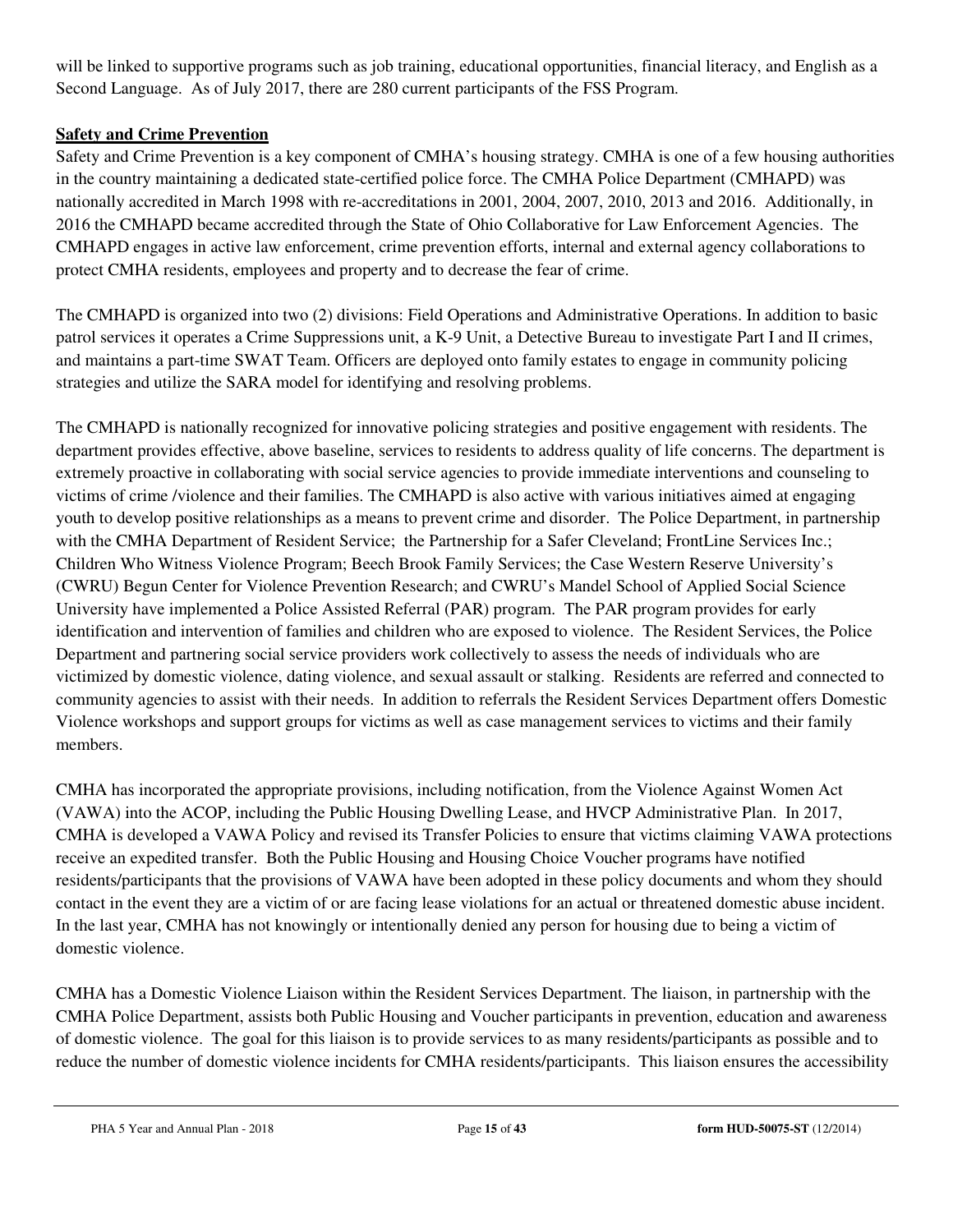will be linked to supportive programs such as job training, educational opportunities, financial literacy, and English as a Second Language. As of July 2017, there are 280 current participants of the FSS Program.

**Safety and Crime Prevention**

Safety and Crime Prevention is a key component of CMHA's housing strategy. CMHA is one of a few housing authorities in the country maintaining a dedicated state-certified police force. The CMHA Police Department (CMHAPD) was nationally accredited in March 1998 with re-accreditations in 2001, 2004, 2007, 2010, 2013 and 2016. Additionally, in 2016 the CMHAPD became accredited through the State of Ohio Collaborative for Law Enforcement Agencies. The CMHAPD engages in active law enforcement, crime prevention efforts, internal and external agency collaborations to protect CMHA residents, employees and property and to decrease the fear of crime.

The CMHAPD is organized into two (2) divisions: Field Operations and Administrative Operations. In addition to basic patrol services it operates a Crime Suppressions unit, a K-9 Unit, a Detective Bureau to investigate Part I and II crimes, and maintains a part-time SWAT Team. Officers are deployed onto family estates to engage in community policing strategies and utilize the SARA model for identifying and resolving problems.

The CMHAPD is nationally recognized for innovative policing strategies and positive engagement with residents. The department provides effective, above baseline, services to residents to address quality of life concerns. The department is extremely proactive in collaborating with social service agencies to provide immediate interventions and counseling to victims of crime /violence and their families. The CMHAPD is also active with various initiatives aimed at engaging youth to develop positive relationships as a means to prevent crime and disorder. The Police Department, in partnership with the CMHA Department of Resident Service; the Partnership for a Safer Cleveland; FrontLine Services Inc.; Children Who Witness Violence Program; Beech Brook Family Services; the Case Western Reserve University's (CWRU) Begun Center for Violence Prevention Research; and CWRU's Mandel School of Applied Social Science University have implemented a Police Assisted Referral (PAR) program. The PAR program provides for early identification and intervention of families and children who are exposed to violence. The Resident Services, the Police Department and partnering social service providers work collectively to assess the needs of individuals who are victimized by domestic violence, dating violence, and sexual assault or stalking. Residents are referred and connected to community agencies to assist with their needs. In addition to referrals the Resident Services Department offers Domestic Violence workshops and support groups for victims as well as case management services to victims and their family members.

CMHA has incorporated the appropriate provisions, including notification, from the Violence Against Women Act (VAWA) into the ACOP, including the Public Housing Dwelling Lease, and HVCP Administrative Plan. In 2017, CMHA is developed a VAWA Policy and revised its Transfer Policies to ensure that victims claiming VAWA protections receive an expedited transfer. Both the Public Housing and Housing Choice Voucher programs have notified residents/participants that the provisions of VAWA have been adopted in these policy documents and whom they should contact in the event they are a victim of or are facing lease violations for an actual or threatened domestic abuse incident. In the last year, CMHA has not knowingly or intentionally denied any person for housing due to being a victim of domestic violence.

CMHA has a Domestic Violence Liaison within the Resident Services Department. The liaison, in partnership with the CMHA Police Department, assists both Public Housing and Voucher participants in prevention, education and awareness of domestic violence. The goal for this liaison is to provide services to as many residents/participants as possible and to reduce the number of domestic violence incidents for CMHA residents/participants. This liaison ensures the accessibility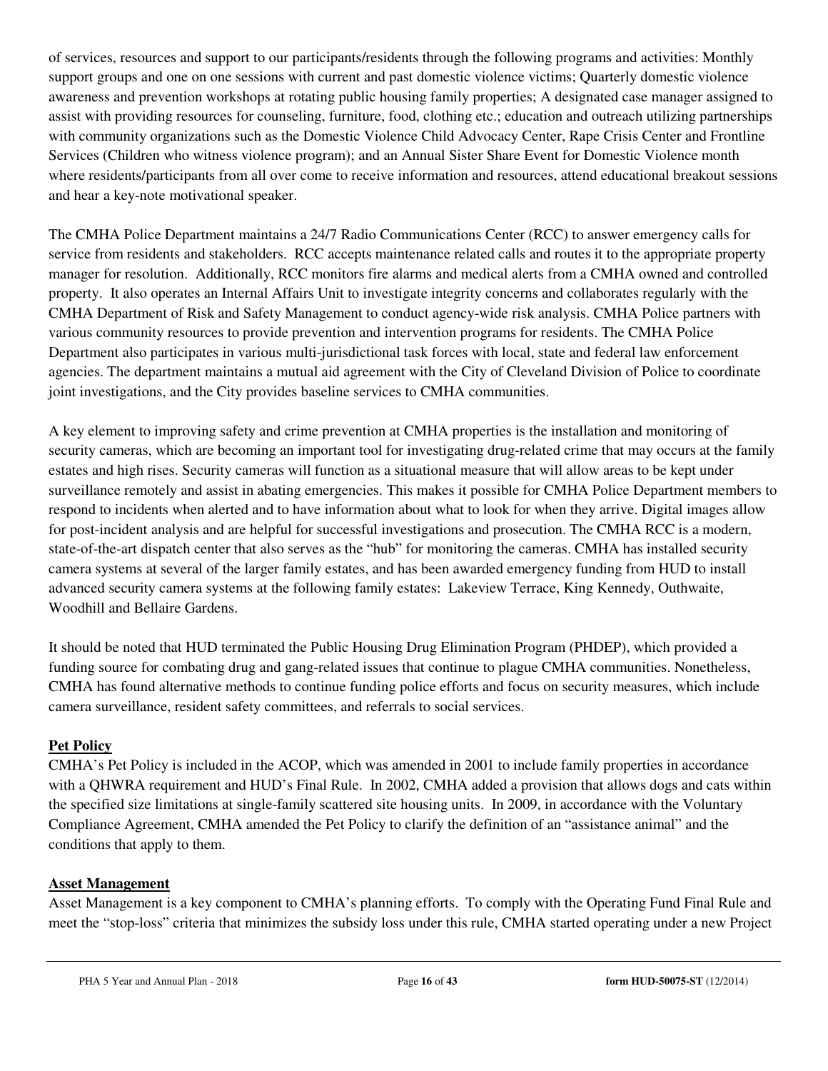of services, resources and support to our participants/residents through the following programs and activities: Monthly support groups and one on one sessions with current and past domestic violence victims; Quarterly domestic violence awareness and prevention workshops at rotating public housing family properties; A designated case manager assigned to assist with providing resources for counseling, furniture, food, clothing etc.; education and outreach utilizing partnerships with community organizations such as the Domestic Violence Child Advocacy Center, Rape Crisis Center and Frontline Services (Children who witness violence program); and an Annual Sister Share Event for Domestic Violence month where residents/participants from all over come to receive information and resources, attend educational breakout sessions and hear a key-note motivational speaker.

The CMHA Police Department maintains a 24/7 Radio Communications Center (RCC) to answer emergency calls for service from residents and stakeholders. RCC accepts maintenance related calls and routes it to the appropriate property manager for resolution. Additionally, RCC monitors fire alarms and medical alerts from a CMHA owned and controlled property. It also operates an Internal Affairs Unit to investigate integrity concerns and collaborates regularly with the CMHA Department of Risk and Safety Management to conduct agency-wide risk analysis. CMHA Police partners with various community resources to provide prevention and intervention programs for residents. The CMHA Police Department also participates in various multi-jurisdictional task forces with local, state and federal law enforcement agencies. The department maintains a mutual aid agreement with the City of Cleveland Division of Police to coordinate joint investigations, and the City provides baseline services to CMHA communities.

A key element to improving safety and crime prevention at CMHA properties is the installation and monitoring of security cameras, which are becoming an important tool for investigating drug-related crime that may occurs at the family estates and high rises. Security cameras will function as a situational measure that will allow areas to be kept under surveillance remotely and assist in abating emergencies. This makes it possible for CMHA Police Department members to respond to incidents when alerted and to have information about what to look for when they arrive. Digital images allow for post-incident analysis and are helpful for successful investigations and prosecution. The CMHA RCC is a modern, state-of-the-art dispatch center that also serves as the "hub" for monitoring the cameras. CMHA has installed security camera systems at several of the larger family estates, and has been awarded emergency funding from HUD to install advanced security camera systems at the following family estates: Lakeview Terrace, King Kennedy, Outhwaite, Woodhill and Bellaire Gardens.

It should be noted that HUD terminated the Public Housing Drug Elimination Program (PHDEP), which provided a funding source for combating drug and gang-related issues that continue to plague CMHA communities. Nonetheless, CMHA has found alternative methods to continue funding police efforts and focus on security measures, which include camera surveillance, resident safety committees, and referrals to social services.

**Pet Policy**

CMHA's Pet Policy is included in the ACOP, which was amended in 2001 to include family properties in accordance with a QHWRA requirement and HUD's Final Rule. In 2002, CMHA added a provision that allows dogs and cats within the specified size limitations at single-family scattered site housing units. In 2009, in accordance with the Voluntary Compliance Agreement, CMHA amended the Pet Policy to clarify the definition of an "assistance animal" and the conditions that apply to them.

**Asset Management**

Asset Management is a key component to CMHA's planning efforts. To comply with the Operating Fund Final Rule and meet the "stop-loss" criteria that minimizes the subsidy loss under this rule, CMHA started operating under a new Project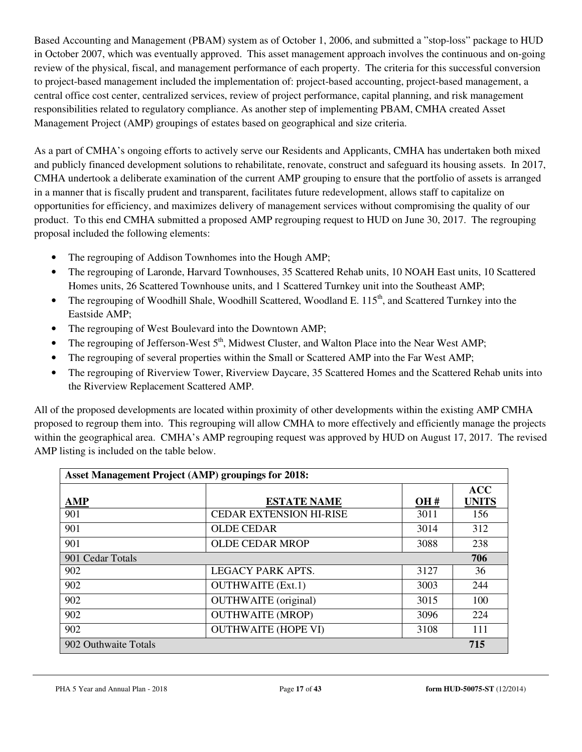Based Accounting and Management (PBAM) system as of October 1, 2006, and submitted a "stop-loss" package to HUD in October 2007, which was eventually approved. This asset management approach involves the continuous and on-going review of the physical, fiscal, and management performance of each property. The criteria for this successful conversion to project-based management included the implementation of: project-based accounting, project-based management, a central office cost center, centralized services, review of project performance, capital planning, and risk management responsibilities related to regulatory compliance. As another step of implementing PBAM, CMHA created Asset Management Project (AMP) groupings of estates based on geographical and size criteria.

As a part of CMHA's ongoing efforts to actively serve our Residents and Applicants, CMHA has undertaken both mixed and publicly financed development solutions to rehabilitate, renovate, construct and safeguard its housing assets. In 2017, CMHA undertook a deliberate examination of the current AMP grouping to ensure that the portfolio of assets is arranged in a manner that is fiscally prudent and transparent, facilitates future redevelopment, allows staff to capitalize on opportunities for efficiency, and maximizes delivery of management services without compromising the quality of our product. To this end CMHA submitted a proposed AMP regrouping request to HUD on June 30, 2017. The regrouping proposal included the following elements:

- The regrouping of Addison Townhomes into the Hough AMP;
- The regrouping of Laronde, Harvard Townhouses, 35 Scattered Rehab units, 10 NOAH East units, 10 Scattered Homes units, 26 Scattered Townhouse units, and 1 Scattered Turnkey unit into the Southeast AMP;
- The regrouping of Woodhill Shale, Woodhill Scattered, Woodland E. 115th, and Scattered Turnkey into the Eastside AMP;
- The regrouping of West Boulevard into the Downtown AMP;
- The regrouping of Jefferson-West 5th, Midwest Cluster, and Walton Place into the Near West AMP;
- The regrouping of several properties within the Small or Scattered AMP into the Far West AMP;
- The regrouping of Riverview Tower, Riverview Daycare, 35 Scattered Homes and the Scattered Rehab units into the Riverview Replacement Scattered AMP.

All of the proposed developments are located within proximity of other developments within the existing AMP CMHA proposed to regroup them into. This regrouping will allow CMHA to more effectively and efficiently manage the projects within the geographical area. CMHA's AMP regrouping request was approved by HUD on August 17, 2017. The revised AMP listing is included on the table below.

| **Asset Management Project (AMP) groupings for 2018:** | | | |
|---|---|---|---|
| **AMP** | **ESTATE NAME** | **OH #** | **ACC UNITS** |
| 901 | CEDAR EXTENSION HI-RISE | 3011 | 156 |
| 901 | OLDE CEDAR | 3014 | 312 |
| 901 | OLDE CEDAR MROP | 3088 | 238 |
| 901 Cedar Totals | | | **706** |
| 902 | LEGACY PARK APTS. | 3127 | 36 |
| 902 | OUTHWAITE (Ext.1) | 3003 | 244 |
| 902 | OUTHWAITE (original) | 3015 | 100 |
| 902 | OUTHWAITE (MROP) | 3096 | 224 |
| 902 | OUTHWAITE (HOPE VI) | 3108 | 111 |
| 902 Outhwaite Totals | | | **715** |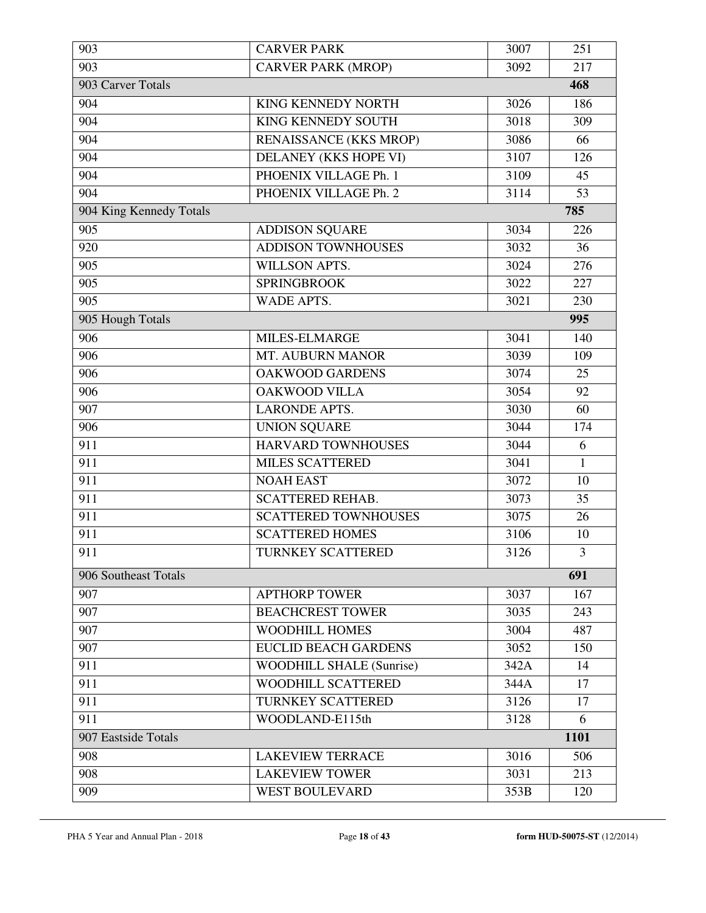| | | | |
|---|---|---|---|
| 903 | CARVER PARK | 3007 | 251 |
| 903 | CARVER PARK (MROP) | 3092 | 217 |
| 903 Carver Totals | | | **468** |
| 904 | KING KENNEDY NORTH | 3026 | 186 |
| 904 | KING KENNEDY SOUTH | 3018 | 309 |
| 904 | RENAISSANCE (KKS MROP) | 3086 | 66 |
| 904 | DELANEY (KKS HOPE VI) | 3107 | 126 |
| 904 | PHOENIX VILLAGE Ph. 1 | 3109 | 45 |
| 904 | PHOENIX VILLAGE Ph. 2 | 3114 | 53 |
| 904 King Kennedy Totals | | | **785** |
| 905 | ADDISON SQUARE | 3034 | 226 |
| 920 | ADDISON TOWNHOUSES | 3032 | 36 |
| 905 | WILLSON APTS. | 3024 | 276 |
| 905 | SPRINGBROOK | 3022 | 227 |
| 905 | WADE APTS. | 3021 | 230 |
| 905 Hough Totals | | | **995** |
| 906 | MILES-ELMARGE | 3041 | 140 |
| 906 | MT. AUBURN MANOR | 3039 | 109 |
| 906 | OAKWOOD GARDENS | 3074 | 25 |
| 906 | OAKWOOD VILLA | 3054 | 92 |
| 907 | LARONDE APTS. | 3030 | 60 |
| 906 | UNION SQUARE | 3044 | 174 |
| 911 | HARVARD TOWNHOUSES | 3044 | 6 |
| 911 | MILES SCATTERED | 3041 | 1 |
| 911 | NOAH EAST | 3072 | 10 |
| 911 | SCATTERED REHAB. | 3073 | 35 |
| 911 | SCATTERED TOWNHOUSES | 3075 | 26 |
| 911 | SCATTERED HOMES | 3106 | 10 |
| 911 | TURNKEY SCATTERED | 3126 | 3 |
| 906 Southeast Totals | | | **691** |
| 907 | APTHORP TOWER | 3037 | 167 |
| 907 | BEACHCREST TOWER | 3035 | 243 |
| 907 | WOODHILL HOMES | 3004 | 487 |
| 907 | EUCLID BEACH GARDENS | 3052 | 150 |
| 911 | WOODHILL SHALE (Sunrise) | 342A | 14 |
| 911 | WOODHILL SCATTERED | 344A | 17 |
| 911 | TURNKEY SCATTERED | 3126 | 17 |
| 911 | WOODLAND-E115th | 3128 | 6 |
| 907 Eastside Totals | | | **1101** |
| 908 | LAKEVIEW TERRACE | 3016 | 506 |
| 908 | LAKEVIEW TOWER | 3031 | 213 |
| 909 | WEST BOULEVARD | 353B | 120 |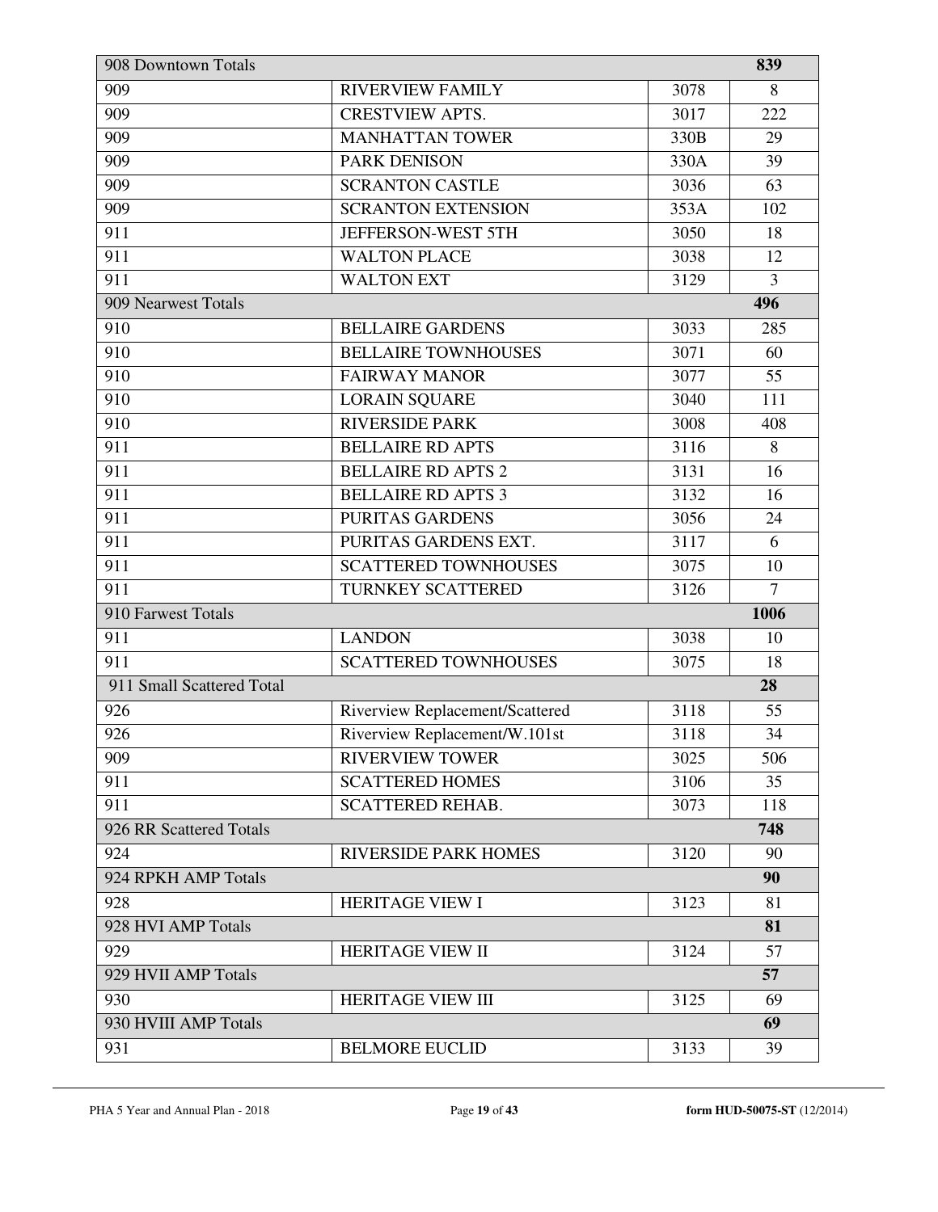| 908 Downtown Totals | | | 839 |
|---|---|---|---|
| 909 | RIVERVIEW FAMILY | 3078 | 8 |
| 909 | CRESTVIEW APTS. | 3017 | 222 |
| 909 | MANHATTAN TOWER | 330B | 29 |
| 909 | PARK DENISON | 330A | 39 |
| 909 | SCRANTON CASTLE | 3036 | 63 |
| 909 | SCRANTON EXTENSION | 353A | 102 |
| 911 | JEFFERSON-WEST 5TH | 3050 | 18 |
| 911 | WALTON PLACE | 3038 | 12 |
| 911 | WALTON EXT | 3129 | 3 |
| 909 Nearwest Totals | | | **496** |
| 910 | BELLAIRE GARDENS | 3033 | 285 |
| 910 | BELLAIRE TOWNHOUSES | 3071 | 60 |
| 910 | FAIRWAY MANOR | 3077 | 55 |
| 910 | LORAIN SQUARE | 3040 | 111 |
| 910 | RIVERSIDE PARK | 3008 | 408 |
| 911 | BELLAIRE RD APTS | 3116 | 8 |
| 911 | BELLAIRE RD APTS 2 | 3131 | 16 |
| 911 | BELLAIRE RD APTS 3 | 3132 | 16 |
| 911 | PURITAS GARDENS | 3056 | 24 |
| 911 | PURITAS GARDENS EXT. | 3117 | 6 |
| 911 | SCATTERED TOWNHOUSES | 3075 | 10 |
| 911 | TURNKEY SCATTERED | 3126 | 7 |
| 910 Farwest Totals | | | **1006** |
| 911 | LANDON | 3038 | 10 |
| 911 | SCATTERED TOWNHOUSES | 3075 | 18 |
| 911 Small Scattered Total | | | **28** |
| 926 | Riverview Replacement/Scattered | 3118 | 55 |
| 926 | Riverview Replacement/W.101st | 3118 | 34 |
| 909 | RIVERVIEW TOWER | 3025 | 506 |
| 911 | SCATTERED HOMES | 3106 | 35 |
| 911 | SCATTERED REHAB. | 3073 | 118 |
| 926 RR Scattered Totals | | | **748** |
| 924 | RIVERSIDE PARK HOMES | 3120 | 90 |
| 924 RPKH AMP Totals | | | **90** |
| 928 | HERITAGE VIEW I | 3123 | 81 |
| 928 HVI AMP Totals | | | **81** |
| 929 | HERITAGE VIEW II | 3124 | 57 |
| 929 HVII AMP Totals | | | **57** |
| 930 | HERITAGE VIEW III | 3125 | 69 |
| 930 HVIII AMP Totals | | | **69** |
| 931 | BELMORE EUCLID | 3133 | 39 |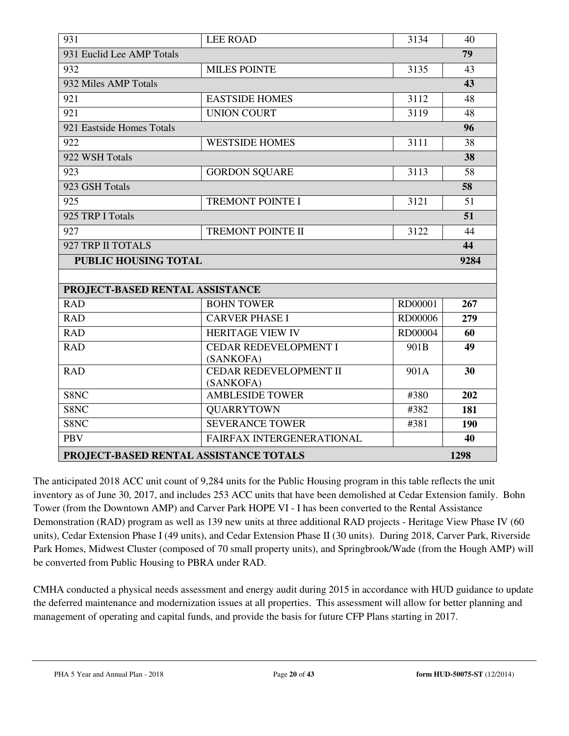| 931 | LEE ROAD | 3134 | 40 |
|---|---|---|---|
| 931 Euclid Lee AMP Totals | | | **79** |
| 932 | MILES POINTE | 3135 | 43 |
| 932 Miles AMP Totals | | | **43** |
| 921 | EASTSIDE HOMES | 3112 | 48 |
| 921 | UNION COURT | 3119 | 48 |
| 921 Eastside Homes Totals | | | **96** |
| 922 | WESTSIDE HOMES | 3111 | 38 |
| 922 WSH Totals | | | **38** |
| 923 | GORDON SQUARE | 3113 | 58 |
| 923 GSH Totals | | | **58** |
| 925 | TREMONT POINTE I | 3121 | 51 |
| 925 TRP I Totals | | | **51** |
| 927 | TREMONT POINTE II | 3122 | 44 |
| 927 TRP II TOTALS | | | **44** |
| **PUBLIC HOUSING TOTAL** | | | **9284** |
| | | | |
| **PROJECT-BASED RENTAL ASSISTANCE** | | | |
| RAD | BOHN TOWER | RD00001 | **267** |
| RAD | CARVER PHASE I | RD00006 | **279** |
| RAD | HERITAGE VIEW IV | RD00004 | **60** |
| RAD | CEDAR REDEVELOPMENT I (SANKOFA) | 901B | **49** |
| RAD | CEDAR REDEVELOPMENT II (SANKOFA) | 901A | **30** |
| S8NC | AMBLESIDE TOWER | #380 | **202** |
| S8NC | QUARRYTOWN | #382 | **181** |
| S8NC | SEVERANCE TOWER | #381 | **190** |
| PBV | FAIRFAX INTERGENERATIONAL | | **40** |
| **PROJECT-BASED RENTAL ASSISTANCE TOTALS** | | | **1298** |

The anticipated 2018 ACC unit count of 9,284 units for the Public Housing program in this table reflects the unit inventory as of June 30, 2017, and includes 253 ACC units that have been demolished at Cedar Extension family. Bohn Tower (from the Downtown AMP) and Carver Park HOPE VI - I has been converted to the Rental Assistance Demonstration (RAD) program as well as 139 new units at three additional RAD projects - Heritage View Phase IV (60 units), Cedar Extension Phase I (49 units), and Cedar Extension Phase II (30 units). During 2018, Carver Park, Riverside Park Homes, Midwest Cluster (composed of 70 small property units), and Springbrook/Wade (from the Hough AMP) will be converted from Public Housing to PBRA under RAD.

CMHA conducted a physical needs assessment and energy audit during 2015 in accordance with HUD guidance to update the deferred maintenance and modernization issues at all properties. This assessment will allow for better planning and management of operating and capital funds, and provide the basis for future CFP Plans starting in 2017.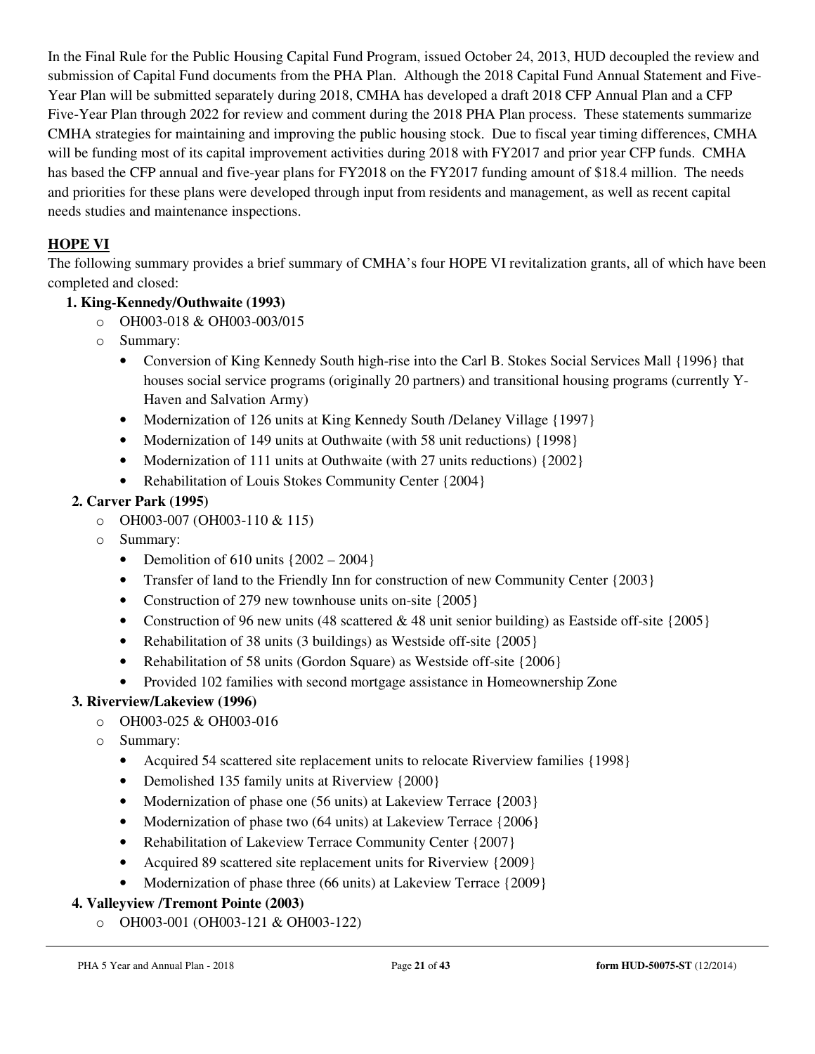In the Final Rule for the Public Housing Capital Fund Program, issued October 24, 2013, HUD decoupled the review and submission of Capital Fund documents from the PHA Plan. Although the 2018 Capital Fund Annual Statement and Five-Year Plan will be submitted separately during 2018, CMHA has developed a draft 2018 CFP Annual Plan and a CFP Five-Year Plan through 2022 for review and comment during the 2018 PHA Plan process. These statements summarize CMHA strategies for maintaining and improving the public housing stock. Due to fiscal year timing differences, CMHA will be funding most of its capital improvement activities during 2018 with FY2017 and prior year CFP funds. CMHA has based the CFP annual and five-year plans for FY2018 on the FY2017 funding amount of $18.4 million. The needs and priorities for these plans were developed through input from residents and management, as well as recent capital needs studies and maintenance inspections.

## HOPE VI

The following summary provides a brief summary of CMHA's four HOPE VI revitalization grants, all of which have been completed and closed:

**1. King-Kennedy/Outhwaite (1993)**

- OH003-018 & OH003-003/015
- Summary:
  - Conversion of King Kennedy South high-rise into the Carl B. Stokes Social Services Mall {1996} that houses social service programs (originally 20 partners) and transitional housing programs (currently Y-Haven and Salvation Army)
  - Modernization of 126 units at King Kennedy South /Delaney Village {1997}
  - Modernization of 149 units at Outhwaite (with 58 unit reductions) {1998}
  - Modernization of 111 units at Outhwaite (with 27 units reductions) {2002}
  - Rehabilitation of Louis Stokes Community Center {2004}

**2. Carver Park (1995)**

- OH003-007 (OH003-110 & 115)
- Summary:
  - Demolition of 610 units {2002 – 2004}
  - Transfer of land to the Friendly Inn for construction of new Community Center {2003}
  - Construction of 279 new townhouse units on-site {2005}
  - Construction of 96 new units (48 scattered & 48 unit senior building) as Eastside off-site {2005}
  - Rehabilitation of 38 units (3 buildings) as Westside off-site {2005}
  - Rehabilitation of 58 units (Gordon Square) as Westside off-site {2006}
  - Provided 102 families with second mortgage assistance in Homeownership Zone

**3. Riverview/Lakeview (1996)**

- OH003-025 & OH003-016
- Summary:
  - Acquired 54 scattered site replacement units to relocate Riverview families {1998}
  - Demolished 135 family units at Riverview {2000}
  - Modernization of phase one (56 units) at Lakeview Terrace {2003}
  - Modernization of phase two (64 units) at Lakeview Terrace {2006}
  - Rehabilitation of Lakeview Terrace Community Center {2007}
  - Acquired 89 scattered site replacement units for Riverview {2009}
  - Modernization of phase three (66 units) at Lakeview Terrace {2009}

**4. Valleyview /Tremont Pointe (2003)**

- OH003-001 (OH003-121 & OH003-122)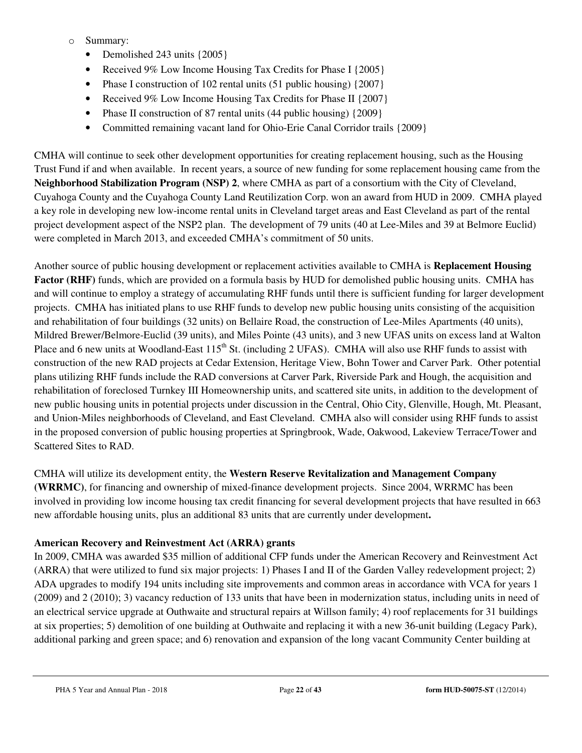- Summary:
  - Demolished 243 units {2005}
  - Received 9% Low Income Housing Tax Credits for Phase I {2005}
  - Phase I construction of 102 rental units (51 public housing) {2007}
  - Received 9% Low Income Housing Tax Credits for Phase II {2007}
  - Phase II construction of 87 rental units (44 public housing) {2009}
  - Committed remaining vacant land for Ohio-Erie Canal Corridor trails {2009}

CMHA will continue to seek other development opportunities for creating replacement housing, such as the Housing Trust Fund if and when available. In recent years, a source of new funding for some replacement housing came from the **Neighborhood Stabilization Program (NSP) 2**, where CMHA as part of a consortium with the City of Cleveland, Cuyahoga County and the Cuyahoga County Land Reutilization Corp. won an award from HUD in 2009. CMHA played a key role in developing new low-income rental units in Cleveland target areas and East Cleveland as part of the rental project development aspect of the NSP2 plan. The development of 79 units (40 at Lee-Miles and 39 at Belmore Euclid) were completed in March 2013, and exceeded CMHA's commitment of 50 units.

Another source of public housing development or replacement activities available to CMHA is **Replacement Housing Factor (RHF)** funds, which are provided on a formula basis by HUD for demolished public housing units. CMHA has and will continue to employ a strategy of accumulating RHF funds until there is sufficient funding for larger development projects. CMHA has initiated plans to use RHF funds to develop new public housing units consisting of the acquisition and rehabilitation of four buildings (32 units) on Bellaire Road, the construction of Lee-Miles Apartments (40 units), Mildred Brewer/Belmore-Euclid (39 units), and Miles Pointe (43 units), and 3 new UFAS units on excess land at Walton Place and 6 new units at Woodland-East 115th St. (including 2 UFAS). CMHA will also use RHF funds to assist with construction of the new RAD projects at Cedar Extension, Heritage View, Bohn Tower and Carver Park. Other potential plans utilizing RHF funds include the RAD conversions at Carver Park, Riverside Park and Hough, the acquisition and rehabilitation of foreclosed Turnkey III Homeownership units, and scattered site units, in addition to the development of new public housing units in potential projects under discussion in the Central, Ohio City, Glenville, Hough, Mt. Pleasant, and Union-Miles neighborhoods of Cleveland, and East Cleveland. CMHA also will consider using RHF funds to assist in the proposed conversion of public housing properties at Springbrook, Wade, Oakwood, Lakeview Terrace/Tower and Scattered Sites to RAD.

CMHA will utilize its development entity, the **Western Reserve Revitalization and Management Company (WRRMC)**, for financing and ownership of mixed-finance development projects. Since 2004, WRRMC has been involved in providing low income housing tax credit financing for several development projects that have resulted in 663 new affordable housing units, plus an additional 83 units that are currently under development**.**

**American Recovery and Reinvestment Act (ARRA) grants**

In 2009, CMHA was awarded $35 million of additional CFP funds under the American Recovery and Reinvestment Act (ARRA) that were utilized to fund six major projects: 1) Phases I and II of the Garden Valley redevelopment project; 2) ADA upgrades to modify 194 units including site improvements and common areas in accordance with VCA for years 1 (2009) and 2 (2010); 3) vacancy reduction of 133 units that have been in modernization status, including units in need of an electrical service upgrade at Outhwaite and structural repairs at Willson family; 4) roof replacements for 31 buildings at six properties; 5) demolition of one building at Outhwaite and replacing it with a new 36-unit building (Legacy Park), additional parking and green space; and 6) renovation and expansion of the long vacant Community Center building at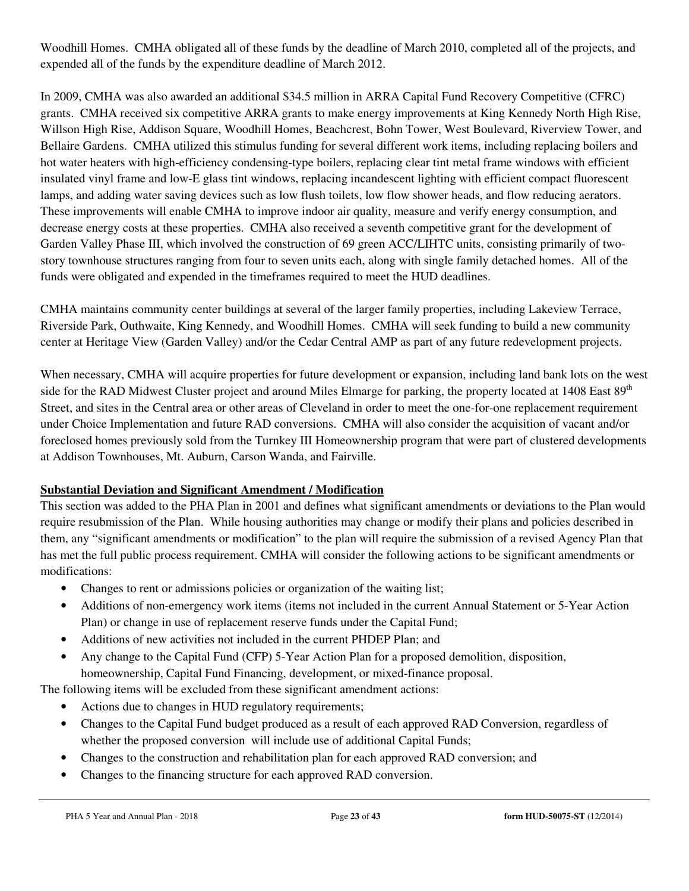Woodhill Homes. CMHA obligated all of these funds by the deadline of March 2010, completed all of the projects, and expended all of the funds by the expenditure deadline of March 2012.

In 2009, CMHA was also awarded an additional $34.5 million in ARRA Capital Fund Recovery Competitive (CFRC) grants. CMHA received six competitive ARRA grants to make energy improvements at King Kennedy North High Rise, Willson High Rise, Addison Square, Woodhill Homes, Beachcrest, Bohn Tower, West Boulevard, Riverview Tower, and Bellaire Gardens. CMHA utilized this stimulus funding for several different work items, including replacing boilers and hot water heaters with high-efficiency condensing-type boilers, replacing clear tint metal frame windows with efficient insulated vinyl frame and low-E glass tint windows, replacing incandescent lighting with efficient compact fluorescent lamps, and adding water saving devices such as low flush toilets, low flow shower heads, and flow reducing aerators. These improvements will enable CMHA to improve indoor air quality, measure and verify energy consumption, and decrease energy costs at these properties. CMHA also received a seventh competitive grant for the development of Garden Valley Phase III, which involved the construction of 69 green ACC/LIHTC units, consisting primarily of two-story townhouse structures ranging from four to seven units each, along with single family detached homes. All of the funds were obligated and expended in the timeframes required to meet the HUD deadlines.

CMHA maintains community center buildings at several of the larger family properties, including Lakeview Terrace, Riverside Park, Outhwaite, King Kennedy, and Woodhill Homes. CMHA will seek funding to build a new community center at Heritage View (Garden Valley) and/or the Cedar Central AMP as part of any future redevelopment projects.

When necessary, CMHA will acquire properties for future development or expansion, including land bank lots on the west side for the RAD Midwest Cluster project and around Miles Elmarge for parking, the property located at 1408 East 89th Street, and sites in the Central area or other areas of Cleveland in order to meet the one-for-one replacement requirement under Choice Implementation and future RAD conversions. CMHA will also consider the acquisition of vacant and/or foreclosed homes previously sold from the Turnkey III Homeownership program that were part of clustered developments at Addison Townhouses, Mt. Auburn, Carson Wanda, and Fairville.

**Substantial Deviation and Significant Amendment / Modification**

This section was added to the PHA Plan in 2001 and defines what significant amendments or deviations to the Plan would require resubmission of the Plan. While housing authorities may change or modify their plans and policies described in them, any "significant amendments or modification" to the plan will require the submission of a revised Agency Plan that has met the full public process requirement. CMHA will consider the following actions to be significant amendments or modifications:

- Changes to rent or admissions policies or organization of the waiting list;
- Additions of non-emergency work items (items not included in the current Annual Statement or 5-Year Action Plan) or change in use of replacement reserve funds under the Capital Fund;
- Additions of new activities not included in the current PHDEP Plan; and
- Any change to the Capital Fund (CFP) 5-Year Action Plan for a proposed demolition, disposition, homeownership, Capital Fund Financing, development, or mixed-finance proposal.

The following items will be excluded from these significant amendment actions:

- Actions due to changes in HUD regulatory requirements;
- Changes to the Capital Fund budget produced as a result of each approved RAD Conversion, regardless of whether the proposed conversion will include use of additional Capital Funds;
- Changes to the construction and rehabilitation plan for each approved RAD conversion; and
- Changes to the financing structure for each approved RAD conversion.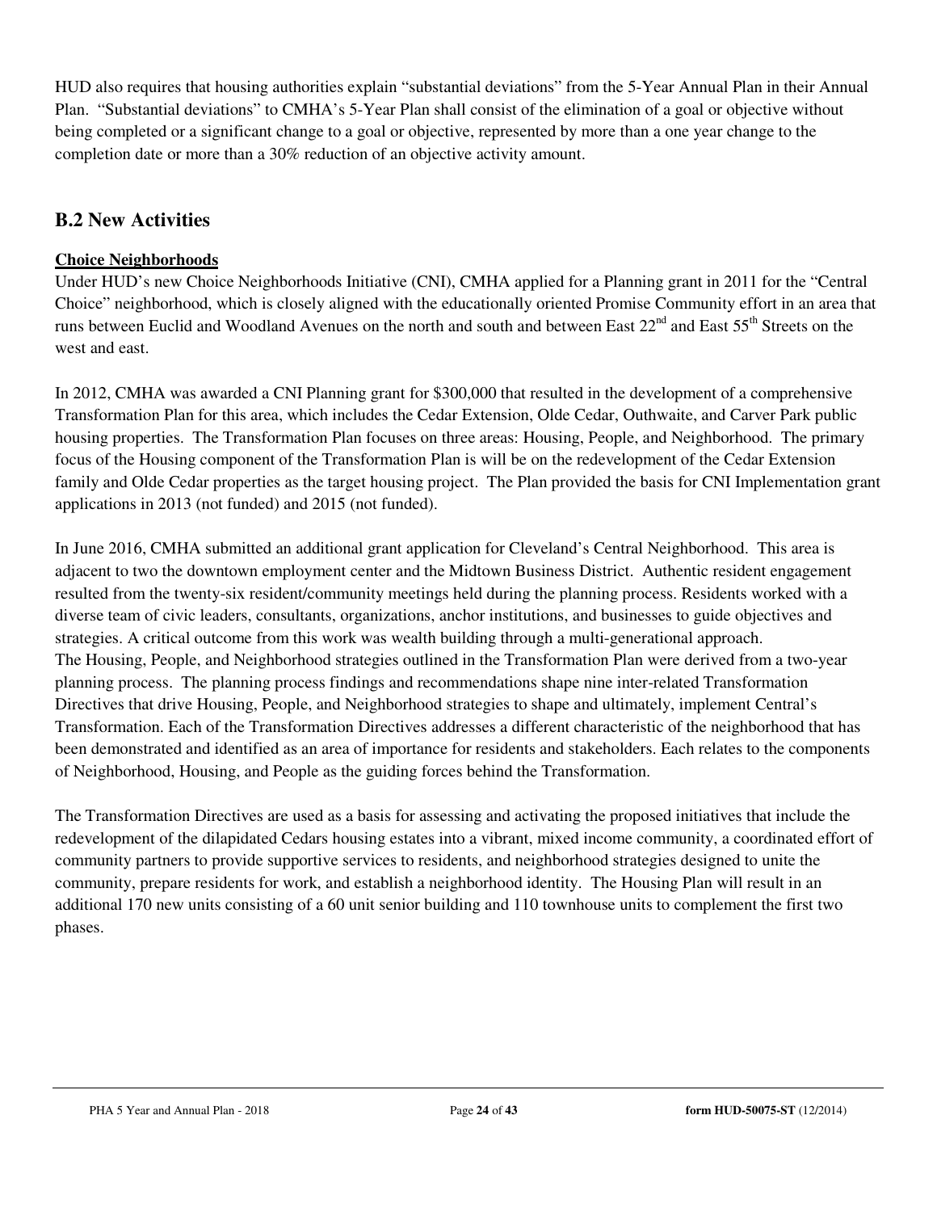HUD also requires that housing authorities explain "substantial deviations" from the 5-Year Annual Plan in their Annual Plan. "Substantial deviations" to CMHA's 5-Year Plan shall consist of the elimination of a goal or objective without being completed or a significant change to a goal or objective, represented by more than a one year change to the completion date or more than a 30% reduction of an objective activity amount.

## B.2 New Activities

**Choice Neighborhoods**

Under HUD's new Choice Neighborhoods Initiative (CNI), CMHA applied for a Planning grant in 2011 for the "Central Choice" neighborhood, which is closely aligned with the educationally oriented Promise Community effort in an area that runs between Euclid and Woodland Avenues on the north and south and between East 22nd and East 55th Streets on the west and east.

In 2012, CMHA was awarded a CNI Planning grant for $300,000 that resulted in the development of a comprehensive Transformation Plan for this area, which includes the Cedar Extension, Olde Cedar, Outhwaite, and Carver Park public housing properties. The Transformation Plan focuses on three areas: Housing, People, and Neighborhood. The primary focus of the Housing component of the Transformation Plan is will be on the redevelopment of the Cedar Extension family and Olde Cedar properties as the target housing project. The Plan provided the basis for CNI Implementation grant applications in 2013 (not funded) and 2015 (not funded).

In June 2016, CMHA submitted an additional grant application for Cleveland's Central Neighborhood. This area is adjacent to two the downtown employment center and the Midtown Business District. Authentic resident engagement resulted from the twenty-six resident/community meetings held during the planning process. Residents worked with a diverse team of civic leaders, consultants, organizations, anchor institutions, and businesses to guide objectives and strategies. A critical outcome from this work was wealth building through a multi-generational approach.
The Housing, People, and Neighborhood strategies outlined in the Transformation Plan were derived from a two-year planning process. The planning process findings and recommendations shape nine inter-related Transformation Directives that drive Housing, People, and Neighborhood strategies to shape and ultimately, implement Central's Transformation. Each of the Transformation Directives addresses a different characteristic of the neighborhood that has been demonstrated and identified as an area of importance for residents and stakeholders. Each relates to the components of Neighborhood, Housing, and People as the guiding forces behind the Transformation.

The Transformation Directives are used as a basis for assessing and activating the proposed initiatives that include the redevelopment of the dilapidated Cedars housing estates into a vibrant, mixed income community, a coordinated effort of community partners to provide supportive services to residents, and neighborhood strategies designed to unite the community, prepare residents for work, and establish a neighborhood identity. The Housing Plan will result in an additional 170 new units consisting of a 60 unit senior building and 110 townhouse units to complement the first two phases.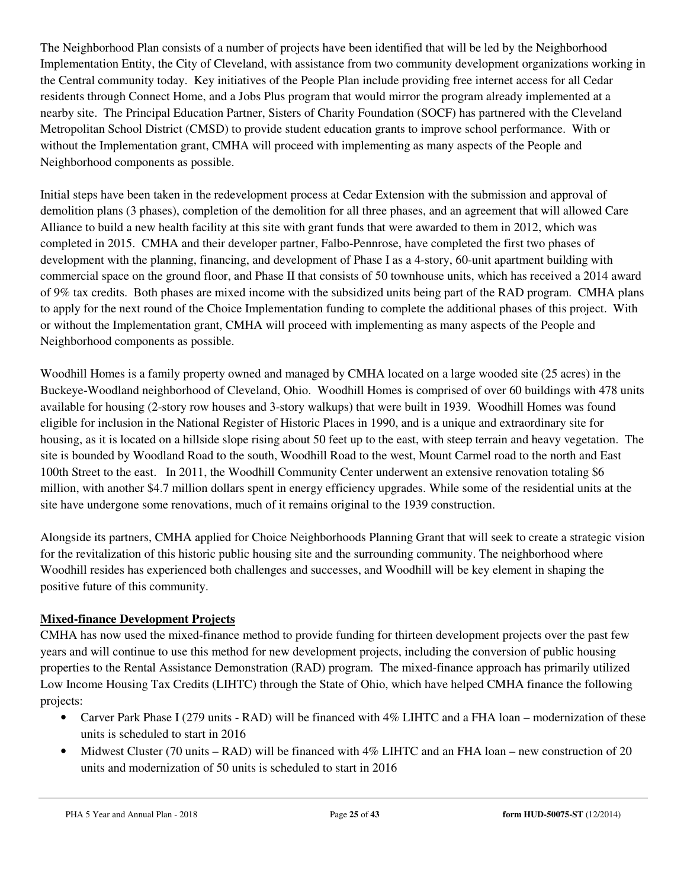The Neighborhood Plan consists of a number of projects have been identified that will be led by the Neighborhood Implementation Entity, the City of Cleveland, with assistance from two community development organizations working in the Central community today. Key initiatives of the People Plan include providing free internet access for all Cedar residents through Connect Home, and a Jobs Plus program that would mirror the program already implemented at a nearby site. The Principal Education Partner, Sisters of Charity Foundation (SOCF) has partnered with the Cleveland Metropolitan School District (CMSD) to provide student education grants to improve school performance. With or without the Implementation grant, CMHA will proceed with implementing as many aspects of the People and Neighborhood components as possible.

Initial steps have been taken in the redevelopment process at Cedar Extension with the submission and approval of demolition plans (3 phases), completion of the demolition for all three phases, and an agreement that will allowed Care Alliance to build a new health facility at this site with grant funds that were awarded to them in 2012, which was completed in 2015. CMHA and their developer partner, Falbo-Pennrose, have completed the first two phases of development with the planning, financing, and development of Phase I as a 4-story, 60-unit apartment building with commercial space on the ground floor, and Phase II that consists of 50 townhouse units, which has received a 2014 award of 9% tax credits. Both phases are mixed income with the subsidized units being part of the RAD program. CMHA plans to apply for the next round of the Choice Implementation funding to complete the additional phases of this project. With or without the Implementation grant, CMHA will proceed with implementing as many aspects of the People and Neighborhood components as possible.

Woodhill Homes is a family property owned and managed by CMHA located on a large wooded site (25 acres) in the Buckeye-Woodland neighborhood of Cleveland, Ohio. Woodhill Homes is comprised of over 60 buildings with 478 units available for housing (2-story row houses and 3-story walkups) that were built in 1939. Woodhill Homes was found eligible for inclusion in the National Register of Historic Places in 1990, and is a unique and extraordinary site for housing, as it is located on a hillside slope rising about 50 feet up to the east, with steep terrain and heavy vegetation. The site is bounded by Woodland Road to the south, Woodhill Road to the west, Mount Carmel road to the north and East 100th Street to the east. In 2011, the Woodhill Community Center underwent an extensive renovation totaling $6 million, with another $4.7 million dollars spent in energy efficiency upgrades. While some of the residential units at the site have undergone some renovations, much of it remains original to the 1939 construction.

Alongside its partners, CMHA applied for Choice Neighborhoods Planning Grant that will seek to create a strategic vision for the revitalization of this historic public housing site and the surrounding community. The neighborhood where Woodhill resides has experienced both challenges and successes, and Woodhill will be key element in shaping the positive future of this community.

**Mixed-finance Development Projects**

CMHA has now used the mixed-finance method to provide funding for thirteen development projects over the past few years and will continue to use this method for new development projects, including the conversion of public housing properties to the Rental Assistance Demonstration (RAD) program. The mixed-finance approach has primarily utilized Low Income Housing Tax Credits (LIHTC) through the State of Ohio, which have helped CMHA finance the following projects:

- Carver Park Phase I (279 units - RAD) will be financed with 4% LIHTC and a FHA loan – modernization of these units is scheduled to start in 2016
- Midwest Cluster (70 units – RAD) will be financed with 4% LIHTC and an FHA loan – new construction of 20 units and modernization of 50 units is scheduled to start in 2016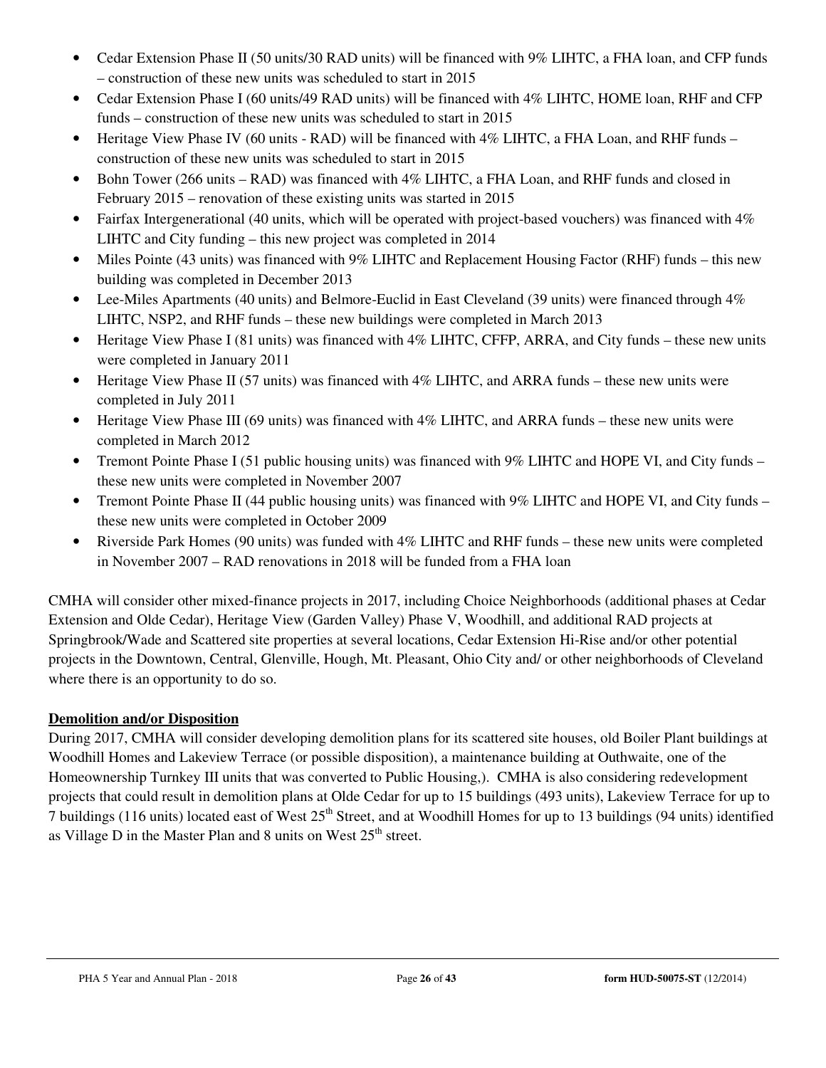- Cedar Extension Phase II (50 units/30 RAD units) will be financed with 9% LIHTC, a FHA loan, and CFP funds – construction of these new units was scheduled to start in 2015
- Cedar Extension Phase I (60 units/49 RAD units) will be financed with 4% LIHTC, HOME loan, RHF and CFP funds – construction of these new units was scheduled to start in 2015
- Heritage View Phase IV (60 units - RAD) will be financed with 4% LIHTC, a FHA Loan, and RHF funds – construction of these new units was scheduled to start in 2015
- Bohn Tower (266 units – RAD) was financed with 4% LIHTC, a FHA Loan, and RHF funds and closed in February 2015 – renovation of these existing units was started in 2015
- Fairfax Intergenerational (40 units, which will be operated with project-based vouchers) was financed with 4% LIHTC and City funding – this new project was completed in 2014
- Miles Pointe (43 units) was financed with 9% LIHTC and Replacement Housing Factor (RHF) funds – this new building was completed in December 2013
- Lee-Miles Apartments (40 units) and Belmore-Euclid in East Cleveland (39 units) were financed through 4% LIHTC, NSP2, and RHF funds – these new buildings were completed in March 2013
- Heritage View Phase I (81 units) was financed with 4% LIHTC, CFFP, ARRA, and City funds – these new units were completed in January 2011
- Heritage View Phase II (57 units) was financed with 4% LIHTC, and ARRA funds – these new units were completed in July 2011
- Heritage View Phase III (69 units) was financed with 4% LIHTC, and ARRA funds – these new units were completed in March 2012
- Tremont Pointe Phase I (51 public housing units) was financed with 9% LIHTC and HOPE VI, and City funds – these new units were completed in November 2007
- Tremont Pointe Phase II (44 public housing units) was financed with 9% LIHTC and HOPE VI, and City funds – these new units were completed in October 2009
- Riverside Park Homes (90 units) was funded with 4% LIHTC and RHF funds – these new units were completed in November 2007 – RAD renovations in 2018 will be funded from a FHA loan

CMHA will consider other mixed-finance projects in 2017, including Choice Neighborhoods (additional phases at Cedar Extension and Olde Cedar), Heritage View (Garden Valley) Phase V, Woodhill, and additional RAD projects at Springbrook/Wade and Scattered site properties at several locations, Cedar Extension Hi-Rise and/or other potential projects in the Downtown, Central, Glenville, Hough, Mt. Pleasant, Ohio City and/ or other neighborhoods of Cleveland where there is an opportunity to do so.

**Demolition and/or Disposition**

During 2017, CMHA will consider developing demolition plans for its scattered site houses, old Boiler Plant buildings at Woodhill Homes and Lakeview Terrace (or possible disposition), a maintenance building at Outhwaite, one of the Homeownership Turnkey III units that was converted to Public Housing,). CMHA is also considering redevelopment projects that could result in demolition plans at Olde Cedar for up to 15 buildings (493 units), Lakeview Terrace for up to 7 buildings (116 units) located east of West 25th Street, and at Woodhill Homes for up to 13 buildings (94 units) identified as Village D in the Master Plan and 8 units on West 25th street.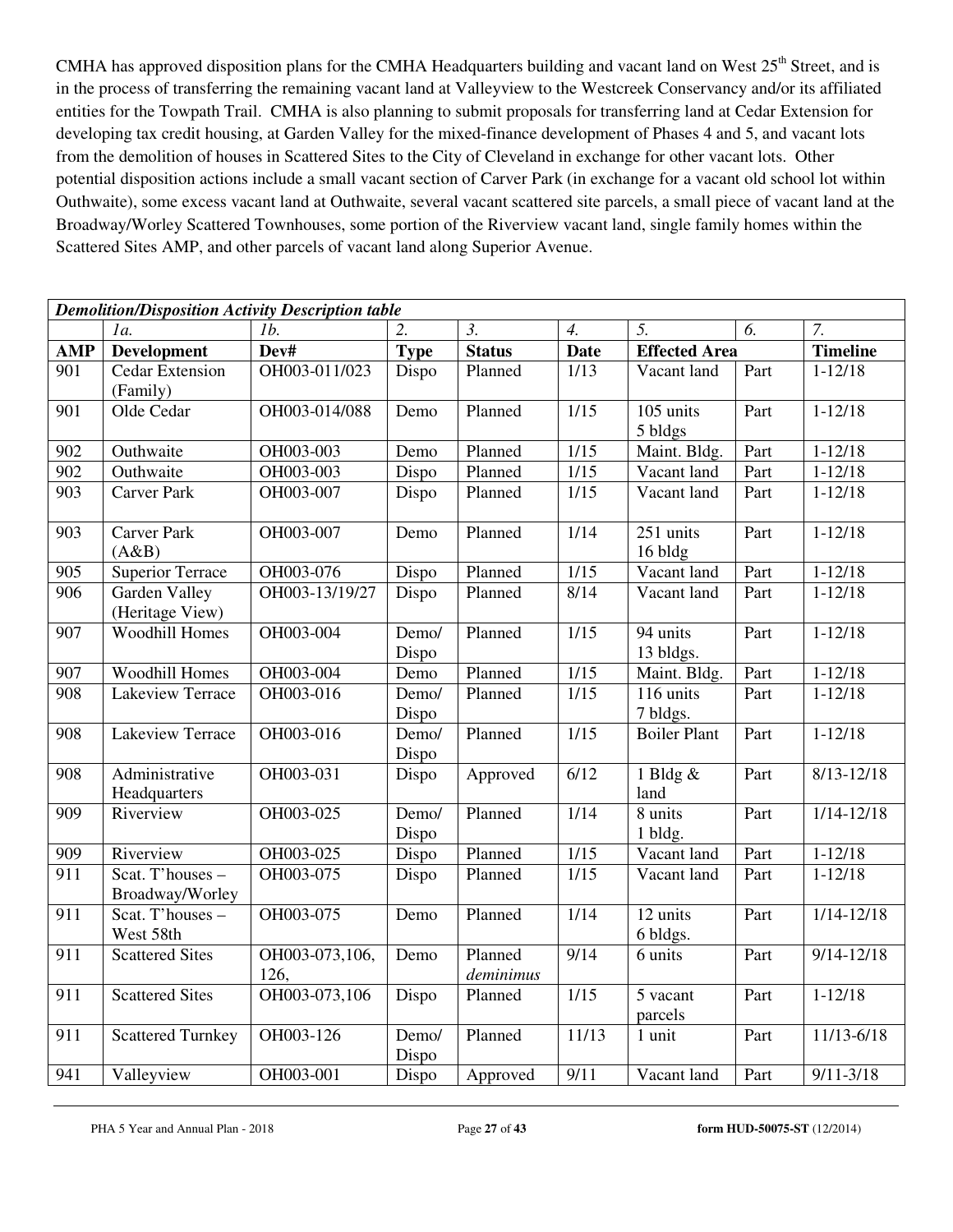CMHA has approved disposition plans for the CMHA Headquarters building and vacant land on West 25th Street, and is in the process of transferring the remaining vacant land at Valleyview to the Westcreek Conservancy and/or its affiliated entities for the Towpath Trail. CMHA is also planning to submit proposals for transferring land at Cedar Extension for developing tax credit housing, at Garden Valley for the mixed-finance development of Phases 4 and 5, and vacant lots from the demolition of houses in Scattered Sites to the City of Cleveland in exchange for other vacant lots. Other potential disposition actions include a small vacant section of Carver Park (in exchange for a vacant old school lot within Outhwaite), some excess vacant land at Outhwaite, several vacant scattered site parcels, a small piece of vacant land at the Broadway/Worley Scattered Townhouses, some portion of the Riverview vacant land, single family homes within the Scattered Sites AMP, and other parcels of vacant land along Superior Avenue.

| ***Demolition/Disposition Activity Description table*** | | | | | | | | |
|---|---|---|---|---|---|---|---|---|
| | *1a.* | *1b.* | *2.* | *3.* | *4.* | *5.* | *6.* | *7.* |
| **AMP** | **Development** | **Dev#** | **Type** | **Status** | **Date** | **Effected Area** | | **Timeline** |
| 901 | Cedar Extension (Family) | OH003-011/023 | Dispo | Planned | 1/13 | Vacant land | Part | 1-12/18 |
| 901 | Olde Cedar | OH003-014/088 | Demo | Planned | 1/15 | 105 units 5 bldgs | Part | 1-12/18 |
| 902 | Outhwaite | OH003-003 | Demo | Planned | 1/15 | Maint. Bldg. | Part | 1-12/18 |
| 902 | Outhwaite | OH003-003 | Dispo | Planned | 1/15 | Vacant land | Part | 1-12/18 |
| 903 | Carver Park | OH003-007 | Dispo | Planned | 1/15 | Vacant land | Part | 1-12/18 |
| 903 | Carver Park (A&B) | OH003-007 | Demo | Planned | 1/14 | 251 units 16 bldg | Part | 1-12/18 |
| 905 | Superior Terrace | OH003-076 | Dispo | Planned | 1/15 | Vacant land | Part | 1-12/18 |
| 906 | Garden Valley (Heritage View) | OH003-13/19/27 | Dispo | Planned | 8/14 | Vacant land | Part | 1-12/18 |
| 907 | Woodhill Homes | OH003-004 | Demo/ Dispo | Planned | 1/15 | 94 units 13 bldgs. | Part | 1-12/18 |
| 907 | Woodhill Homes | OH003-004 | Demo | Planned | 1/15 | Maint. Bldg. | Part | 1-12/18 |
| 908 | Lakeview Terrace | OH003-016 | Demo/ Dispo | Planned | 1/15 | 116 units 7 bldgs. | Part | 1-12/18 |
| 908 | Lakeview Terrace | OH003-016 | Demo/ Dispo | Planned | 1/15 | Boiler Plant | Part | 1-12/18 |
| 908 | Administrative Headquarters | OH003-031 | Dispo | Approved | 6/12 | 1 Bldg & land | Part | 8/13-12/18 |
| 909 | Riverview | OH003-025 | Demo/ Dispo | Planned | 1/14 | 8 units 1 bldg. | Part | 1/14-12/18 |
| 909 | Riverview | OH003-025 | Dispo | Planned | 1/15 | Vacant land | Part | 1-12/18 |
| 911 | Scat. T'houses – Broadway/Worley | OH003-075 | Dispo | Planned | 1/15 | Vacant land | Part | 1-12/18 |
| 911 | Scat. T'houses – West 58th | OH003-075 | Demo | Planned | 1/14 | 12 units 6 bldgs. | Part | 1/14-12/18 |
| 911 | Scattered Sites | OH003-073,106, 126, | Demo | Planned *deminimus* | 9/14 | 6 units | Part | 9/14-12/18 |
| 911 | Scattered Sites | OH003-073,106 | Dispo | Planned | 1/15 | 5 vacant parcels | Part | 1-12/18 |
| 911 | Scattered Turnkey | OH003-126 | Demo/ Dispo | Planned | 11/13 | 1 unit | Part | 11/13-6/18 |
| 941 | Valleyview | OH003-001 | Dispo | Approved | 9/11 | Vacant land | Part | 9/11-3/18 |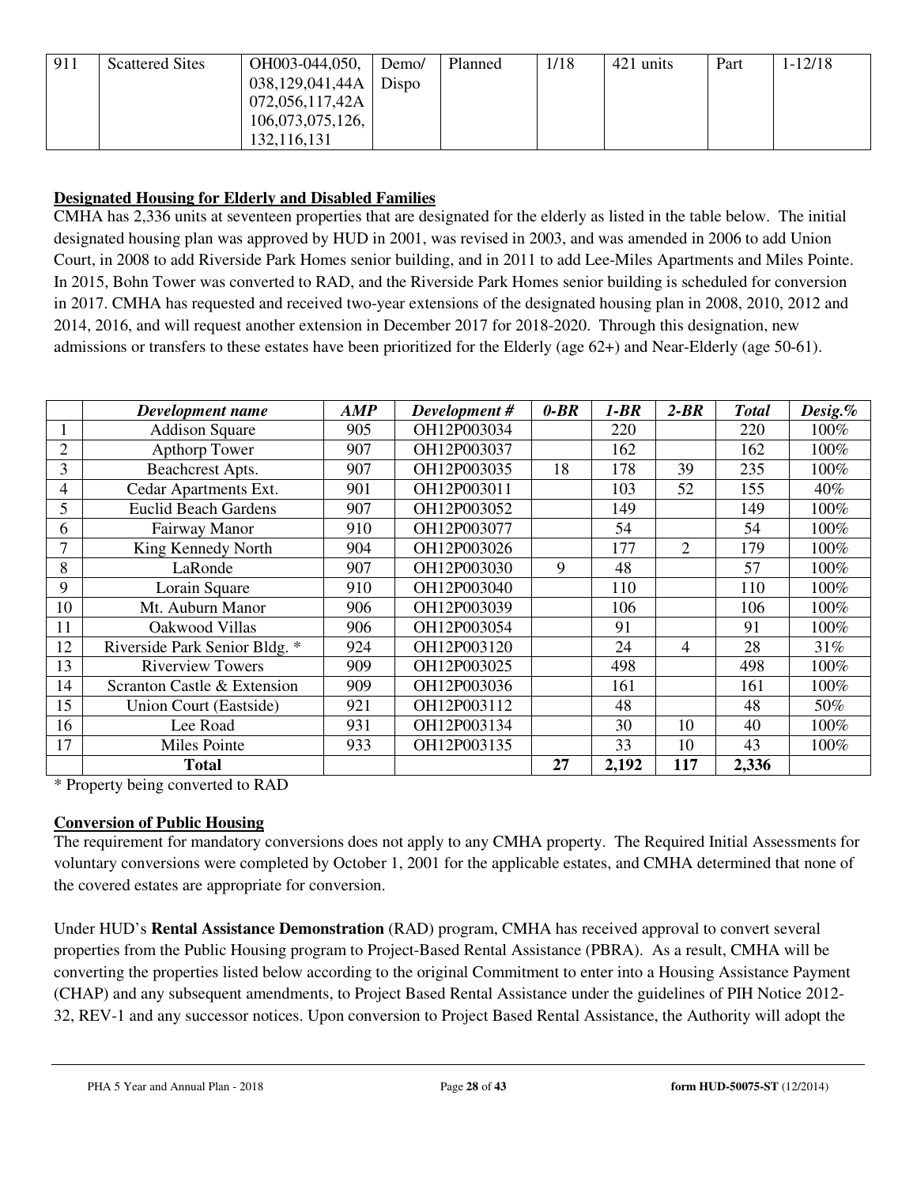| 911 | Scattered Sites | OH003-044,050, 038,129,041,44A 072,056,117,42A 106,073,075,126, 132,116,131 | Demo/ Dispo | Planned | 1/18 | 421 units | Part | 1-12/18 |
|---|---|---|---|---|---|---|---|---|

**Designated Housing for Elderly and Disabled Families**

CMHA has 2,336 units at seventeen properties that are designated for the elderly as listed in the table below. The initial designated housing plan was approved by HUD in 2001, was revised in 2003, and was amended in 2006 to add Union Court, in 2008 to add Riverside Park Homes senior building, and in 2011 to add Lee-Miles Apartments and Miles Pointe. In 2015, Bohn Tower was converted to RAD, and the Riverside Park Homes senior building is scheduled for conversion in 2017. CMHA has requested and received two-year extensions of the designated housing plan in 2008, 2010, 2012 and 2014, 2016, and will request another extension in December 2017 for 2018-2020. Through this designation, new admissions or transfers to these estates have been prioritized for the Elderly (age 62+) and Near-Elderly (age 50-61).

| | *Development name* | *AMP* | *Development #* | *0-BR* | *1-BR* | *2-BR* | *Total* | *Desig.%* |
|---|---|---|---|---|---|---|---|---|
| 1 | Addison Square | 905 | OH12P003034 | | 220 | | 220 | 100% |
| 2 | Apthorp Tower | 907 | OH12P003037 | | 162 | | 162 | 100% |
| 3 | Beachcrest Apts. | 907 | OH12P003035 | 18 | 178 | 39 | 235 | 100% |
| 4 | Cedar Apartments Ext. | 901 | OH12P003011 | | 103 | 52 | 155 | 40% |
| 5 | Euclid Beach Gardens | 907 | OH12P003052 | | 149 | | 149 | 100% |
| 6 | Fairway Manor | 910 | OH12P003077 | | 54 | | 54 | 100% |
| 7 | King Kennedy North | 904 | OH12P003026 | | 177 | 2 | 179 | 100% |
| 8 | LaRonde | 907 | OH12P003030 | 9 | 48 | | 57 | 100% |
| 9 | Lorain Square | 910 | OH12P003040 | | 110 | | 110 | 100% |
| 10 | Mt. Auburn Manor | 906 | OH12P003039 | | 106 | | 106 | 100% |
| 11 | Oakwood Villas | 906 | OH12P003054 | | 91 | | 91 | 100% |
| 12 | Riverside Park Senior Bldg. * | 924 | OH12P003120 | | 24 | 4 | 28 | 31% |
| 13 | Riverview Towers | 909 | OH12P003025 | | 498 | | 498 | 100% |
| 14 | Scranton Castle & Extension | 909 | OH12P003036 | | 161 | | 161 | 100% |
| 15 | Union Court (Eastside) | 921 | OH12P003112 | | 48 | | 48 | 50% |
| 16 | Lee Road | 931 | OH12P003134 | | 30 | 10 | 40 | 100% |
| 17 | Miles Pointe | 933 | OH12P003135 | | 33 | 10 | 43 | 100% |
| | **Total** | | | **27** | **2,192** | **117** | **2,336** | |

* Property being converted to RAD

**Conversion of Public Housing**

The requirement for mandatory conversions does not apply to any CMHA property. The Required Initial Assessments for voluntary conversions were completed by October 1, 2001 for the applicable estates, and CMHA determined that none of the covered estates are appropriate for conversion.

Under HUD's **Rental Assistance Demonstration** (RAD) program, CMHA has received approval to convert several properties from the Public Housing program to Project-Based Rental Assistance (PBRA). As a result, CMHA will be converting the properties listed below according to the original Commitment to enter into a Housing Assistance Payment (CHAP) and any subsequent amendments, to Project Based Rental Assistance under the guidelines of PIH Notice 2012-32, REV-1 and any successor notices. Upon conversion to Project Based Rental Assistance, the Authority will adopt the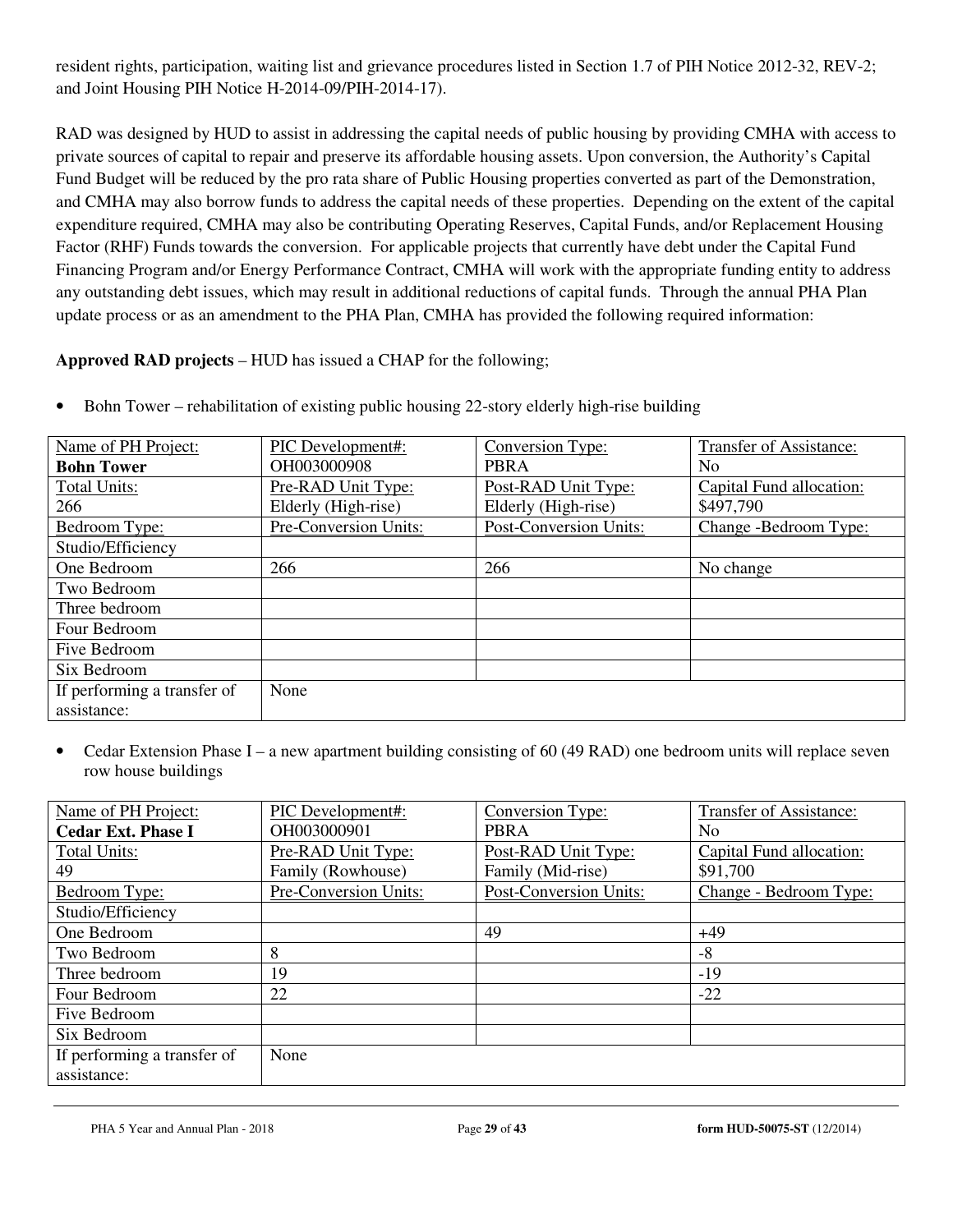resident rights, participation, waiting list and grievance procedures listed in Section 1.7 of PIH Notice 2012-32, REV-2; and Joint Housing PIH Notice H-2014-09/PIH-2014-17).

RAD was designed by HUD to assist in addressing the capital needs of public housing by providing CMHA with access to private sources of capital to repair and preserve its affordable housing assets. Upon conversion, the Authority's Capital Fund Budget will be reduced by the pro rata share of Public Housing properties converted as part of the Demonstration, and CMHA may also borrow funds to address the capital needs of these properties. Depending on the extent of the capital expenditure required, CMHA may also be contributing Operating Reserves, Capital Funds, and/or Replacement Housing Factor (RHF) Funds towards the conversion. For applicable projects that currently have debt under the Capital Fund Financing Program and/or Energy Performance Contract, CMHA will work with the appropriate funding entity to address any outstanding debt issues, which may result in additional reductions of capital funds. Through the annual PHA Plan update process or as an amendment to the PHA Plan, CMHA has provided the following required information:

**Approved RAD projects** – HUD has issued a CHAP for the following;

- Bohn Tower – rehabilitation of existing public housing 22-story elderly high-rise building

| Name of PH Project:<br>**Bohn Tower** | PIC Development#:<br>OH003000908 | Conversion Type:<br>PBRA | Transfer of Assistance:<br>No |
|---|---|---|---|
| Total Units:<br>266 | Pre-RAD Unit Type:<br>Elderly (High-rise) | Post-RAD Unit Type:<br>Elderly (High-rise) | Capital Fund allocation:<br>$497,790 |
| Bedroom Type: | Pre-Conversion Units: | Post-Conversion Units: | Change -Bedroom Type: |
| Studio/Efficiency | | | |
| One Bedroom | 266 | 266 | No change |
| Two Bedroom | | | |
| Three bedroom | | | |
| Four Bedroom | | | |
| Five Bedroom | | | |
| Six Bedroom | | | |
| If performing a transfer of assistance: | None | | |

- Cedar Extension Phase I – a new apartment building consisting of 60 (49 RAD) one bedroom units will replace seven row house buildings

| Name of PH Project:<br>**Cedar Ext. Phase I** | PIC Development#:<br>OH003000901 | Conversion Type:<br>PBRA | Transfer of Assistance:<br>No |
|---|---|---|---|
| Total Units:<br>49 | Pre-RAD Unit Type:<br>Family (Rowhouse) | Post-RAD Unit Type:<br>Family (Mid-rise) | Capital Fund allocation:<br>$91,700 |
| Bedroom Type: | Pre-Conversion Units: | Post-Conversion Units: | Change - Bedroom Type: |
| Studio/Efficiency | | | |
| One Bedroom | | 49 | +49 |
| Two Bedroom | 8 | | -8 |
| Three bedroom | 19 | | -19 |
| Four Bedroom | 22 | | -22 |
| Five Bedroom | | | |
| Six Bedroom | | | |
| If performing a transfer of assistance: | None | | |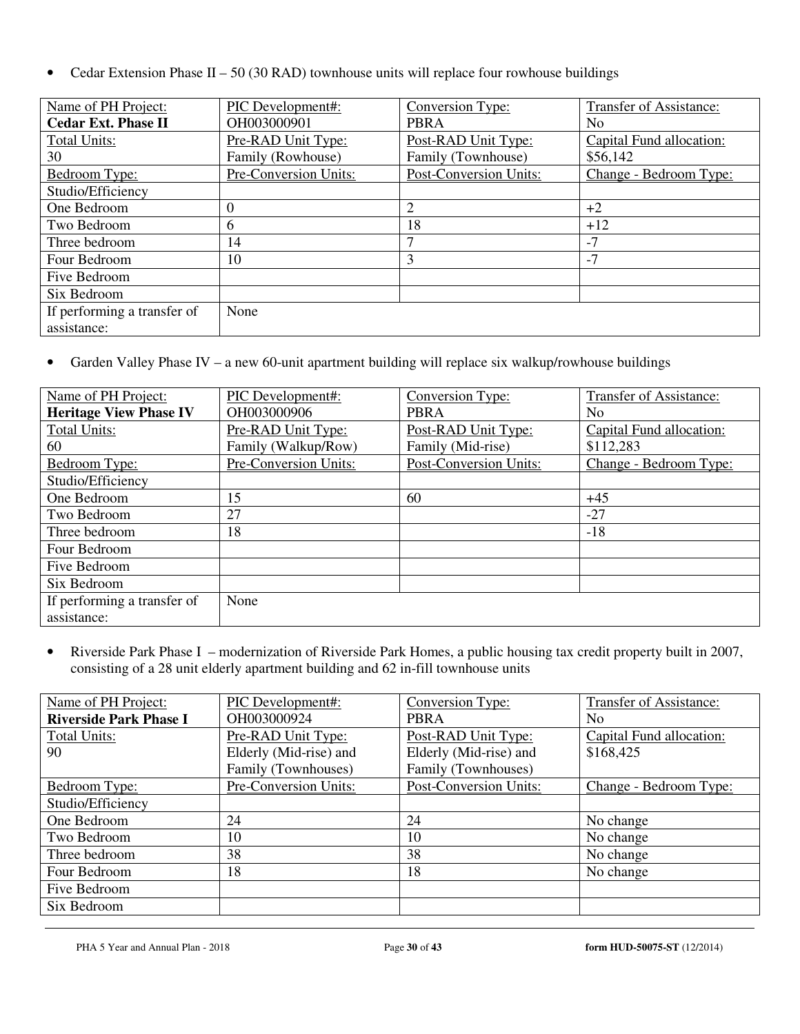- Cedar Extension Phase II – 50 (30 RAD) townhouse units will replace four rowhouse buildings

| Name of PH Project:<br>**Cedar Ext. Phase II** | PIC Development#:<br>OH003000901 | Conversion Type:<br>PBRA | Transfer of Assistance:<br>No |
|---|---|---|---|
| Total Units:<br>30 | Pre-RAD Unit Type:<br>Family (Rowhouse) | Post-RAD Unit Type:<br>Family (Townhouse) | Capital Fund allocation:<br>$56,142 |
| Bedroom Type: | Pre-Conversion Units: | Post-Conversion Units: | Change - Bedroom Type: |
| Studio/Efficiency | | | |
| One Bedroom | 0 | 2 | +2 |
| Two Bedroom | 6 | 18 | +12 |
| Three bedroom | 14 | 7 | -7 |
| Four Bedroom | 10 | 3 | -7 |
| Five Bedroom | | | |
| Six Bedroom | | | |
| If performing a transfer of assistance: | None | | |

- Garden Valley Phase IV – a new 60-unit apartment building will replace six walkup/rowhouse buildings

| Name of PH Project:<br>**Heritage View Phase IV** | PIC Development#:<br>OH003000906 | Conversion Type:<br>PBRA | Transfer of Assistance:<br>No |
|---|---|---|---|
| Total Units:<br>60 | Pre-RAD Unit Type:<br>Family (Walkup/Row) | Post-RAD Unit Type:<br>Family (Mid-rise) | Capital Fund allocation:<br>$112,283 |
| Bedroom Type: | Pre-Conversion Units: | Post-Conversion Units: | Change - Bedroom Type: |
| Studio/Efficiency | | | |
| One Bedroom | 15 | 60 | +45 |
| Two Bedroom | 27 | | -27 |
| Three bedroom | 18 | | -18 |
| Four Bedroom | | | |
| Five Bedroom | | | |
| Six Bedroom | | | |
| If performing a transfer of assistance: | None | | |

- Riverside Park Phase I – modernization of Riverside Park Homes, a public housing tax credit property built in 2007, consisting of a 28 unit elderly apartment building and 62 in-fill townhouse units

| Name of PH Project:<br>**Riverside Park Phase I** | PIC Development#:<br>OH003000924 | Conversion Type:<br>PBRA | Transfer of Assistance:<br>No |
|---|---|---|---|
| Total Units:<br>90 | Pre-RAD Unit Type:<br>Elderly (Mid-rise) and Family (Townhouses) | Post-RAD Unit Type:<br>Elderly (Mid-rise) and Family (Townhouses) | Capital Fund allocation:<br>$168,425 |
| Bedroom Type: | Pre-Conversion Units: | Post-Conversion Units: | Change - Bedroom Type: |
| Studio/Efficiency | | | |
| One Bedroom | 24 | 24 | No change |
| Two Bedroom | 10 | 10 | No change |
| Three bedroom | 38 | 38 | No change |
| Four Bedroom | 18 | 18 | No change |
| Five Bedroom | | | |
| Six Bedroom | | | |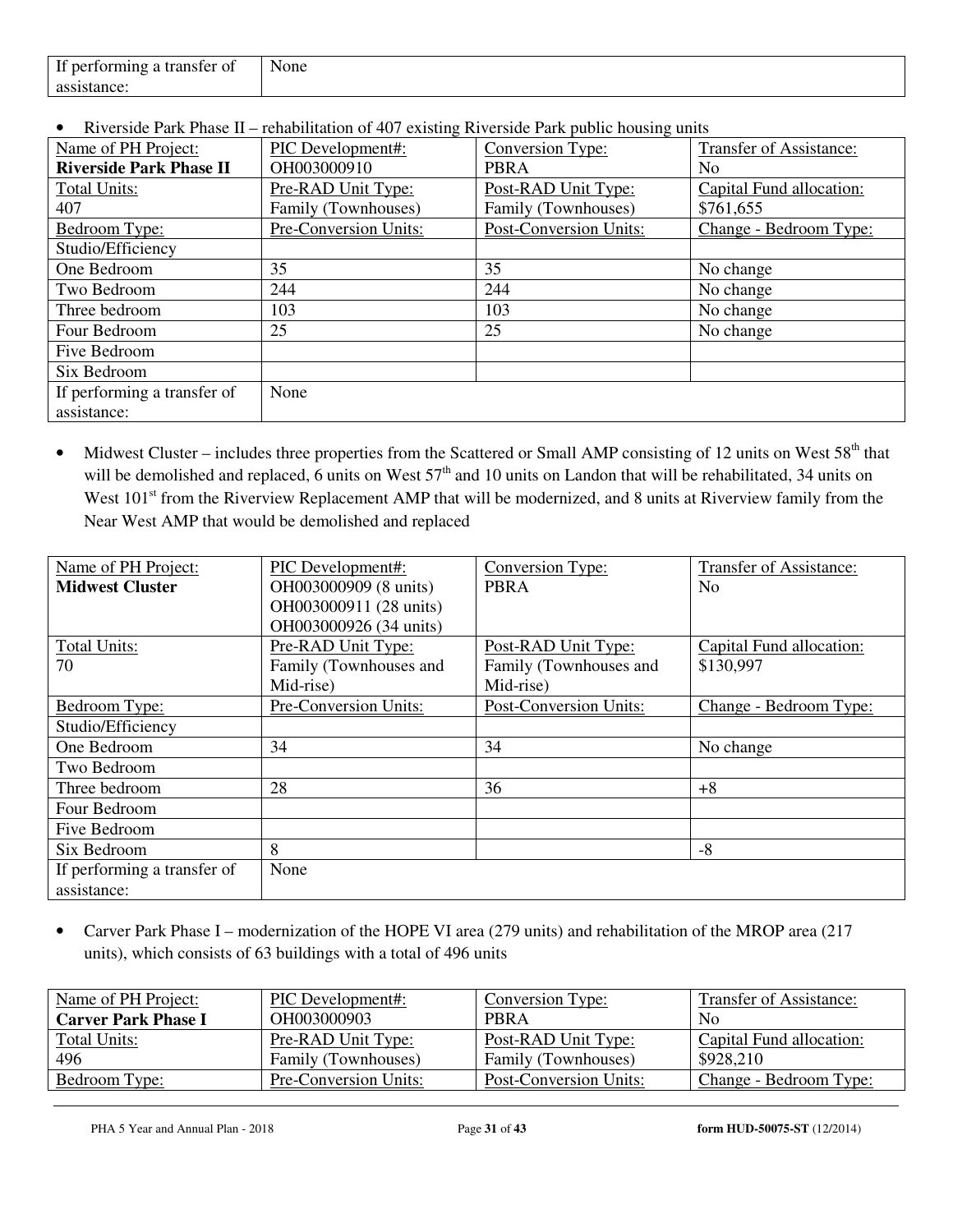| If performing a transfer of assistance: | None | | |
|---|---|---|---|

- Riverside Park Phase II – rehabilitation of 407 existing Riverside Park public housing units

| Name of PH Project: **Riverside Park Phase II** | PIC Development#: OH003000910 | Conversion Type: PBRA | Transfer of Assistance: No |
|---|---|---|---|
| Total Units: 407 | Pre-RAD Unit Type: Family (Townhouses) | Post-RAD Unit Type: Family (Townhouses) | Capital Fund allocation: $761,655 |
| Bedroom Type: | Pre-Conversion Units: | Post-Conversion Units: | Change - Bedroom Type: |
| Studio/Efficiency | | | |
| One Bedroom | 35 | 35 | No change |
| Two Bedroom | 244 | 244 | No change |
| Three bedroom | 103 | 103 | No change |
| Four Bedroom | 25 | 25 | No change |
| Five Bedroom | | | |
| Six Bedroom | | | |
| If performing a transfer of assistance: | None | | |

- Midwest Cluster – includes three properties from the Scattered or Small AMP consisting of 12 units on West 58th that will be demolished and replaced, 6 units on West 57th and 10 units on Landon that will be rehabilitated, 34 units on West 101st from the Riverview Replacement AMP that will be modernized, and 8 units at Riverview family from the Near West AMP that would be demolished and replaced

| Name of PH Project: **Midwest Cluster** | PIC Development#: OH003000909 (8 units) OH003000911 (28 units) OH003000926 (34 units) | Conversion Type: PBRA | Transfer of Assistance: No |
|---|---|---|---|
| Total Units: 70 | Pre-RAD Unit Type: Family (Townhouses and Mid-rise) | Post-RAD Unit Type: Family (Townhouses and Mid-rise) | Capital Fund allocation: $130,997 |
| Bedroom Type: | Pre-Conversion Units: | Post-Conversion Units: | Change - Bedroom Type: |
| Studio/Efficiency | | | |
| One Bedroom | 34 | 34 | No change |
| Two Bedroom | | | |
| Three bedroom | 28 | 36 | +8 |
| Four Bedroom | | | |
| Five Bedroom | | | |
| Six Bedroom | 8 | | -8 |
| If performing a transfer of assistance: | None | | |

- Carver Park Phase I – modernization of the HOPE VI area (279 units) and rehabilitation of the MROP area (217 units), which consists of 63 buildings with a total of 496 units

| Name of PH Project: **Carver Park Phase I** | PIC Development#: OH003000903 | Conversion Type: PBRA | Transfer of Assistance: No |
|---|---|---|---|
| Total Units: 496 | Pre-RAD Unit Type: Family (Townhouses) | Post-RAD Unit Type: Family (Townhouses) | Capital Fund allocation: $928,210 |
| Bedroom Type: | Pre-Conversion Units: | Post-Conversion Units: | Change - Bedroom Type: |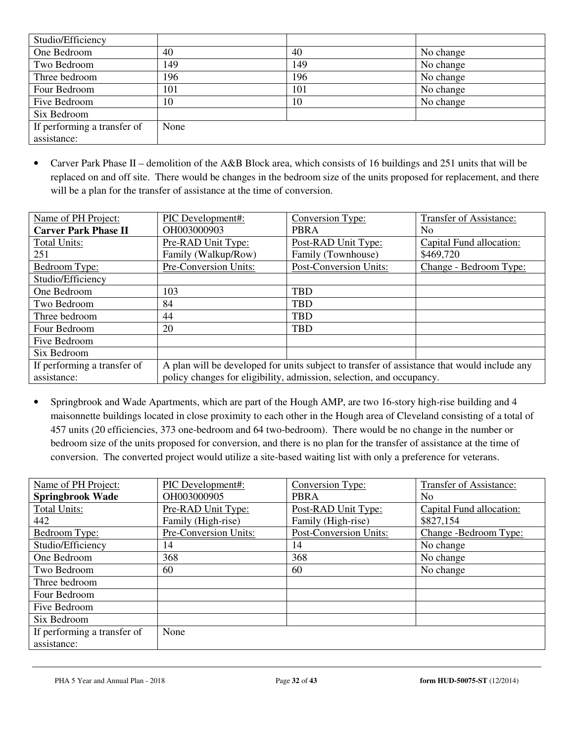| | | | |
|---|---|---|---|
| Studio/Efficiency | | | |
| One Bedroom | 40 | 40 | No change |
| Two Bedroom | 149 | 149 | No change |
| Three bedroom | 196 | 196 | No change |
| Four Bedroom | 101 | 101 | No change |
| Five Bedroom | 10 | 10 | No change |
| Six Bedroom | | | |
| If performing a transfer of assistance: | None | | |

- Carver Park Phase II – demolition of the A&B Block area, which consists of 16 buildings and 251 units that will be replaced on and off site. There would be changes in the bedroom size of the units proposed for replacement, and there will be a plan for the transfer of assistance at the time of conversion.

| Name of PH Project: **Carver Park Phase II** | PIC Development#: OH003000903 | Conversion Type: PBRA | Transfer of Assistance: No |
|---|---|---|---|
| Total Units: 251 | Pre-RAD Unit Type: Family (Walkup/Row) | Post-RAD Unit Type: Family (Townhouse) | Capital Fund allocation: $469,720 |
| Bedroom Type: | Pre-Conversion Units: | Post-Conversion Units: | Change - Bedroom Type: |
| Studio/Efficiency | | | |
| One Bedroom | 103 | TBD | |
| Two Bedroom | 84 | TBD | |
| Three bedroom | 44 | TBD | |
| Four Bedroom | 20 | TBD | |
| Five Bedroom | | | |
| Six Bedroom | | | |
| If performing a transfer of assistance: | A plan will be developed for units subject to transfer of assistance that would include any policy changes for eligibility, admission, selection, and occupancy. | | |

- Springbrook and Wade Apartments, which are part of the Hough AMP, are two 16-story high-rise building and 4 maisonnette buildings located in close proximity to each other in the Hough area of Cleveland consisting of a total of 457 units (20 efficiencies, 373 one-bedroom and 64 two-bedroom). There would be no change in the number or bedroom size of the units proposed for conversion, and there is no plan for the transfer of assistance at the time of conversion. The converted project would utilize a site-based waiting list with only a preference for veterans.

| Name of PH Project: **Springbrook Wade** | PIC Development#: OH003000905 | Conversion Type: PBRA | Transfer of Assistance: No |
|---|---|---|---|
| Total Units: 442 | Pre-RAD Unit Type: Family (High-rise) | Post-RAD Unit Type: Family (High-rise) | Capital Fund allocation: $827,154 |
| Bedroom Type: | Pre-Conversion Units: | Post-Conversion Units: | Change -Bedroom Type: |
| Studio/Efficiency | 14 | 14 | No change |
| One Bedroom | 368 | 368 | No change |
| Two Bedroom | 60 | 60 | No change |
| Three bedroom | | | |
| Four Bedroom | | | |
| Five Bedroom | | | |
| Six Bedroom | | | |
| If performing a transfer of assistance: | None | | |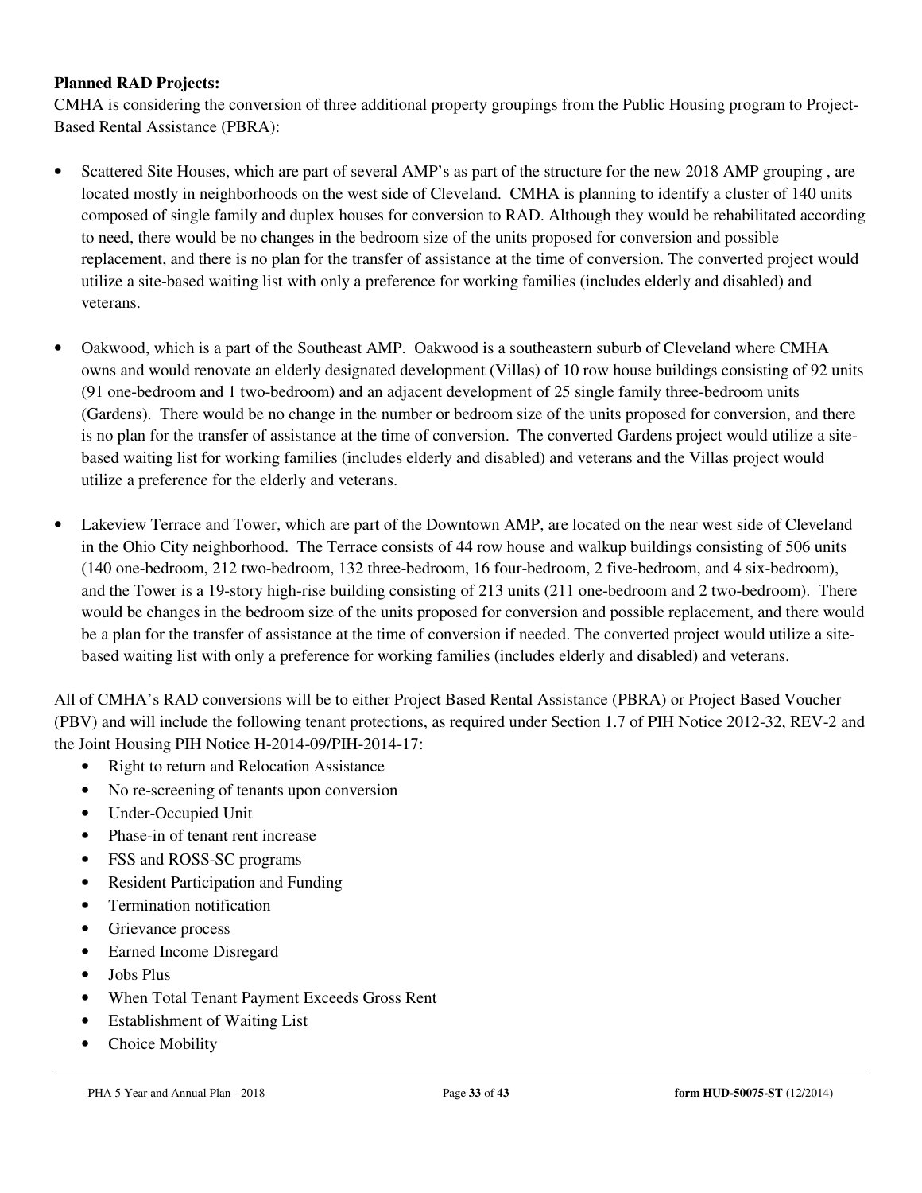**Planned RAD Projects:**

CMHA is considering the conversion of three additional property groupings from the Public Housing program to Project-Based Rental Assistance (PBRA):

- Scattered Site Houses, which are part of several AMP's as part of the structure for the new 2018 AMP grouping , are located mostly in neighborhoods on the west side of Cleveland. CMHA is planning to identify a cluster of 140 units composed of single family and duplex houses for conversion to RAD. Although they would be rehabilitated according to need, there would be no changes in the bedroom size of the units proposed for conversion and possible replacement, and there is no plan for the transfer of assistance at the time of conversion. The converted project would utilize a site-based waiting list with only a preference for working families (includes elderly and disabled) and veterans.

- Oakwood, which is a part of the Southeast AMP. Oakwood is a southeastern suburb of Cleveland where CMHA owns and would renovate an elderly designated development (Villas) of 10 row house buildings consisting of 92 units (91 one-bedroom and 1 two-bedroom) and an adjacent development of 25 single family three-bedroom units (Gardens). There would be no change in the number or bedroom size of the units proposed for conversion, and there is no plan for the transfer of assistance at the time of conversion. The converted Gardens project would utilize a site-based waiting list for working families (includes elderly and disabled) and veterans and the Villas project would utilize a preference for the elderly and veterans.

- Lakeview Terrace and Tower, which are part of the Downtown AMP, are located on the near west side of Cleveland in the Ohio City neighborhood. The Terrace consists of 44 row house and walkup buildings consisting of 506 units (140 one-bedroom, 212 two-bedroom, 132 three-bedroom, 16 four-bedroom, 2 five-bedroom, and 4 six-bedroom), and the Tower is a 19-story high-rise building consisting of 213 units (211 one-bedroom and 2 two-bedroom). There would be changes in the bedroom size of the units proposed for conversion and possible replacement, and there would be a plan for the transfer of assistance at the time of conversion if needed. The converted project would utilize a site-based waiting list with only a preference for working families (includes elderly and disabled) and veterans.

All of CMHA's RAD conversions will be to either Project Based Rental Assistance (PBRA) or Project Based Voucher (PBV) and will include the following tenant protections, as required under Section 1.7 of PIH Notice 2012-32, REV-2 and the Joint Housing PIH Notice H-2014-09/PIH-2014-17:

- Right to return and Relocation Assistance
- No re-screening of tenants upon conversion
- Under-Occupied Unit
- Phase-in of tenant rent increase
- FSS and ROSS-SC programs
- Resident Participation and Funding
- Termination notification
- Grievance process
- Earned Income Disregard
- Jobs Plus
- When Total Tenant Payment Exceeds Gross Rent
- Establishment of Waiting List
- Choice Mobility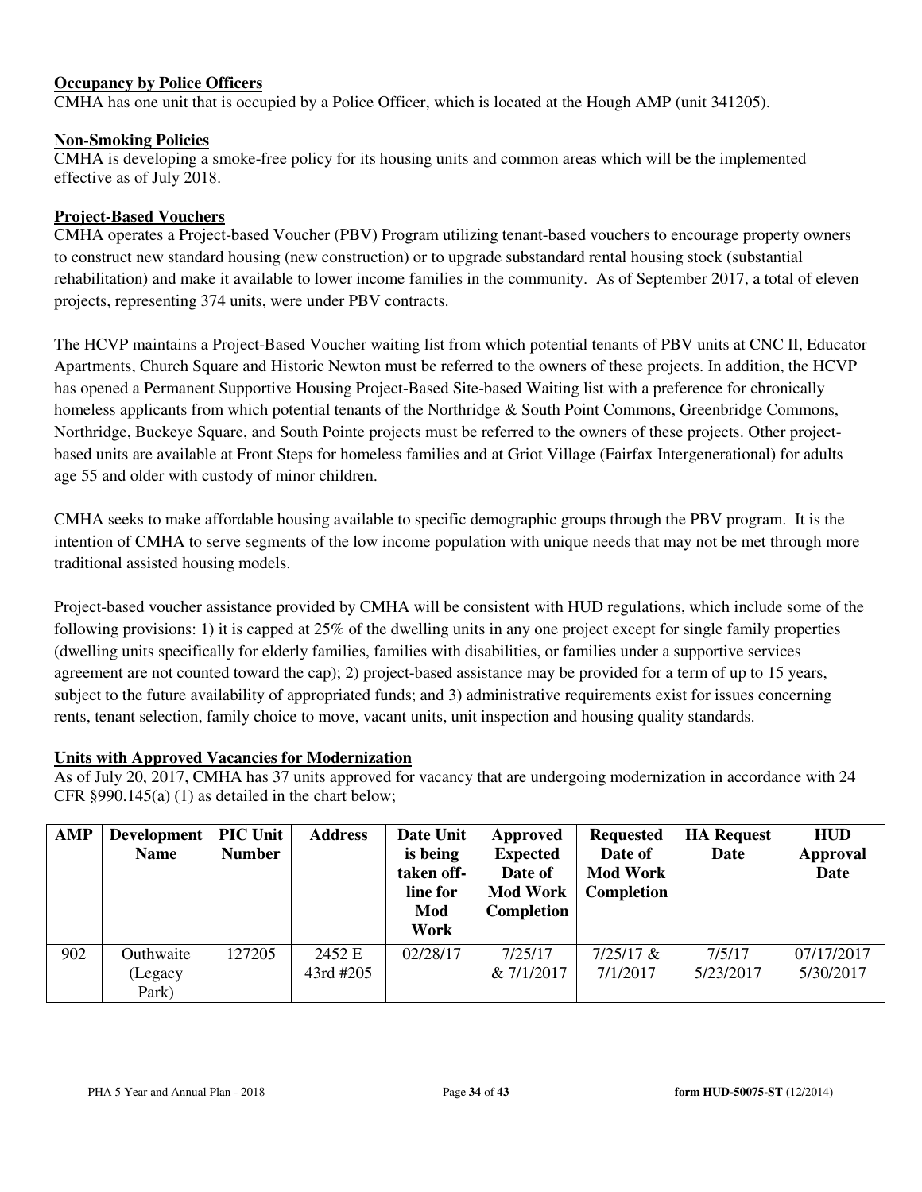**Occupancy by Police Officers**

CMHA has one unit that is occupied by a Police Officer, which is located at the Hough AMP (unit 341205).

**Non-Smoking Policies**

CMHA is developing a smoke-free policy for its housing units and common areas which will be the implemented effective as of July 2018.

**Project-Based Vouchers**

CMHA operates a Project-based Voucher (PBV) Program utilizing tenant-based vouchers to encourage property owners to construct new standard housing (new construction) or to upgrade substandard rental housing stock (substantial rehabilitation) and make it available to lower income families in the community. As of September 2017, a total of eleven projects, representing 374 units, were under PBV contracts.

The HCVP maintains a Project-Based Voucher waiting list from which potential tenants of PBV units at CNC II, Educator Apartments, Church Square and Historic Newton must be referred to the owners of these projects. In addition, the HCVP has opened a Permanent Supportive Housing Project-Based Site-based Waiting list with a preference for chronically homeless applicants from which potential tenants of the Northridge & South Point Commons, Greenbridge Commons, Northridge, Buckeye Square, and South Pointe projects must be referred to the owners of these projects. Other project-based units are available at Front Steps for homeless families and at Griot Village (Fairfax Intergenerational) for adults age 55 and older with custody of minor children.

CMHA seeks to make affordable housing available to specific demographic groups through the PBV program. It is the intention of CMHA to serve segments of the low income population with unique needs that may not be met through more traditional assisted housing models.

Project-based voucher assistance provided by CMHA will be consistent with HUD regulations, which include some of the following provisions: 1) it is capped at 25% of the dwelling units in any one project except for single family properties (dwelling units specifically for elderly families, families with disabilities, or families under a supportive services agreement are not counted toward the cap); 2) project-based assistance may be provided for a term of up to 15 years, subject to the future availability of appropriated funds; and 3) administrative requirements exist for issues concerning rents, tenant selection, family choice to move, vacant units, unit inspection and housing quality standards.

**Units with Approved Vacancies for Modernization**

As of July 20, 2017, CMHA has 37 units approved for vacancy that are undergoing modernization in accordance with 24 CFR §990.145(a) (1) as detailed in the chart below;

| AMP | Development Name | PIC Unit Number | Address | Date Unit is being taken off-line for Mod Work | Approved Expected Date of Mod Work Completion | Requested Date of Mod Work Completion | HA Request Date | HUD Approval Date |
|---|---|---|---|---|---|---|---|---|
| 902 | Outhwaite (Legacy Park) | 127205 | 2452 E 43rd #205 | 02/28/17 | 7/25/17 & 7/1/2017 | 7/25/17 & 7/1/2017 | 7/5/17 5/23/2017 | 07/17/2017 5/30/2017 |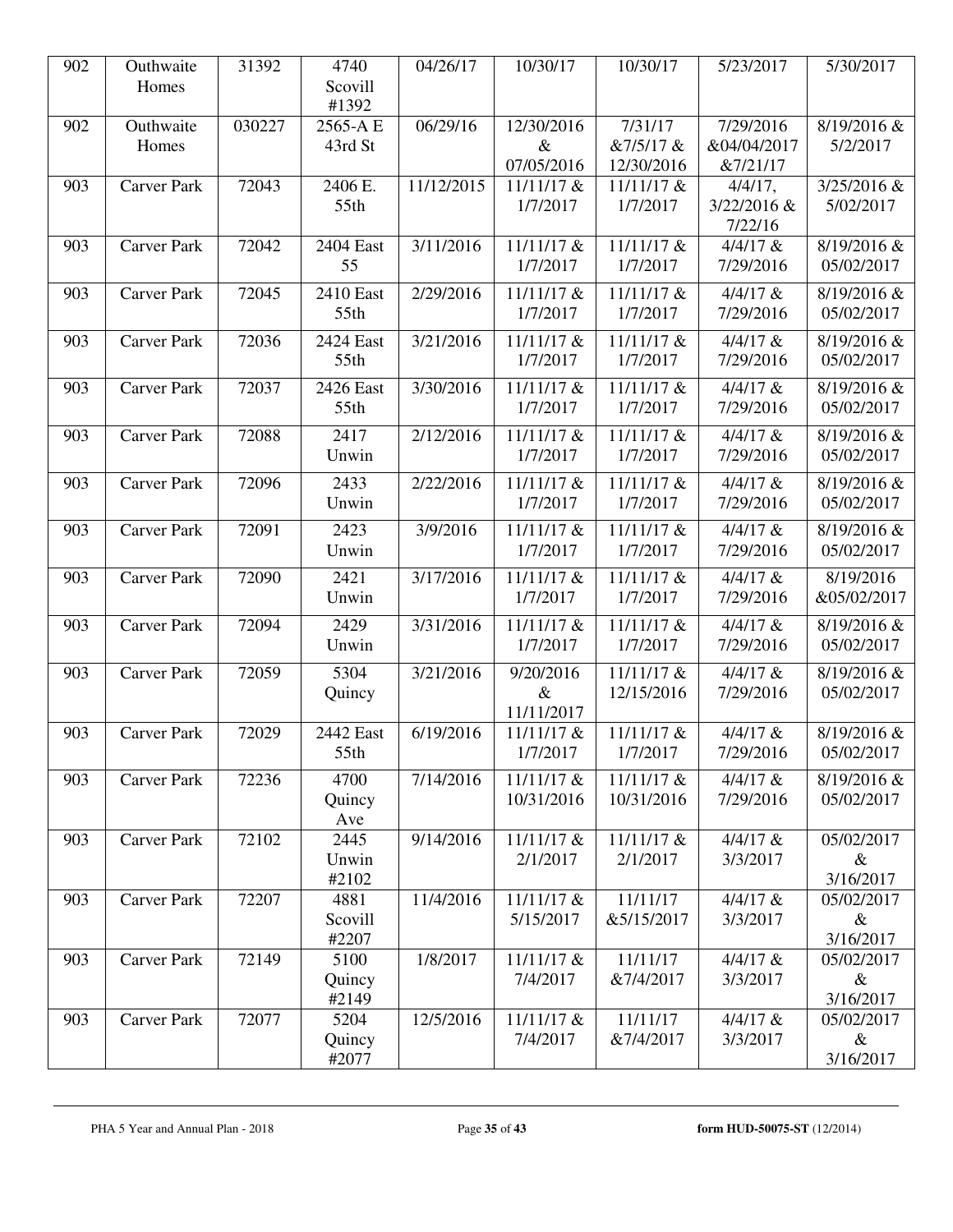| 902 | Outhwaite Homes | 31392 | 4740 Scovill #1392 | 04/26/17 | 10/30/17 | 10/30/17 | 5/23/2017 | 5/30/2017 |
|---|---|---|---|---|---|---|---|---|
| 902 | Outhwaite Homes | 030227 | 2565-A E 43rd St | 06/29/16 | 12/30/2016 & 07/05/2016 | 7/31/17 &7/5/17 & 12/30/2016 | 7/29/2016 &04/04/2017 &7/21/17 | 8/19/2016 & 5/2/2017 |
| 903 | Carver Park | 72043 | 2406 E. 55th | 11/12/2015 | 11/11/17 & 1/7/2017 | 11/11/17 & 1/7/2017 | 4/4/17, 3/22/2016 & 7/22/16 | 3/25/2016 & 5/02/2017 |
| 903 | Carver Park | 72042 | 2404 East 55 | 3/11/2016 | 11/11/17 & 1/7/2017 | 11/11/17 & 1/7/2017 | 4/4/17 & 7/29/2016 | 8/19/2016 & 05/02/2017 |
| 903 | Carver Park | 72045 | 2410 East 55th | 2/29/2016 | 11/11/17 & 1/7/2017 | 11/11/17 & 1/7/2017 | 4/4/17 & 7/29/2016 | 8/19/2016 & 05/02/2017 |
| 903 | Carver Park | 72036 | 2424 East 55th | 3/21/2016 | 11/11/17 & 1/7/2017 | 11/11/17 & 1/7/2017 | 4/4/17 & 7/29/2016 | 8/19/2016 & 05/02/2017 |
| 903 | Carver Park | 72037 | 2426 East 55th | 3/30/2016 | 11/11/17 & 1/7/2017 | 11/11/17 & 1/7/2017 | 4/4/17 & 7/29/2016 | 8/19/2016 & 05/02/2017 |
| 903 | Carver Park | 72088 | 2417 Unwin | 2/12/2016 | 11/11/17 & 1/7/2017 | 11/11/17 & 1/7/2017 | 4/4/17 & 7/29/2016 | 8/19/2016 & 05/02/2017 |
| 903 | Carver Park | 72096 | 2433 Unwin | 2/22/2016 | 11/11/17 & 1/7/2017 | 11/11/17 & 1/7/2017 | 4/4/17 & 7/29/2016 | 8/19/2016 & 05/02/2017 |
| 903 | Carver Park | 72091 | 2423 Unwin | 3/9/2016 | 11/11/17 & 1/7/2017 | 11/11/17 & 1/7/2017 | 4/4/17 & 7/29/2016 | 8/19/2016 & 05/02/2017 |
| 903 | Carver Park | 72090 | 2421 Unwin | 3/17/2016 | 11/11/17 & 1/7/2017 | 11/11/17 & 1/7/2017 | 4/4/17 & 7/29/2016 | 8/19/2016 &05/02/2017 |
| 903 | Carver Park | 72094 | 2429 Unwin | 3/31/2016 | 11/11/17 & 1/7/2017 | 11/11/17 & 1/7/2017 | 4/4/17 & 7/29/2016 | 8/19/2016 & 05/02/2017 |
| 903 | Carver Park | 72059 | 5304 Quincy | 3/21/2016 | 9/20/2016 & 11/11/2017 | 11/11/17 & 12/15/2016 | 4/4/17 & 7/29/2016 | 8/19/2016 & 05/02/2017 |
| 903 | Carver Park | 72029 | 2442 East 55th | 6/19/2016 | 11/11/17 & 1/7/2017 | 11/11/17 & 1/7/2017 | 4/4/17 & 7/29/2016 | 8/19/2016 & 05/02/2017 |
| 903 | Carver Park | 72236 | 4700 Quincy Ave | 7/14/2016 | 11/11/17 & 10/31/2016 | 11/11/17 & 10/31/2016 | 4/4/17 & 7/29/2016 | 8/19/2016 & 05/02/2017 |
| 903 | Carver Park | 72102 | 2445 Unwin #2102 | 9/14/2016 | 11/11/17 & 2/1/2017 | 11/11/17 & 2/1/2017 | 4/4/17 & 3/3/2017 | 05/02/2017 & 3/16/2017 |
| 903 | Carver Park | 72207 | 4881 Scovill #2207 | 11/4/2016 | 11/11/17 & 5/15/2017 | 11/11/17 &5/15/2017 | 4/4/17 & 3/3/2017 | 05/02/2017 & 3/16/2017 |
| 903 | Carver Park | 72149 | 5100 Quincy #2149 | 1/8/2017 | 11/11/17 & 7/4/2017 | 11/11/17 &7/4/2017 | 4/4/17 & 3/3/2017 | 05/02/2017 & 3/16/2017 |
| 903 | Carver Park | 72077 | 5204 Quincy #2077 | 12/5/2016 | 11/11/17 & 7/4/2017 | 11/11/17 &7/4/2017 | 4/4/17 & 3/3/2017 | 05/02/2017 & 3/16/2017 |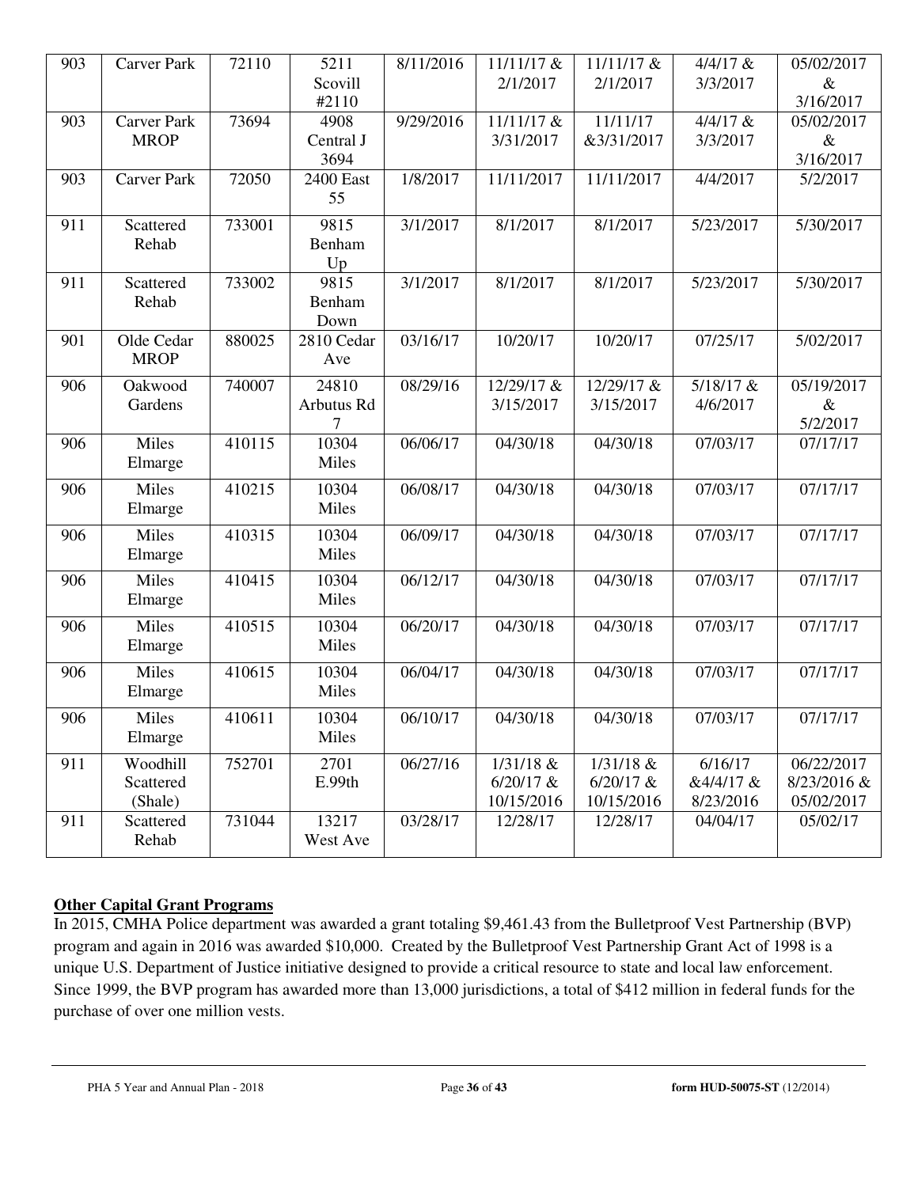| 903 | Carver Park | 72110 | 5211 Scovill #2110 | 8/11/2016 | 11/11/17 & 2/1/2017 | 11/11/17 & 2/1/2017 | 4/4/17 & 3/3/2017 | 05/02/2017 & 3/16/2017 |
|---|---|---|---|---|---|---|---|---|
| 903 | Carver Park MROP | 73694 | 4908 Central J 3694 | 9/29/2016 | 11/11/17 & 3/31/2017 | 11/11/17 &3/31/2017 | 4/4/17 & 3/3/2017 | 05/02/2017 & 3/16/2017 |
| 903 | Carver Park | 72050 | 2400 East 55 | 1/8/2017 | 11/11/2017 | 11/11/2017 | 4/4/2017 | 5/2/2017 |
| 911 | Scattered Rehab | 733001 | 9815 Benham Up | 3/1/2017 | 8/1/2017 | 8/1/2017 | 5/23/2017 | 5/30/2017 |
| 911 | Scattered Rehab | 733002 | 9815 Benham Down | 3/1/2017 | 8/1/2017 | 8/1/2017 | 5/23/2017 | 5/30/2017 |
| 901 | Olde Cedar MROP | 880025 | 2810 Cedar Ave | 03/16/17 | 10/20/17 | 10/20/17 | 07/25/17 | 5/02/2017 |
| 906 | Oakwood Gardens | 740007 | 24810 Arbutus Rd 7 | 08/29/16 | 12/29/17 & 3/15/2017 | 12/29/17 & 3/15/2017 | 5/18/17 & 4/6/2017 | 05/19/2017 & 5/2/2017 |
| 906 | Miles Elmarge | 410115 | 10304 Miles | 06/06/17 | 04/30/18 | 04/30/18 | 07/03/17 | 07/17/17 |
| 906 | Miles Elmarge | 410215 | 10304 Miles | 06/08/17 | 04/30/18 | 04/30/18 | 07/03/17 | 07/17/17 |
| 906 | Miles Elmarge | 410315 | 10304 Miles | 06/09/17 | 04/30/18 | 04/30/18 | 07/03/17 | 07/17/17 |
| 906 | Miles Elmarge | 410415 | 10304 Miles | 06/12/17 | 04/30/18 | 04/30/18 | 07/03/17 | 07/17/17 |
| 906 | Miles Elmarge | 410515 | 10304 Miles | 06/20/17 | 04/30/18 | 04/30/18 | 07/03/17 | 07/17/17 |
| 906 | Miles Elmarge | 410615 | 10304 Miles | 06/04/17 | 04/30/18 | 04/30/18 | 07/03/17 | 07/17/17 |
| 906 | Miles Elmarge | 410611 | 10304 Miles | 06/10/17 | 04/30/18 | 04/30/18 | 07/03/17 | 07/17/17 |
| 911 | Woodhill Scattered (Shale) | 752701 | 2701 E.99th | 06/27/16 | 1/31/18 & 6/20/17 & 10/15/2016 | 1/31/18 & 6/20/17 & 10/15/2016 | 6/16/17 &4/4/17 & 8/23/2016 | 06/22/2017 8/23/2016 & 05/02/2017 |
| 911 | Scattered Rehab | 731044 | 13217 West Ave | 03/28/17 | 12/28/17 | 12/28/17 | 04/04/17 | 05/02/17 |

**Other Capital Grant Programs**

In 2015, CMHA Police department was awarded a grant totaling $9,461.43 from the Bulletproof Vest Partnership (BVP) program and again in 2016 was awarded $10,000. Created by the Bulletproof Vest Partnership Grant Act of 1998 is a unique U.S. Department of Justice initiative designed to provide a critical resource to state and local law enforcement. Since 1999, the BVP program has awarded more than 13,000 jurisdictions, a total of $412 million in federal funds for the purchase of over one million vests.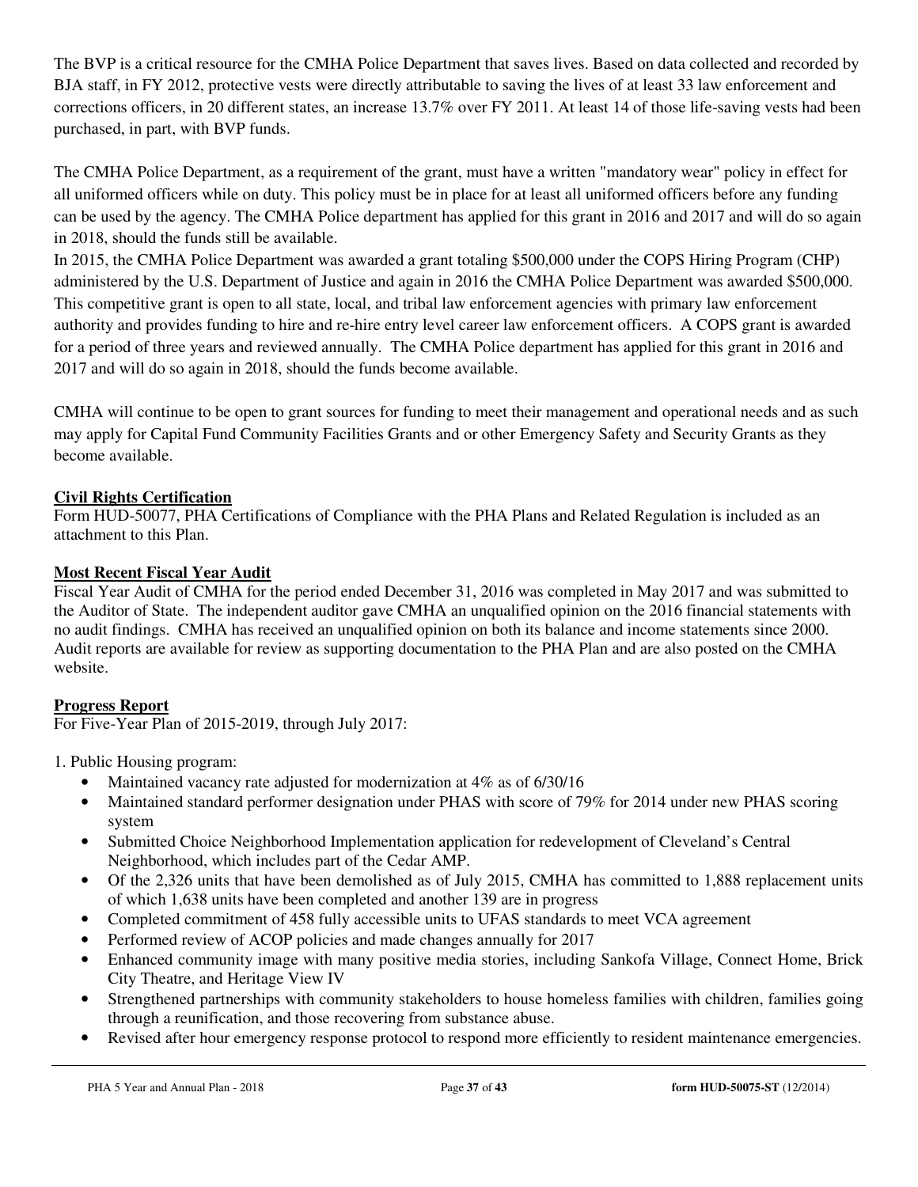The BVP is a critical resource for the CMHA Police Department that saves lives. Based on data collected and recorded by BJA staff, in FY 2012, protective vests were directly attributable to saving the lives of at least 33 law enforcement and corrections officers, in 20 different states, an increase 13.7% over FY 2011. At least 14 of those life-saving vests had been purchased, in part, with BVP funds.

The CMHA Police Department, as a requirement of the grant, must have a written "mandatory wear" policy in effect for all uniformed officers while on duty. This policy must be in place for at least all uniformed officers before any funding can be used by the agency. The CMHA Police department has applied for this grant in 2016 and 2017 and will do so again in 2018, should the funds still be available.

In 2015, the CMHA Police Department was awarded a grant totaling $500,000 under the COPS Hiring Program (CHP) administered by the U.S. Department of Justice and again in 2016 the CMHA Police Department was awarded $500,000. This competitive grant is open to all state, local, and tribal law enforcement agencies with primary law enforcement authority and provides funding to hire and re-hire entry level career law enforcement officers. A COPS grant is awarded for a period of three years and reviewed annually. The CMHA Police department has applied for this grant in 2016 and 2017 and will do so again in 2018, should the funds become available.

CMHA will continue to be open to grant sources for funding to meet their management and operational needs and as such may apply for Capital Fund Community Facilities Grants and or other Emergency Safety and Security Grants as they become available.

**Civil Rights Certification**

Form HUD-50077, PHA Certifications of Compliance with the PHA Plans and Related Regulation is included as an attachment to this Plan.

**Most Recent Fiscal Year Audit**

Fiscal Year Audit of CMHA for the period ended December 31, 2016 was completed in May 2017 and was submitted to the Auditor of State. The independent auditor gave CMHA an unqualified opinion on the 2016 financial statements with no audit findings. CMHA has received an unqualified opinion on both its balance and income statements since 2000. Audit reports are available for review as supporting documentation to the PHA Plan and are also posted on the CMHA website.

**Progress Report**

For Five-Year Plan of 2015-2019, through July 2017:

1. Public Housing program:
   - Maintained vacancy rate adjusted for modernization at 4% as of 6/30/16
   - Maintained standard performer designation under PHAS with score of 79% for 2014 under new PHAS scoring system
   - Submitted Choice Neighborhood Implementation application for redevelopment of Cleveland's Central Neighborhood, which includes part of the Cedar AMP.
   - Of the 2,326 units that have been demolished as of July 2015, CMHA has committed to 1,888 replacement units of which 1,638 units have been completed and another 139 are in progress
   - Completed commitment of 458 fully accessible units to UFAS standards to meet VCA agreement
   - Performed review of ACOP policies and made changes annually for 2017
   - Enhanced community image with many positive media stories, including Sankofa Village, Connect Home, Brick City Theatre, and Heritage View IV
   - Strengthened partnerships with community stakeholders to house homeless families with children, families going through a reunification, and those recovering from substance abuse.
   - Revised after hour emergency response protocol to respond more efficiently to resident maintenance emergencies.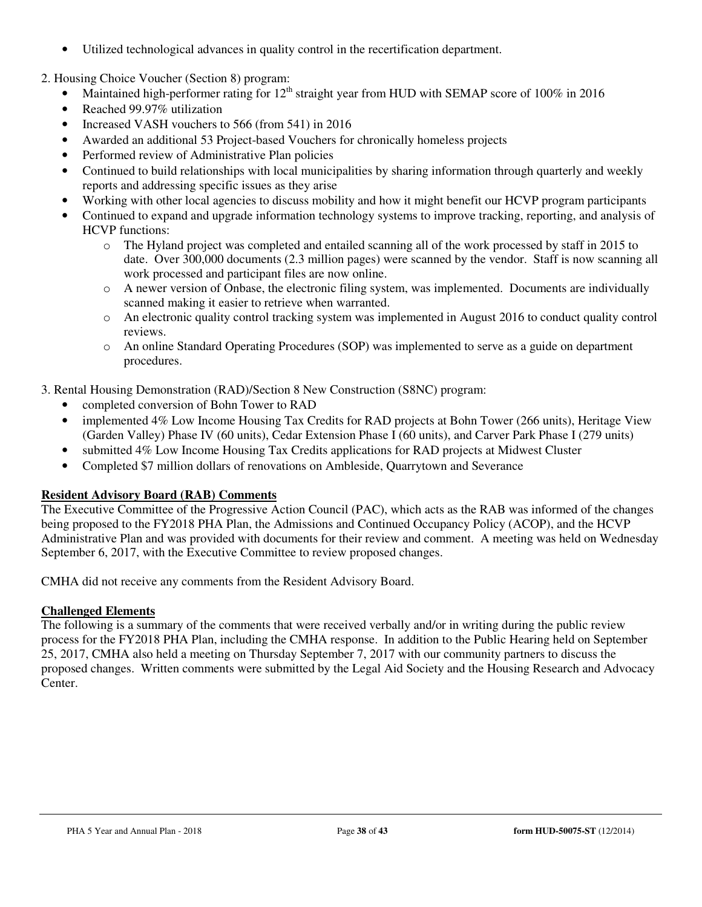- Utilized technological advances in quality control in the recertification department.

2. Housing Choice Voucher (Section 8) program:
    - Maintained high-performer rating for 12th straight year from HUD with SEMAP score of 100% in 2016
    - Reached 99.97% utilization
    - Increased VASH vouchers to 566 (from 541) in 2016
    - Awarded an additional 53 Project-based Vouchers for chronically homeless projects
    - Performed review of Administrative Plan policies
    - Continued to build relationships with local municipalities by sharing information through quarterly and weekly reports and addressing specific issues as they arise
    - Working with other local agencies to discuss mobility and how it might benefit our HCVP program participants
    - Continued to expand and upgrade information technology systems to improve tracking, reporting, and analysis of HCVP functions:
        - The Hyland project was completed and entailed scanning all of the work processed by staff in 2015 to date. Over 300,000 documents (2.3 million pages) were scanned by the vendor. Staff is now scanning all work processed and participant files are now online.
        - A newer version of Onbase, the electronic filing system, was implemented. Documents are individually scanned making it easier to retrieve when warranted.
        - An electronic quality control tracking system was implemented in August 2016 to conduct quality control reviews.
        - An online Standard Operating Procedures (SOP) was implemented to serve as a guide on department procedures.

3. Rental Housing Demonstration (RAD)/Section 8 New Construction (S8NC) program:
    - completed conversion of Bohn Tower to RAD
    - implemented 4% Low Income Housing Tax Credits for RAD projects at Bohn Tower (266 units), Heritage View (Garden Valley) Phase IV (60 units), Cedar Extension Phase I (60 units), and Carver Park Phase I (279 units)
    - submitted 4% Low Income Housing Tax Credits applications for RAD projects at Midwest Cluster
    - Completed $7 million dollars of renovations on Ambleside, Quarrytown and Severance

**Resident Advisory Board (RAB) Comments**

The Executive Committee of the Progressive Action Council (PAC), which acts as the RAB was informed of the changes being proposed to the FY2018 PHA Plan, the Admissions and Continued Occupancy Policy (ACOP), and the HCVP Administrative Plan and was provided with documents for their review and comment. A meeting was held on Wednesday September 6, 2017, with the Executive Committee to review proposed changes.

CMHA did not receive any comments from the Resident Advisory Board.

**Challenged Elements**

The following is a summary of the comments that were received verbally and/or in writing during the public review process for the FY2018 PHA Plan, including the CMHA response. In addition to the Public Hearing held on September 25, 2017, CMHA also held a meeting on Thursday September 7, 2017 with our community partners to discuss the proposed changes. Written comments were submitted by the Legal Aid Society and the Housing Research and Advocacy Center.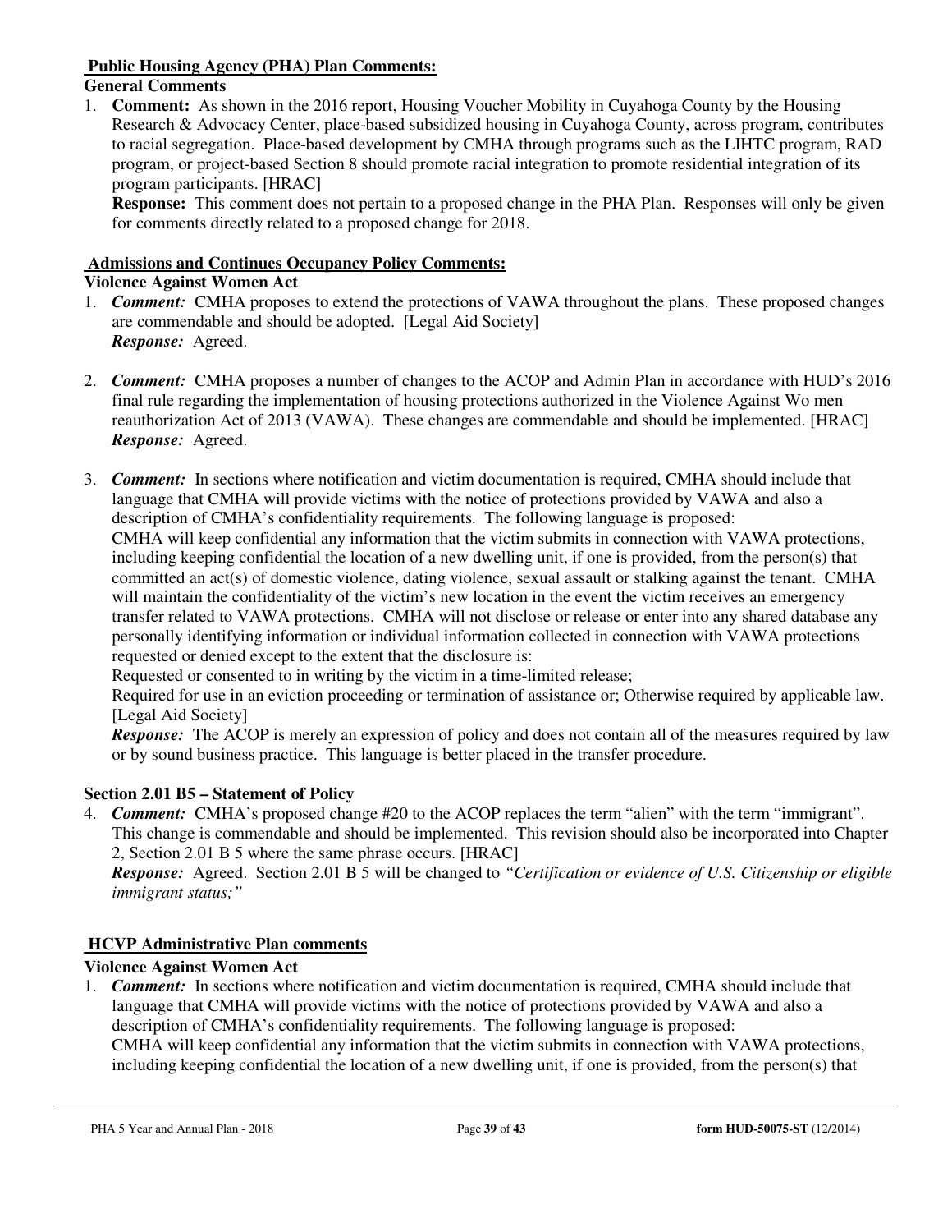**Public Housing Agency (PHA) Plan Comments:**

**General Comments**

1. **Comment:** As shown in the 2016 report, Housing Voucher Mobility in Cuyahoga County by the Housing Research & Advocacy Center, place-based subsidized housing in Cuyahoga County, across program, contributes to racial segregation. Place-based development by CMHA through programs such as the LIHTC program, RAD program, or project-based Section 8 should promote racial integration to promote residential integration of its program participants. [HRAC]
   **Response:** This comment does not pertain to a proposed change in the PHA Plan. Responses will only be given for comments directly related to a proposed change for 2018.

**Admissions and Continues Occupancy Policy Comments:**

**Violence Against Women Act**

1. ***Comment:*** CMHA proposes to extend the protections of VAWA throughout the plans. These proposed changes are commendable and should be adopted. [Legal Aid Society]
   ***Response:*** Agreed.

2. ***Comment:*** CMHA proposes a number of changes to the ACOP and Admin Plan in accordance with HUD's 2016 final rule regarding the implementation of housing protections authorized in the Violence Against Wo men reauthorization Act of 2013 (VAWA). These changes are commendable and should be implemented. [HRAC]
   ***Response:*** Agreed.

3. ***Comment:*** In sections where notification and victim documentation is required, CMHA should include that language that CMHA will provide victims with the notice of protections provided by VAWA and also a description of CMHA's confidentiality requirements. The following language is proposed:
   CMHA will keep confidential any information that the victim submits in connection with VAWA protections, including keeping confidential the location of a new dwelling unit, if one is provided, from the person(s) that committed an act(s) of domestic violence, dating violence, sexual assault or stalking against the tenant. CMHA will maintain the confidentiality of the victim's new location in the event the victim receives an emergency transfer related to VAWA protections. CMHA will not disclose or release or enter into any shared database any personally identifying information or individual information collected in connection with VAWA protections requested or denied except to the extent that the disclosure is:
   Requested or consented to in writing by the victim in a time-limited release;
   Required for use in an eviction proceeding or termination of assistance or; Otherwise required by applicable law. [Legal Aid Society]
   ***Response:*** The ACOP is merely an expression of policy and does not contain all of the measures required by law or by sound business practice. This language is better placed in the transfer procedure.

**Section 2.01 B5 – Statement of Policy**

4. ***Comment:*** CMHA's proposed change #20 to the ACOP replaces the term "alien" with the term "immigrant". This change is commendable and should be implemented. This revision should also be incorporated into Chapter 2, Section 2.01 B 5 where the same phrase occurs. [HRAC]
   ***Response:*** Agreed. Section 2.01 B 5 will be changed to *"Certification or evidence of U.S. Citizenship or eligible immigrant status;"*

**HCVP Administrative Plan comments**

**Violence Against Women Act**

1. ***Comment:*** In sections where notification and victim documentation is required, CMHA should include that language that CMHA will provide victims with the notice of protections provided by VAWA and also a description of CMHA's confidentiality requirements. The following language is proposed:
   CMHA will keep confidential any information that the victim submits in connection with VAWA protections, including keeping confidential the location of a new dwelling unit, if one is provided, from the person(s) that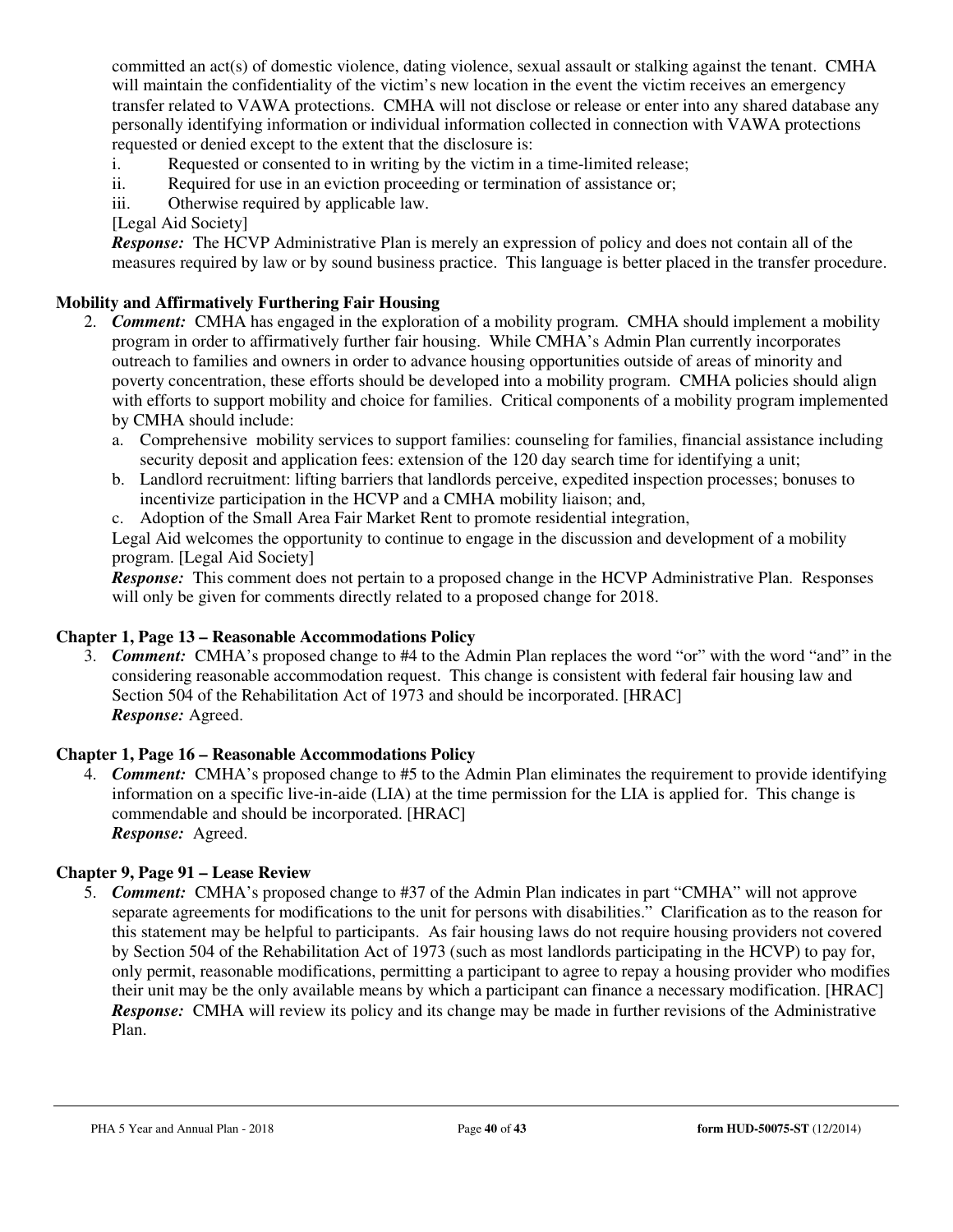committed an act(s) of domestic violence, dating violence, sexual assault or stalking against the tenant. CMHA will maintain the confidentiality of the victim's new location in the event the victim receives an emergency transfer related to VAWA protections. CMHA will not disclose or release or enter into any shared database any personally identifying information or individual information collected in connection with VAWA protections requested or denied except to the extent that the disclosure is:

i. Requested or consented to in writing by the victim in a time-limited release;
ii. Required for use in an eviction proceeding or termination of assistance or;
iii. Otherwise required by applicable law.

[Legal Aid Society]

***Response:*** The HCVP Administrative Plan is merely an expression of policy and does not contain all of the measures required by law or by sound business practice. This language is better placed in the transfer procedure.

**Mobility and Affirmatively Furthering Fair Housing**

2. ***Comment:*** CMHA has engaged in the exploration of a mobility program. CMHA should implement a mobility program in order to affirmatively further fair housing. While CMHA's Admin Plan currently incorporates outreach to families and owners in order to advance housing opportunities outside of areas of minority and poverty concentration, these efforts should be developed into a mobility program. CMHA policies should align with efforts to support mobility and choice for families. Critical components of a mobility program implemented by CMHA should include:
   a. Comprehensive mobility services to support families: counseling for families, financial assistance including security deposit and application fees: extension of the 120 day search time for identifying a unit;
   b. Landlord recruitment: lifting barriers that landlords perceive, expedited inspection processes; bonuses to incentivize participation in the HCVP and a CMHA mobility liaison; and,
   c. Adoption of the Small Area Fair Market Rent to promote residential integration,

   Legal Aid welcomes the opportunity to continue to engage in the discussion and development of a mobility program. [Legal Aid Society]

   ***Response:*** This comment does not pertain to a proposed change in the HCVP Administrative Plan. Responses will only be given for comments directly related to a proposed change for 2018.

**Chapter 1, Page 13 – Reasonable Accommodations Policy**

3. ***Comment:*** CMHA's proposed change to #4 to the Admin Plan replaces the word "or" with the word "and" in the considering reasonable accommodation request. This change is consistent with federal fair housing law and Section 504 of the Rehabilitation Act of 1973 and should be incorporated. [HRAC]

   ***Response:*** Agreed.

**Chapter 1, Page 16 – Reasonable Accommodations Policy**

4. ***Comment:*** CMHA's proposed change to #5 to the Admin Plan eliminates the requirement to provide identifying information on a specific live-in-aide (LIA) at the time permission for the LIA is applied for. This change is commendable and should be incorporated. [HRAC]

   ***Response:*** Agreed.

**Chapter 9, Page 91 – Lease Review**

5. ***Comment:*** CMHA's proposed change to #37 of the Admin Plan indicates in part "CMHA" will not approve separate agreements for modifications to the unit for persons with disabilities." Clarification as to the reason for this statement may be helpful to participants. As fair housing laws do not require housing providers not covered by Section 504 of the Rehabilitation Act of 1973 (such as most landlords participating in the HCVP) to pay for, only permit, reasonable modifications, permitting a participant to agree to repay a housing provider who modifies their unit may be the only available means by which a participant can finance a necessary modification. [HRAC]

   ***Response:*** CMHA will review its policy and its change may be made in further revisions of the Administrative Plan.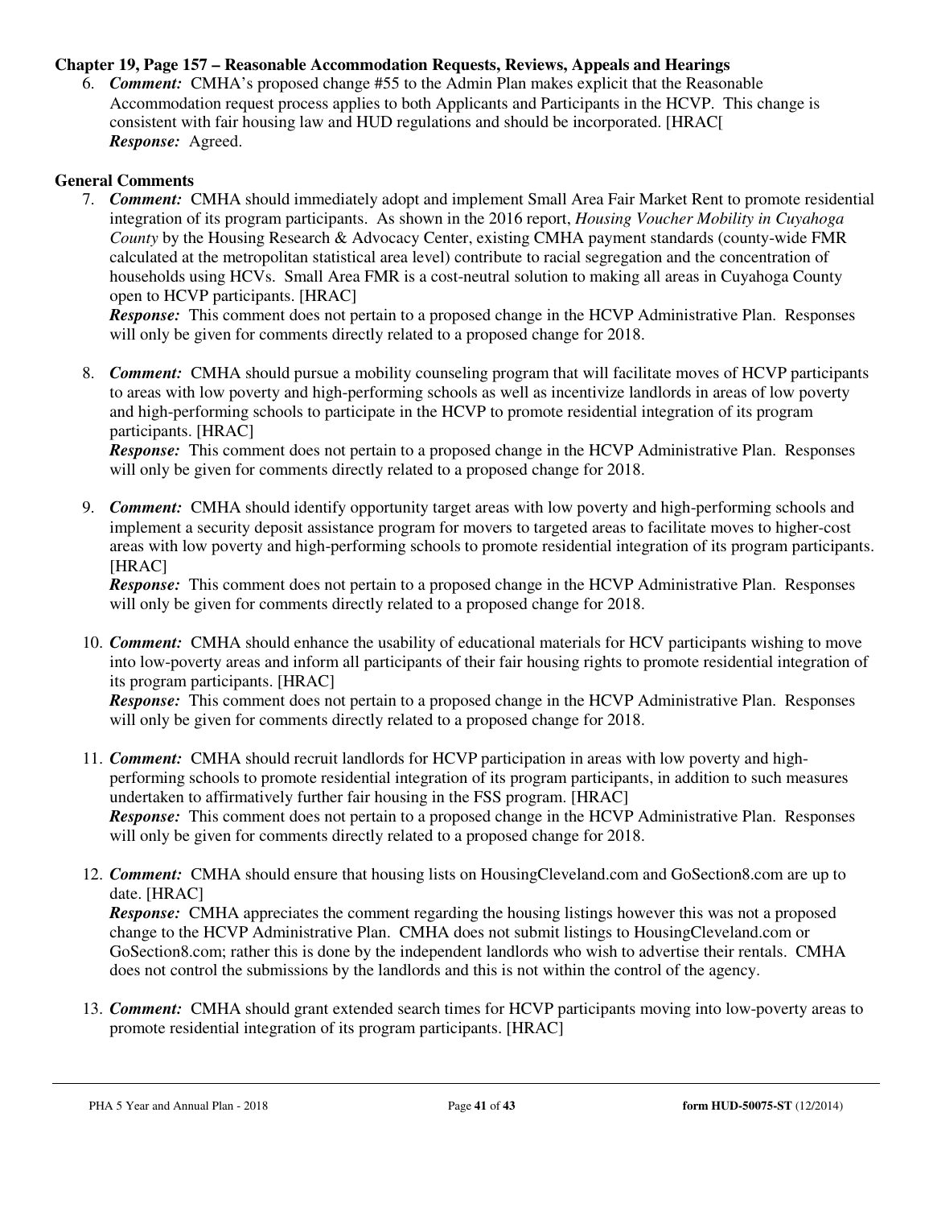**Chapter 19, Page 157 – Reasonable Accommodation Requests, Reviews, Appeals and Hearings**

6. ***Comment:*** CMHA's proposed change #55 to the Admin Plan makes explicit that the Reasonable Accommodation request process applies to both Applicants and Participants in the HCVP. This change is consistent with fair housing law and HUD regulations and should be incorporated. [HRAC[
   ***Response:*** Agreed.

**General Comments**

7. ***Comment:*** CMHA should immediately adopt and implement Small Area Fair Market Rent to promote residential integration of its program participants. As shown in the 2016 report, *Housing Voucher Mobility in Cuyahoga County* by the Housing Research & Advocacy Center, existing CMHA payment standards (county-wide FMR calculated at the metropolitan statistical area level) contribute to racial segregation and the concentration of households using HCVs. Small Area FMR is a cost-neutral solution to making all areas in Cuyahoga County open to HCVP participants. [HRAC]
   ***Response:*** This comment does not pertain to a proposed change in the HCVP Administrative Plan. Responses will only be given for comments directly related to a proposed change for 2018.

8. ***Comment:*** CMHA should pursue a mobility counseling program that will facilitate moves of HCVP participants to areas with low poverty and high-performing schools as well as incentivize landlords in areas of low poverty and high-performing schools to participate in the HCVP to promote residential integration of its program participants. [HRAC]
   ***Response:*** This comment does not pertain to a proposed change in the HCVP Administrative Plan. Responses will only be given for comments directly related to a proposed change for 2018.

9. ***Comment:*** CMHA should identify opportunity target areas with low poverty and high-performing schools and implement a security deposit assistance program for movers to targeted areas to facilitate moves to higher-cost areas with low poverty and high-performing schools to promote residential integration of its program participants. [HRAC]
   ***Response:*** This comment does not pertain to a proposed change in the HCVP Administrative Plan. Responses will only be given for comments directly related to a proposed change for 2018.

10. ***Comment:*** CMHA should enhance the usability of educational materials for HCV participants wishing to move into low-poverty areas and inform all participants of their fair housing rights to promote residential integration of its program participants. [HRAC]
    ***Response:*** This comment does not pertain to a proposed change in the HCVP Administrative Plan. Responses will only be given for comments directly related to a proposed change for 2018.

11. ***Comment:*** CMHA should recruit landlords for HCVP participation in areas with low poverty and high-performing schools to promote residential integration of its program participants, in addition to such measures undertaken to affirmatively further fair housing in the FSS program. [HRAC]
    ***Response:*** This comment does not pertain to a proposed change in the HCVP Administrative Plan. Responses will only be given for comments directly related to a proposed change for 2018.

12. ***Comment:*** CMHA should ensure that housing lists on HousingCleveland.com and GoSection8.com are up to date. [HRAC]
    ***Response:*** CMHA appreciates the comment regarding the housing listings however this was not a proposed change to the HCVP Administrative Plan. CMHA does not submit listings to HousingCleveland.com or GoSection8.com; rather this is done by the independent landlords who wish to advertise their rentals. CMHA does not control the submissions by the landlords and this is not within the control of the agency.

13. ***Comment:*** CMHA should grant extended search times for HCVP participants moving into low-poverty areas to promote residential integration of its program participants. [HRAC]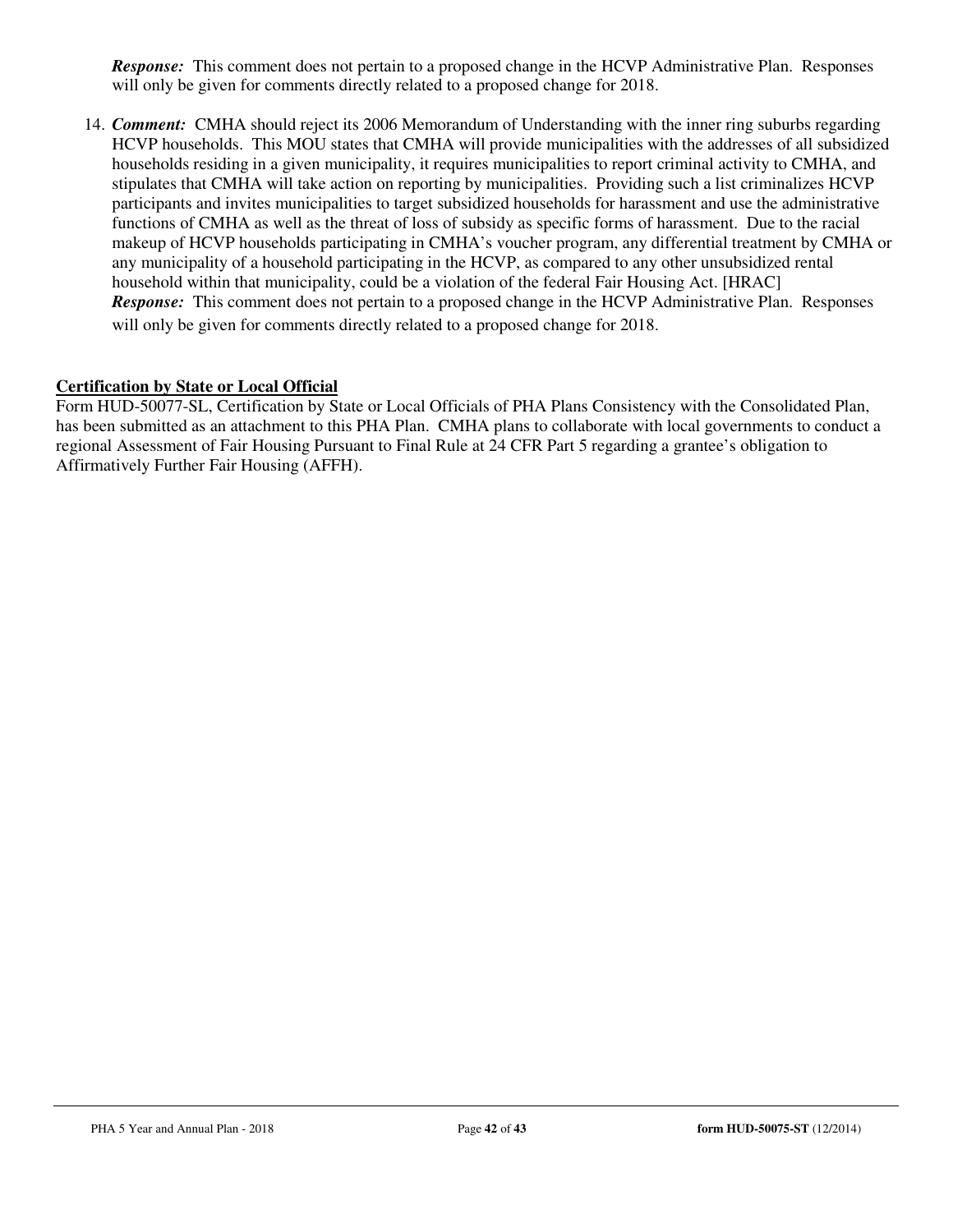***Response:*** This comment does not pertain to a proposed change in the HCVP Administrative Plan. Responses will only be given for comments directly related to a proposed change for 2018.

14. ***Comment:*** CMHA should reject its 2006 Memorandum of Understanding with the inner ring suburbs regarding HCVP households. This MOU states that CMHA will provide municipalities with the addresses of all subsidized households residing in a given municipality, it requires municipalities to report criminal activity to CMHA, and stipulates that CMHA will take action on reporting by municipalities. Providing such a list criminalizes HCVP participants and invites municipalities to target subsidized households for harassment and use the administrative functions of CMHA as well as the threat of loss of subsidy as specific forms of harassment. Due to the racial makeup of HCVP households participating in CMHA's voucher program, any differential treatment by CMHA or any municipality of a household participating in the HCVP, as compared to any other unsubsidized rental household within that municipality, could be a violation of the federal Fair Housing Act. [HRAC]
***Response:*** This comment does not pertain to a proposed change in the HCVP Administrative Plan. Responses will only be given for comments directly related to a proposed change for 2018.

**Certification by State or Local Official**

Form HUD-50077-SL, Certification by State or Local Officials of PHA Plans Consistency with the Consolidated Plan, has been submitted as an attachment to this PHA Plan. CMHA plans to collaborate with local governments to conduct a regional Assessment of Fair Housing Pursuant to Final Rule at 24 CFR Part 5 regarding a grantee's obligation to Affirmatively Further Fair Housing (AFFH).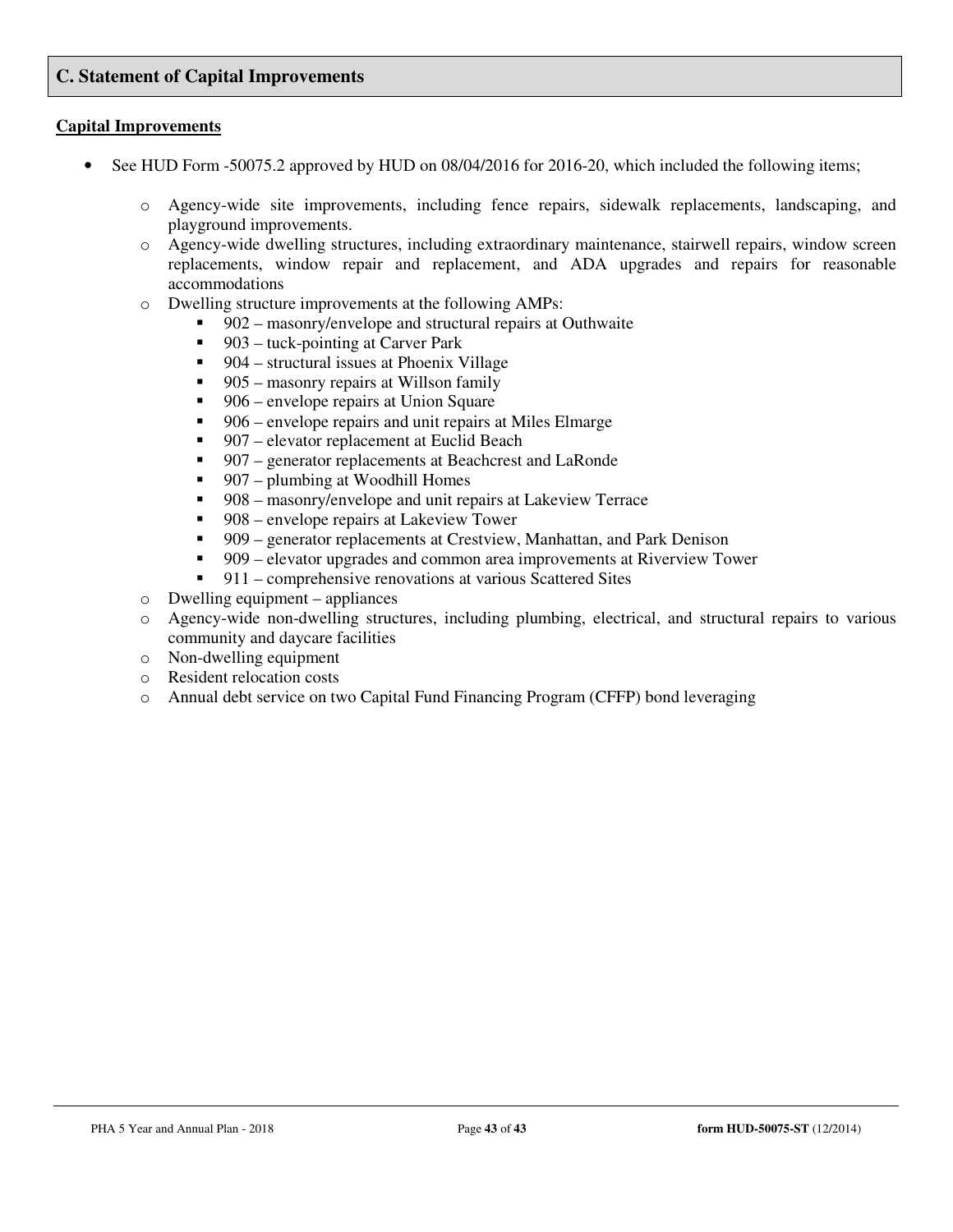## C. Statement of Capital Improvements

**Capital Improvements**

- See HUD Form -50075.2 approved by HUD on 08/04/2016 for 2016-20, which included the following items;
  - Agency-wide site improvements, including fence repairs, sidewalk replacements, landscaping, and playground improvements.
  - Agency-wide dwelling structures, including extraordinary maintenance, stairwell repairs, window screen replacements, window repair and replacement, and ADA upgrades and repairs for reasonable accommodations
  - Dwelling structure improvements at the following AMPs:
    - 902 – masonry/envelope and structural repairs at Outhwaite
    - 903 – tuck-pointing at Carver Park
    - 904 – structural issues at Phoenix Village
    - 905 – masonry repairs at Willson family
    - 906 – envelope repairs at Union Square
    - 906 – envelope repairs and unit repairs at Miles Elmarge
    - 907 – elevator replacement at Euclid Beach
    - 907 – generator replacements at Beachcrest and LaRonde
    - 907 – plumbing at Woodhill Homes
    - 908 – masonry/envelope and unit repairs at Lakeview Terrace
    - 908 – envelope repairs at Lakeview Tower
    - 909 – generator replacements at Crestview, Manhattan, and Park Denison
    - 909 – elevator upgrades and common area improvements at Riverview Tower
    - 911 – comprehensive renovations at various Scattered Sites
  - Dwelling equipment – appliances
  - Agency-wide non-dwelling structures, including plumbing, electrical, and structural repairs to various community and daycare facilities
  - Non-dwelling equipment
  - Resident relocation costs
  - Annual debt service on two Capital Fund Financing Program (CFFP) bond leveraging